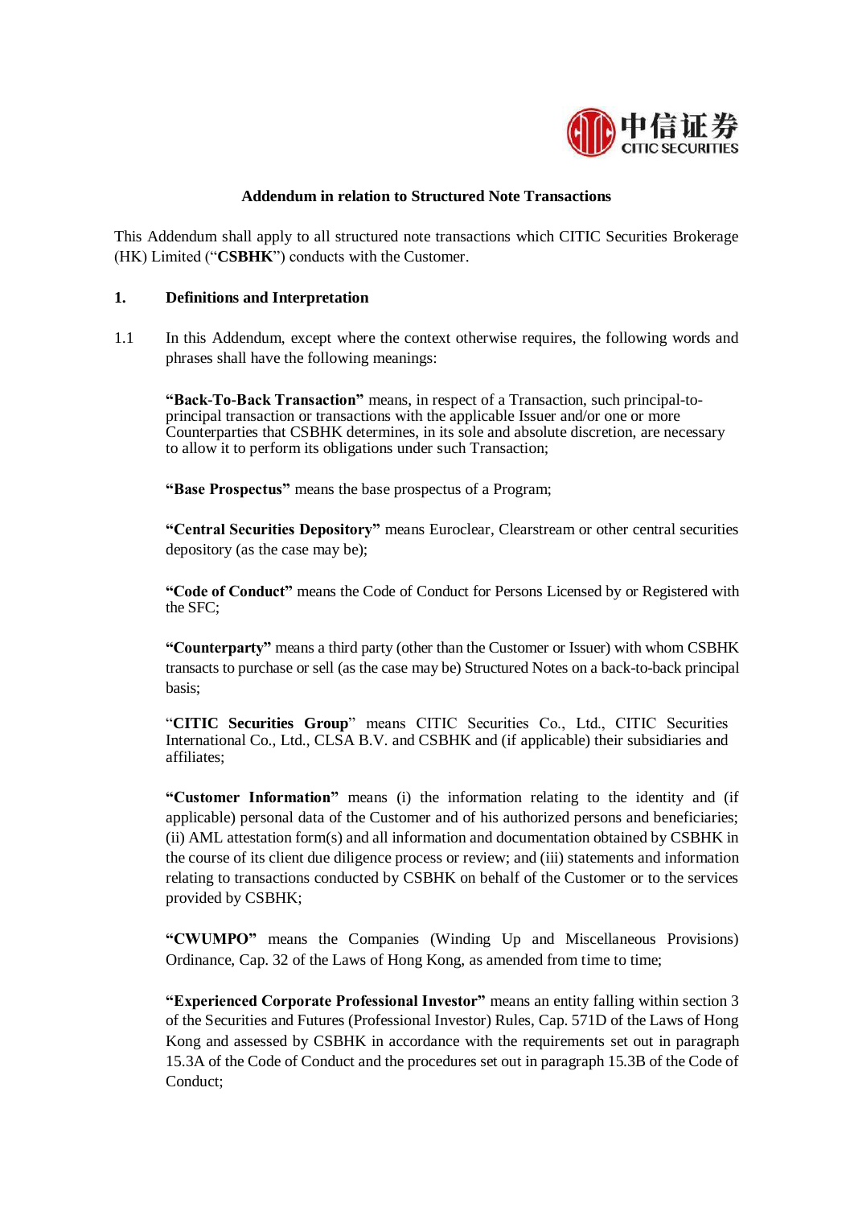**Addendum in relation to Structured Note Transactions**

This Addendum shall apply to all structured note transactions which CITIC Securities Brokerage (HK) Limited ("**CSBHK**") conducts with the Customer.

## 1. Definitions and Interpretation

1.1 In this Addendum, except where the context otherwise requires, the following words and phrases shall have the following meanings:

**"Back-To-Back Transaction"** means, in respect of a Transaction, such principal-to-principal transaction or transactions with the applicable Issuer and/or one or more Counterparties that CSBHK determines, in its sole and absolute discretion, are necessary to allow it to perform its obligations under such Transaction;

**"Base Prospectus"** means the base prospectus of a Program;

**"Central Securities Depository"** means Euroclear, Clearstream or other central securities depository (as the case may be);

**"Code of Conduct"** means the Code of Conduct for Persons Licensed by or Registered with the SFC;

**"Counterparty"** means a third party (other than the Customer or Issuer) with whom CSBHK transacts to purchase or sell (as the case may be) Structured Notes on a back-to-back principal basis;

"**CITIC Securities Group**" means CITIC Securities Co., Ltd., CITIC Securities International Co., Ltd., CLSA B.V. and CSBHK and (if applicable) their subsidiaries and affiliates;

**"Customer Information"** means (i) the information relating to the identity and (if applicable) personal data of the Customer and of his authorized persons and beneficiaries; (ii) AML attestation form(s) and all information and documentation obtained by CSBHK in the course of its client due diligence process or review; and (iii) statements and information relating to transactions conducted by CSBHK on behalf of the Customer or to the services provided by CSBHK;

**"CWUMPO"** means the Companies (Winding Up and Miscellaneous Provisions) Ordinance, Cap. 32 of the Laws of Hong Kong, as amended from time to time;

**"Experienced Corporate Professional Investor"** means an entity falling within section 3 of the Securities and Futures (Professional Investor) Rules, Cap. 571D of the Laws of Hong Kong and assessed by CSBHK in accordance with the requirements set out in paragraph 15.3A of the Code of Conduct and the procedures set out in paragraph 15.3B of the Code of Conduct;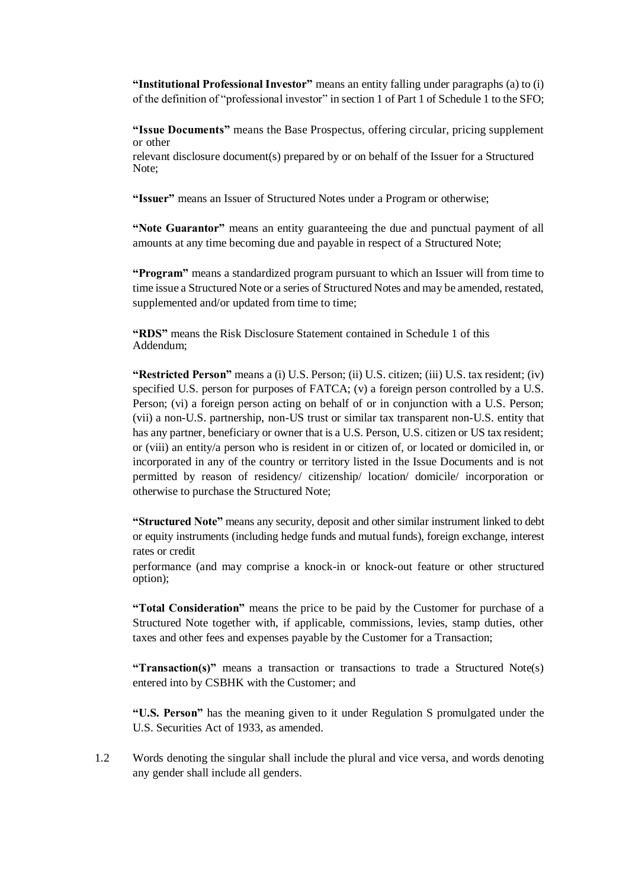**"Institutional Professional Investor"** means an entity falling under paragraphs (a) to (i) of the definition of "professional investor" in section 1 of Part 1 of Schedule 1 to the SFO;

**"Issue Documents"** means the Base Prospectus, offering circular, pricing supplement or other relevant disclosure document(s) prepared by or on behalf of the Issuer for a Structured Note;

**"Issuer"** means an Issuer of Structured Notes under a Program or otherwise;

**"Note Guarantor"** means an entity guaranteeing the due and punctual payment of all amounts at any time becoming due and payable in respect of a Structured Note;

**"Program"** means a standardized program pursuant to which an Issuer will from time to time issue a Structured Note or a series of Structured Notes and may be amended, restated, supplemented and/or updated from time to time;

**"RDS"** means the Risk Disclosure Statement contained in Schedule 1 of this Addendum;

**"Restricted Person"** means a (i) U.S. Person; (ii) U.S. citizen; (iii) U.S. tax resident; (iv) specified U.S. person for purposes of FATCA; (v) a foreign person controlled by a U.S. Person; (vi) a foreign person acting on behalf of or in conjunction with a U.S. Person; (vii) a non-U.S. partnership, non-US trust or similar tax transparent non-U.S. entity that has any partner, beneficiary or owner that is a U.S. Person, U.S. citizen or US tax resident; or (viii) an entity/a person who is resident in or citizen of, or located or domiciled in, or incorporated in any of the country or territory listed in the Issue Documents and is not permitted by reason of residency/ citizenship/ location/ domicile/ incorporation or otherwise to purchase the Structured Note;

**"Structured Note"** means any security, deposit and other similar instrument linked to debt or equity instruments (including hedge funds and mutual funds), foreign exchange, interest rates or credit performance (and may comprise a knock-in or knock-out feature or other structured option);

**"Total Consideration"** means the price to be paid by the Customer for purchase of a Structured Note together with, if applicable, commissions, levies, stamp duties, other taxes and other fees and expenses payable by the Customer for a Transaction;

**"Transaction(s)"** means a transaction or transactions to trade a Structured Note(s) entered into by CSBHK with the Customer; and

**"U.S. Person"** has the meaning given to it under Regulation S promulgated under the U.S. Securities Act of 1933, as amended.

1.2 Words denoting the singular shall include the plural and vice versa, and words denoting any gender shall include all genders.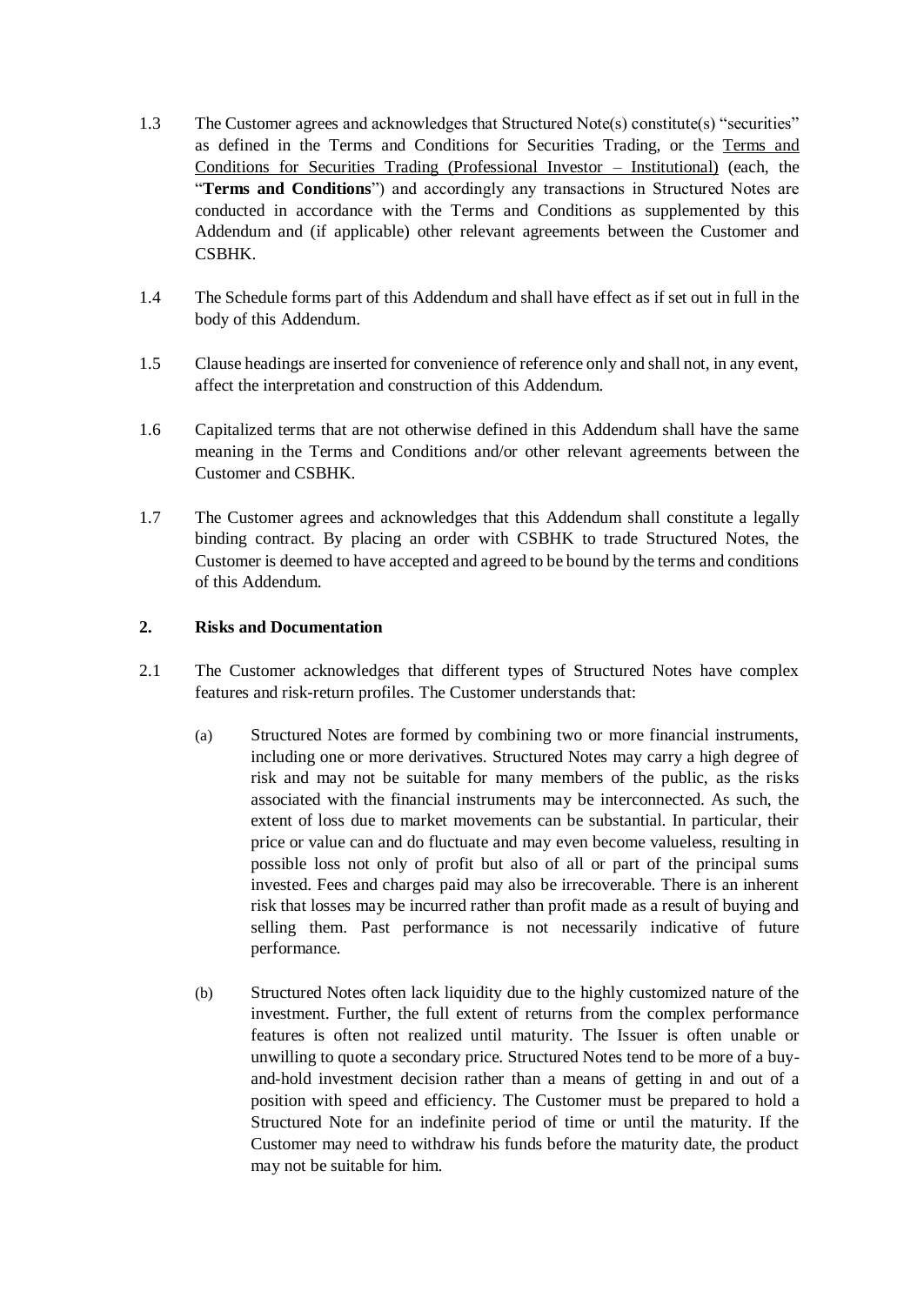1.3 The Customer agrees and acknowledges that Structured Note(s) constitute(s) "securities" as defined in the Terms and Conditions for Securities Trading, or the Terms and Conditions for Securities Trading (Professional Investor – Institutional) (each, the "**Terms and Conditions**") and accordingly any transactions in Structured Notes are conducted in accordance with the Terms and Conditions as supplemented by this Addendum and (if applicable) other relevant agreements between the Customer and CSBHK.

1.4 The Schedule forms part of this Addendum and shall have effect as if set out in full in the body of this Addendum.

1.5 Clause headings are inserted for convenience of reference only and shall not, in any event, affect the interpretation and construction of this Addendum.

1.6 Capitalized terms that are not otherwise defined in this Addendum shall have the same meaning in the Terms and Conditions and/or other relevant agreements between the Customer and CSBHK.

1.7 The Customer agrees and acknowledges that this Addendum shall constitute a legally binding contract. By placing an order with CSBHK to trade Structured Notes, the Customer is deemed to have accepted and agreed to be bound by the terms and conditions of this Addendum.

## 2. Risks and Documentation

2.1 The Customer acknowledges that different types of Structured Notes have complex features and risk-return profiles. The Customer understands that:

(a) Structured Notes are formed by combining two or more financial instruments, including one or more derivatives. Structured Notes may carry a high degree of risk and may not be suitable for many members of the public, as the risks associated with the financial instruments may be interconnected. As such, the extent of loss due to market movements can be substantial. In particular, their price or value can and do fluctuate and may even become valueless, resulting in possible loss not only of profit but also of all or part of the principal sums invested. Fees and charges paid may also be irrecoverable. There is an inherent risk that losses may be incurred rather than profit made as a result of buying and selling them. Past performance is not necessarily indicative of future performance.

(b) Structured Notes often lack liquidity due to the highly customized nature of the investment. Further, the full extent of returns from the complex performance features is often not realized until maturity. The Issuer is often unable or unwilling to quote a secondary price. Structured Notes tend to be more of a buy-and-hold investment decision rather than a means of getting in and out of a position with speed and efficiency. The Customer must be prepared to hold a Structured Note for an indefinite period of time or until the maturity. If the Customer may need to withdraw his funds before the maturity date, the product may not be suitable for him.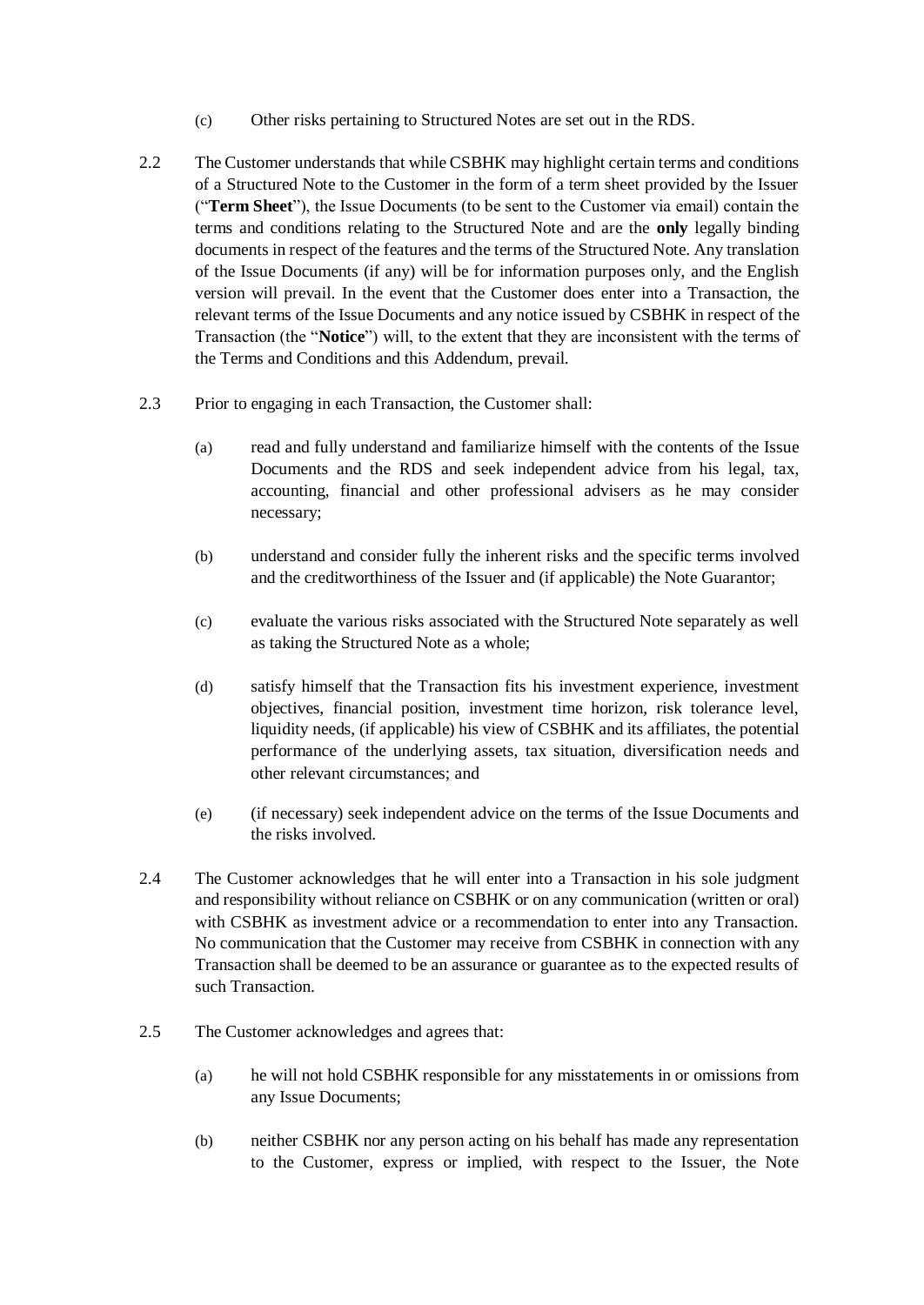(c) Other risks pertaining to Structured Notes are set out in the RDS.

2.2 The Customer understands that while CSBHK may highlight certain terms and conditions of a Structured Note to the Customer in the form of a term sheet provided by the Issuer ("**Term Sheet**"), the Issue Documents (to be sent to the Customer via email) contain the terms and conditions relating to the Structured Note and are the **only** legally binding documents in respect of the features and the terms of the Structured Note. Any translation of the Issue Documents (if any) will be for information purposes only, and the English version will prevail. In the event that the Customer does enter into a Transaction, the relevant terms of the Issue Documents and any notice issued by CSBHK in respect of the Transaction (the "**Notice**") will, to the extent that they are inconsistent with the terms of the Terms and Conditions and this Addendum, prevail.

2.3 Prior to engaging in each Transaction, the Customer shall:

(a) read and fully understand and familiarize himself with the contents of the Issue Documents and the RDS and seek independent advice from his legal, tax, accounting, financial and other professional advisers as he may consider necessary;

(b) understand and consider fully the inherent risks and the specific terms involved and the creditworthiness of the Issuer and (if applicable) the Note Guarantor;

(c) evaluate the various risks associated with the Structured Note separately as well as taking the Structured Note as a whole;

(d) satisfy himself that the Transaction fits his investment experience, investment objectives, financial position, investment time horizon, risk tolerance level, liquidity needs, (if applicable) his view of CSBHK and its affiliates, the potential performance of the underlying assets, tax situation, diversification needs and other relevant circumstances; and

(e) (if necessary) seek independent advice on the terms of the Issue Documents and the risks involved.

2.4 The Customer acknowledges that he will enter into a Transaction in his sole judgment and responsibility without reliance on CSBHK or on any communication (written or oral) with CSBHK as investment advice or a recommendation to enter into any Transaction. No communication that the Customer may receive from CSBHK in connection with any Transaction shall be deemed to be an assurance or guarantee as to the expected results of such Transaction.

2.5 The Customer acknowledges and agrees that:

(a) he will not hold CSBHK responsible for any misstatements in or omissions from any Issue Documents;

(b) neither CSBHK nor any person acting on his behalf has made any representation to the Customer, express or implied, with respect to the Issuer, the Note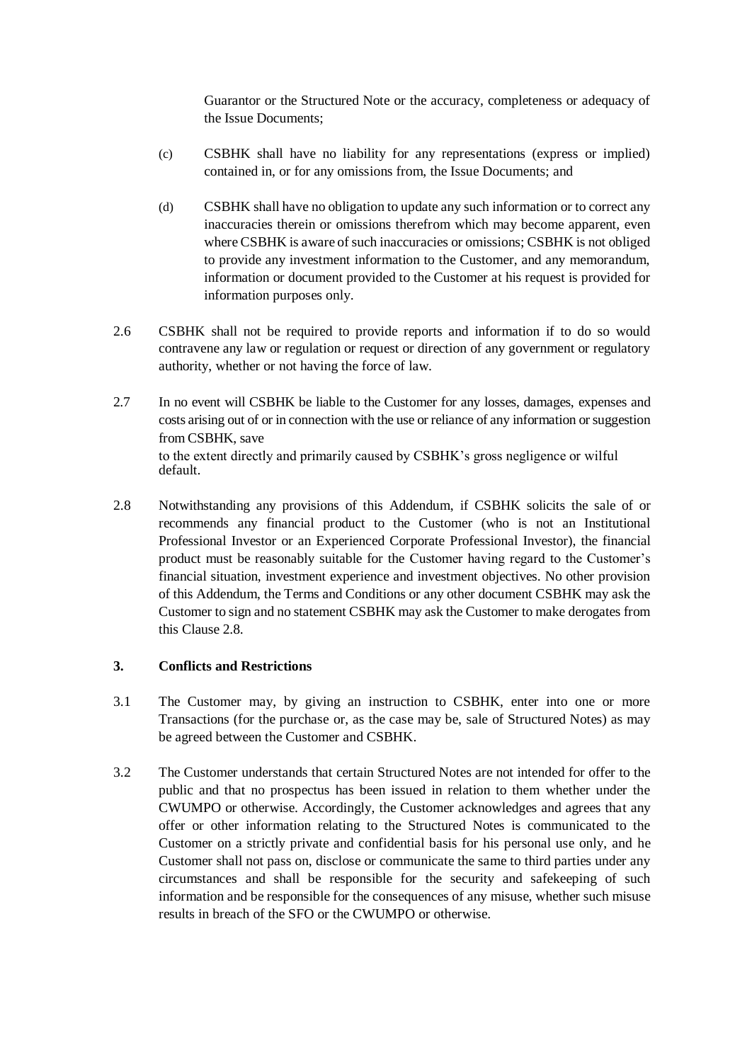Guarantor or the Structured Note or the accuracy, completeness or adequacy of the Issue Documents;

(c) CSBHK shall have no liability for any representations (express or implied) contained in, or for any omissions from, the Issue Documents; and

(d) CSBHK shall have no obligation to update any such information or to correct any inaccuracies therein or omissions therefrom which may become apparent, even where CSBHK is aware of such inaccuracies or omissions; CSBHK is not obliged to provide any investment information to the Customer, and any memorandum, information or document provided to the Customer at his request is provided for information purposes only.

2.6 CSBHK shall not be required to provide reports and information if to do so would contravene any law or regulation or request or direction of any government or regulatory authority, whether or not having the force of law.

2.7 In no event will CSBHK be liable to the Customer for any losses, damages, expenses and costs arising out of or in connection with the use or reliance of any information or suggestion from CSBHK, save to the extent directly and primarily caused by CSBHK's gross negligence or wilful default.

2.8 Notwithstanding any provisions of this Addendum, if CSBHK solicits the sale of or recommends any financial product to the Customer (who is not an Institutional Professional Investor or an Experienced Corporate Professional Investor), the financial product must be reasonably suitable for the Customer having regard to the Customer's financial situation, investment experience and investment objectives. No other provision of this Addendum, the Terms and Conditions or any other document CSBHK may ask the Customer to sign and no statement CSBHK may ask the Customer to make derogates from this Clause 2.8.

### 3. Conflicts and Restrictions

3.1 The Customer may, by giving an instruction to CSBHK, enter into one or more Transactions (for the purchase or, as the case may be, sale of Structured Notes) as may be agreed between the Customer and CSBHK.

3.2 The Customer understands that certain Structured Notes are not intended for offer to the public and that no prospectus has been issued in relation to them whether under the CWUMPO or otherwise. Accordingly, the Customer acknowledges and agrees that any offer or other information relating to the Structured Notes is communicated to the Customer on a strictly private and confidential basis for his personal use only, and he Customer shall not pass on, disclose or communicate the same to third parties under any circumstances and shall be responsible for the security and safekeeping of such information and be responsible for the consequences of any misuse, whether such misuse results in breach of the SFO or the CWUMPO or otherwise.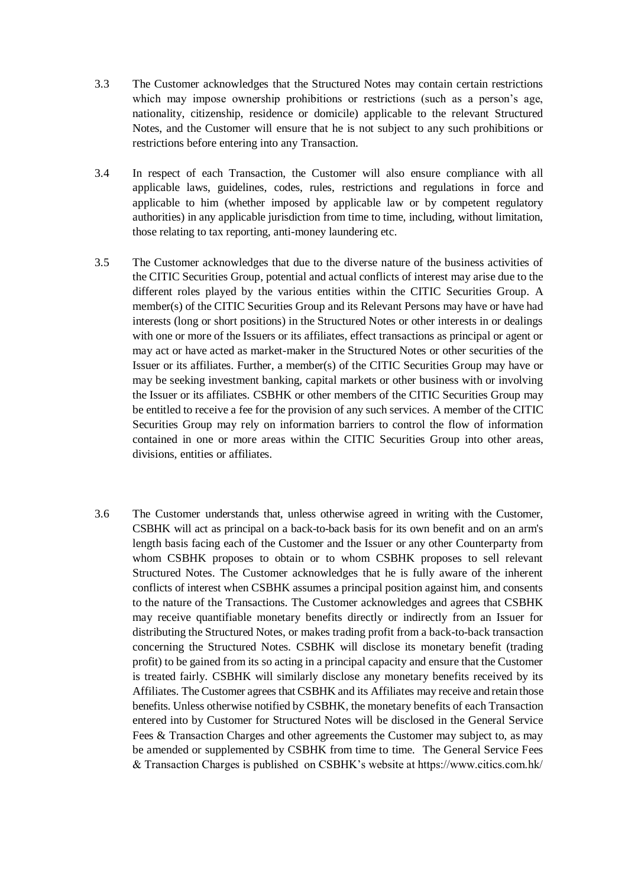3.3 The Customer acknowledges that the Structured Notes may contain certain restrictions which may impose ownership prohibitions or restrictions (such as a person's age, nationality, citizenship, residence or domicile) applicable to the relevant Structured Notes, and the Customer will ensure that he is not subject to any such prohibitions or restrictions before entering into any Transaction.

3.4 In respect of each Transaction, the Customer will also ensure compliance with all applicable laws, guidelines, codes, rules, restrictions and regulations in force and applicable to him (whether imposed by applicable law or by competent regulatory authorities) in any applicable jurisdiction from time to time, including, without limitation, those relating to tax reporting, anti-money laundering etc.

3.5 The Customer acknowledges that due to the diverse nature of the business activities of the CITIC Securities Group, potential and actual conflicts of interest may arise due to the different roles played by the various entities within the CITIC Securities Group. A member(s) of the CITIC Securities Group and its Relevant Persons may have or have had interests (long or short positions) in the Structured Notes or other interests in or dealings with one or more of the Issuers or its affiliates, effect transactions as principal or agent or may act or have acted as market-maker in the Structured Notes or other securities of the Issuer or its affiliates. Further, a member(s) of the CITIC Securities Group may have or may be seeking investment banking, capital markets or other business with or involving the Issuer or its affiliates. CSBHK or other members of the CITIC Securities Group may be entitled to receive a fee for the provision of any such services. A member of the CITIC Securities Group may rely on information barriers to control the flow of information contained in one or more areas within the CITIC Securities Group into other areas, divisions, entities or affiliates.

3.6 The Customer understands that, unless otherwise agreed in writing with the Customer, CSBHK will act as principal on a back-to-back basis for its own benefit and on an arm's length basis facing each of the Customer and the Issuer or any other Counterparty from whom CSBHK proposes to obtain or to whom CSBHK proposes to sell relevant Structured Notes. The Customer acknowledges that he is fully aware of the inherent conflicts of interest when CSBHK assumes a principal position against him, and consents to the nature of the Transactions. The Customer acknowledges and agrees that CSBHK may receive quantifiable monetary benefits directly or indirectly from an Issuer for distributing the Structured Notes, or makes trading profit from a back-to-back transaction concerning the Structured Notes. CSBHK will disclose its monetary benefit (trading profit) to be gained from its so acting in a principal capacity and ensure that the Customer is treated fairly. CSBHK will similarly disclose any monetary benefits received by its Affiliates. The Customer agrees that CSBHK and its Affiliates may receive and retain those benefits. Unless otherwise notified by CSBHK, the monetary benefits of each Transaction entered into by Customer for Structured Notes will be disclosed in the General Service Fees & Transaction Charges and other agreements the Customer may subject to, as may be amended or supplemented by CSBHK from time to time. The General Service Fees & Transaction Charges is published on CSBHK's website at https://www.citics.com.hk/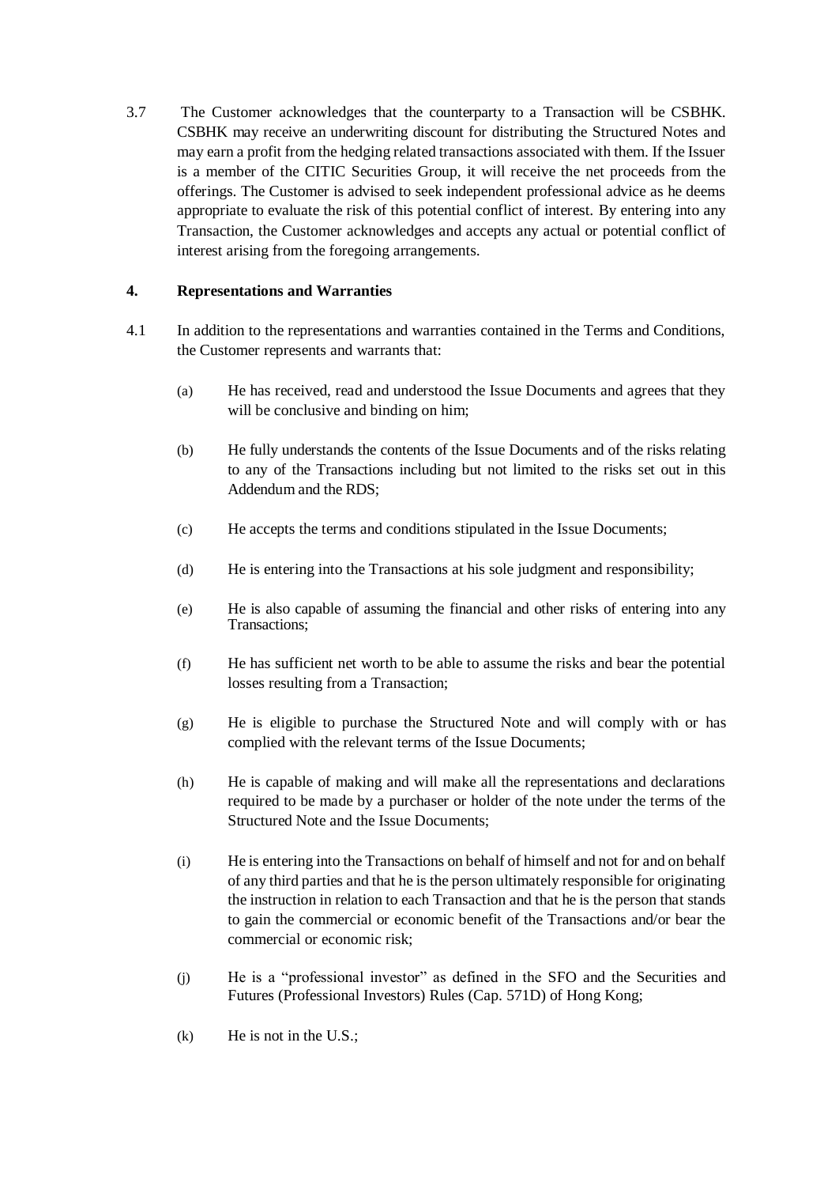3.7 The Customer acknowledges that the counterparty to a Transaction will be CSBHK. CSBHK may receive an underwriting discount for distributing the Structured Notes and may earn a profit from the hedging related transactions associated with them. If the Issuer is a member of the CITIC Securities Group, it will receive the net proceeds from the offerings. The Customer is advised to seek independent professional advice as he deems appropriate to evaluate the risk of this potential conflict of interest. By entering into any Transaction, the Customer acknowledges and accepts any actual or potential conflict of interest arising from the foregoing arrangements.

## 4. Representations and Warranties

4.1 In addition to the representations and warranties contained in the Terms and Conditions, the Customer represents and warrants that:

(a) He has received, read and understood the Issue Documents and agrees that they will be conclusive and binding on him;

(b) He fully understands the contents of the Issue Documents and of the risks relating to any of the Transactions including but not limited to the risks set out in this Addendum and the RDS;

(c) He accepts the terms and conditions stipulated in the Issue Documents;

(d) He is entering into the Transactions at his sole judgment and responsibility;

(e) He is also capable of assuming the financial and other risks of entering into any Transactions;

(f) He has sufficient net worth to be able to assume the risks and bear the potential losses resulting from a Transaction;

(g) He is eligible to purchase the Structured Note and will comply with or has complied with the relevant terms of the Issue Documents;

(h) He is capable of making and will make all the representations and declarations required to be made by a purchaser or holder of the note under the terms of the Structured Note and the Issue Documents;

(i) He is entering into the Transactions on behalf of himself and not for and on behalf of any third parties and that he is the person ultimately responsible for originating the instruction in relation to each Transaction and that he is the person that stands to gain the commercial or economic benefit of the Transactions and/or bear the commercial or economic risk;

(j) He is a "professional investor" as defined in the SFO and the Securities and Futures (Professional Investors) Rules (Cap. 571D) of Hong Kong;

(k) He is not in the U.S.;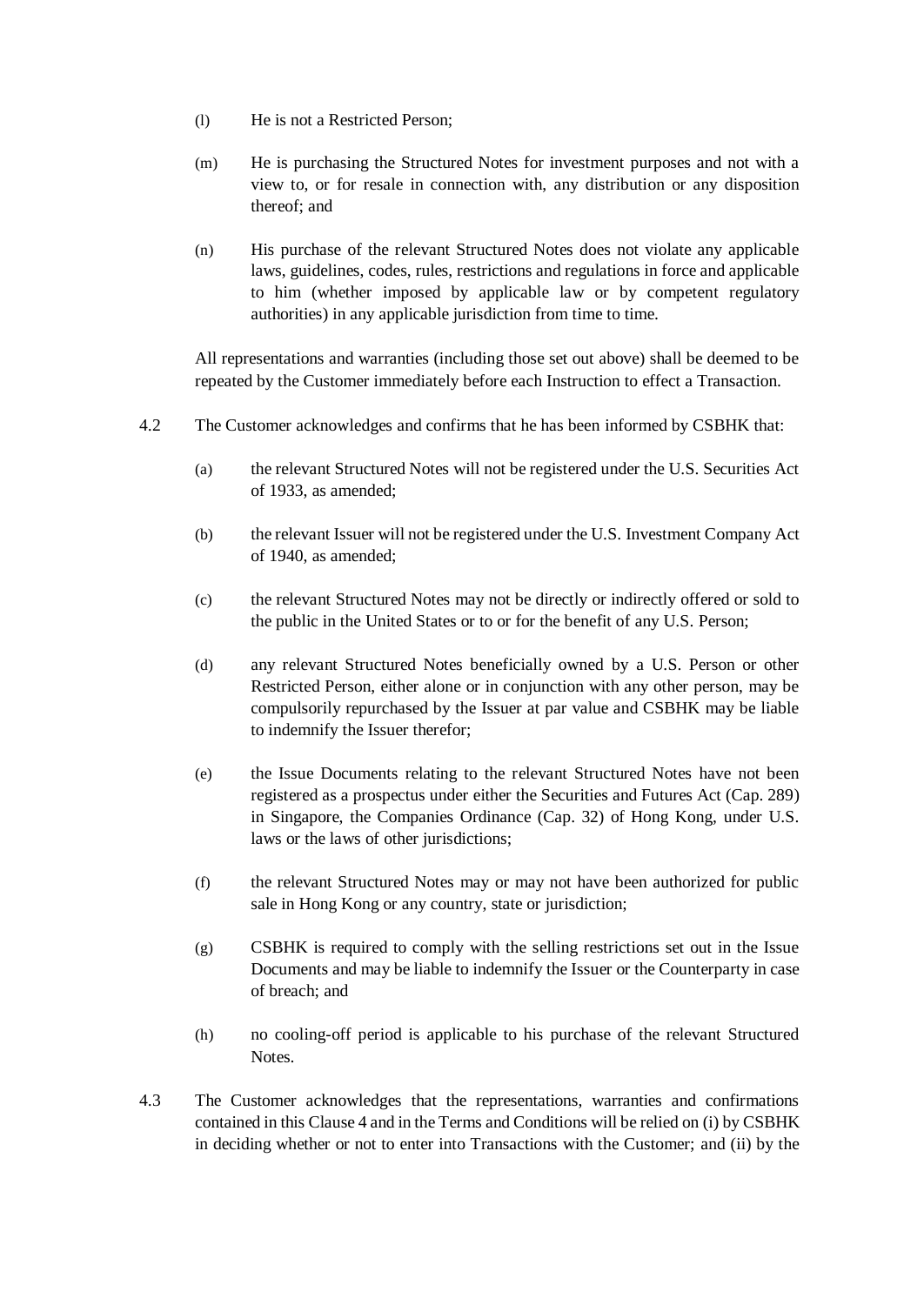(l) He is not a Restricted Person;

(m) He is purchasing the Structured Notes for investment purposes and not with a view to, or for resale in connection with, any distribution or any disposition thereof; and

(n) His purchase of the relevant Structured Notes does not violate any applicable laws, guidelines, codes, rules, restrictions and regulations in force and applicable to him (whether imposed by applicable law or by competent regulatory authorities) in any applicable jurisdiction from time to time.

All representations and warranties (including those set out above) shall be deemed to be repeated by the Customer immediately before each Instruction to effect a Transaction.

4.2 The Customer acknowledges and confirms that he has been informed by CSBHK that:

(a) the relevant Structured Notes will not be registered under the U.S. Securities Act of 1933, as amended;

(b) the relevant Issuer will not be registered under the U.S. Investment Company Act of 1940, as amended;

(c) the relevant Structured Notes may not be directly or indirectly offered or sold to the public in the United States or to or for the benefit of any U.S. Person;

(d) any relevant Structured Notes beneficially owned by a U.S. Person or other Restricted Person, either alone or in conjunction with any other person, may be compulsorily repurchased by the Issuer at par value and CSBHK may be liable to indemnify the Issuer therefor;

(e) the Issue Documents relating to the relevant Structured Notes have not been registered as a prospectus under either the Securities and Futures Act (Cap. 289) in Singapore, the Companies Ordinance (Cap. 32) of Hong Kong, under U.S. laws or the laws of other jurisdictions;

(f) the relevant Structured Notes may or may not have been authorized for public sale in Hong Kong or any country, state or jurisdiction;

(g) CSBHK is required to comply with the selling restrictions set out in the Issue Documents and may be liable to indemnify the Issuer or the Counterparty in case of breach; and

(h) no cooling-off period is applicable to his purchase of the relevant Structured Notes.

4.3 The Customer acknowledges that the representations, warranties and confirmations contained in this Clause 4 and in the Terms and Conditions will be relied on (i) by CSBHK in deciding whether or not to enter into Transactions with the Customer; and (ii) by the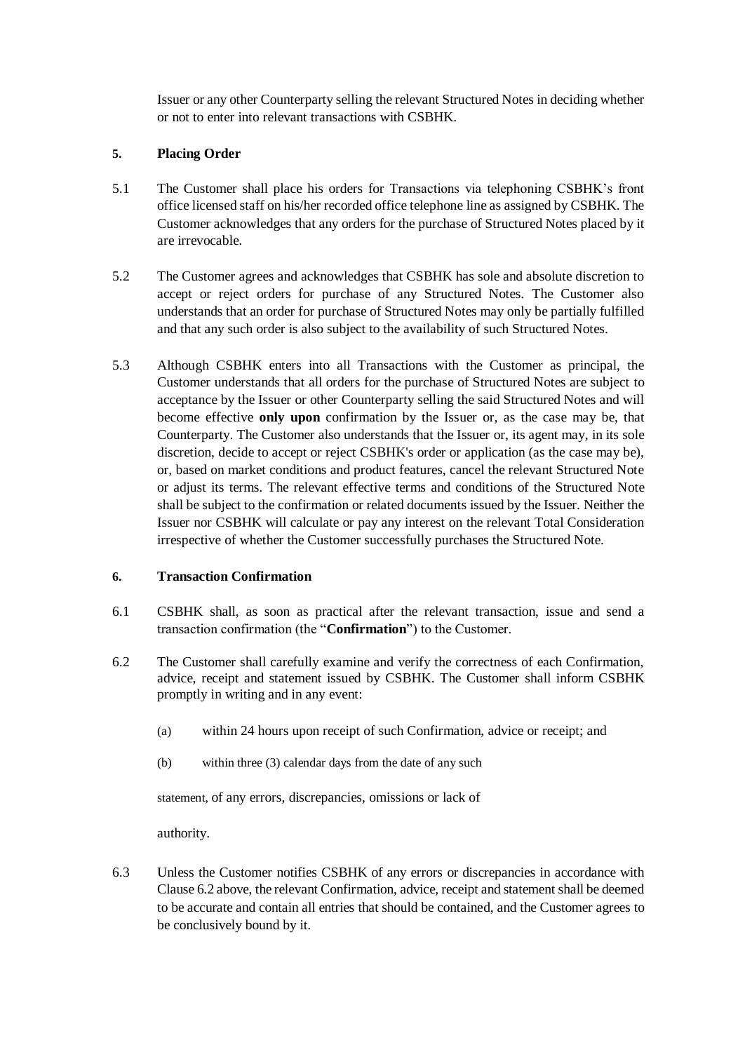Issuer or any other Counterparty selling the relevant Structured Notes in deciding whether or not to enter into relevant transactions with CSBHK.

**5. Placing Order**

5.1 The Customer shall place his orders for Transactions via telephoning CSBHK's front office licensed staff on his/her recorded office telephone line as assigned by CSBHK. The Customer acknowledges that any orders for the purchase of Structured Notes placed by it are irrevocable.

5.2 The Customer agrees and acknowledges that CSBHK has sole and absolute discretion to accept or reject orders for purchase of any Structured Notes. The Customer also understands that an order for purchase of Structured Notes may only be partially fulfilled and that any such order is also subject to the availability of such Structured Notes.

5.3 Although CSBHK enters into all Transactions with the Customer as principal, the Customer understands that all orders for the purchase of Structured Notes are subject to acceptance by the Issuer or other Counterparty selling the said Structured Notes and will become effective **only upon** confirmation by the Issuer or, as the case may be, that Counterparty. The Customer also understands that the Issuer or, its agent may, in its sole discretion, decide to accept or reject CSBHK's order or application (as the case may be), or, based on market conditions and product features, cancel the relevant Structured Note or adjust its terms. The relevant effective terms and conditions of the Structured Note shall be subject to the confirmation or related documents issued by the Issuer. Neither the Issuer nor CSBHK will calculate or pay any interest on the relevant Total Consideration irrespective of whether the Customer successfully purchases the Structured Note.

**6. Transaction Confirmation**

6.1 CSBHK shall, as soon as practical after the relevant transaction, issue and send a transaction confirmation (the "**Confirmation**") to the Customer.

6.2 The Customer shall carefully examine and verify the correctness of each Confirmation, advice, receipt and statement issued by CSBHK. The Customer shall inform CSBHK promptly in writing and in any event:

(a) within 24 hours upon receipt of such Confirmation, advice or receipt; and

(b) within three (3) calendar days from the date of any such

statement, of any errors, discrepancies, omissions or lack of

authority.

6.3 Unless the Customer notifies CSBHK of any errors or discrepancies in accordance with Clause 6.2 above, the relevant Confirmation, advice, receipt and statement shall be deemed to be accurate and contain all entries that should be contained, and the Customer agrees to be conclusively bound by it.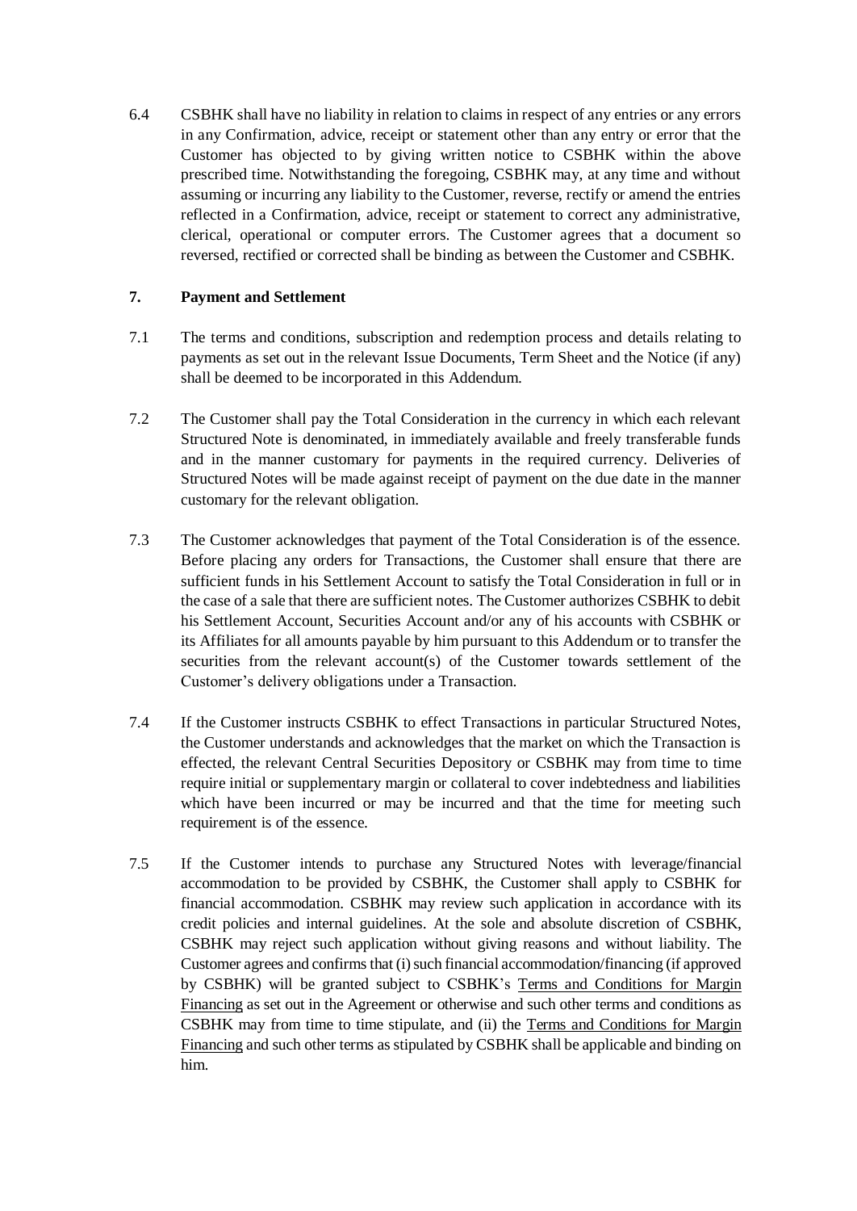6.4 CSBHK shall have no liability in relation to claims in respect of any entries or any errors in any Confirmation, advice, receipt or statement other than any entry or error that the Customer has objected to by giving written notice to CSBHK within the above prescribed time. Notwithstanding the foregoing, CSBHK may, at any time and without assuming or incurring any liability to the Customer, reverse, rectify or amend the entries reflected in a Confirmation, advice, receipt or statement to correct any administrative, clerical, operational or computer errors. The Customer agrees that a document so reversed, rectified or corrected shall be binding as between the Customer and CSBHK.

## 7. Payment and Settlement

7.1 The terms and conditions, subscription and redemption process and details relating to payments as set out in the relevant Issue Documents, Term Sheet and the Notice (if any) shall be deemed to be incorporated in this Addendum.

7.2 The Customer shall pay the Total Consideration in the currency in which each relevant Structured Note is denominated, in immediately available and freely transferable funds and in the manner customary for payments in the required currency. Deliveries of Structured Notes will be made against receipt of payment on the due date in the manner customary for the relevant obligation.

7.3 The Customer acknowledges that payment of the Total Consideration is of the essence. Before placing any orders for Transactions, the Customer shall ensure that there are sufficient funds in his Settlement Account to satisfy the Total Consideration in full or in the case of a sale that there are sufficient notes. The Customer authorizes CSBHK to debit his Settlement Account, Securities Account and/or any of his accounts with CSBHK or its Affiliates for all amounts payable by him pursuant to this Addendum or to transfer the securities from the relevant account(s) of the Customer towards settlement of the Customer's delivery obligations under a Transaction.

7.4 If the Customer instructs CSBHK to effect Transactions in particular Structured Notes, the Customer understands and acknowledges that the market on which the Transaction is effected, the relevant Central Securities Depository or CSBHK may from time to time require initial or supplementary margin or collateral to cover indebtedness and liabilities which have been incurred or may be incurred and that the time for meeting such requirement is of the essence.

7.5 If the Customer intends to purchase any Structured Notes with leverage/financial accommodation to be provided by CSBHK, the Customer shall apply to CSBHK for financial accommodation. CSBHK may review such application in accordance with its credit policies and internal guidelines. At the sole and absolute discretion of CSBHK, CSBHK may reject such application without giving reasons and without liability. The Customer agrees and confirms that (i) such financial accommodation/financing (if approved by CSBHK) will be granted subject to CSBHK's Terms and Conditions for Margin Financing as set out in the Agreement or otherwise and such other terms and conditions as CSBHK may from time to time stipulate, and (ii) the Terms and Conditions for Margin Financing and such other terms as stipulated by CSBHK shall be applicable and binding on him.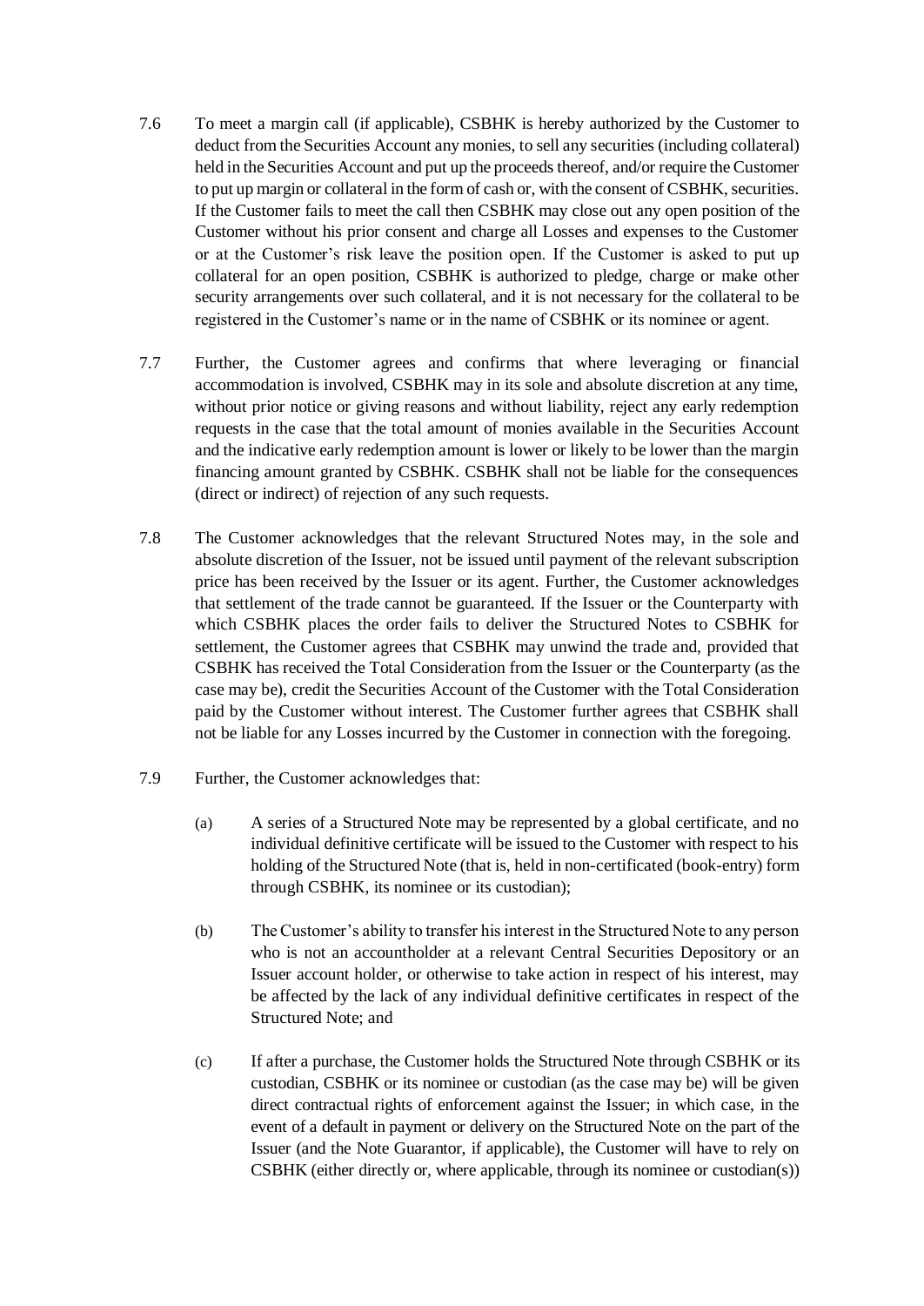7.6 To meet a margin call (if applicable), CSBHK is hereby authorized by the Customer to deduct from the Securities Account any monies, to sell any securities (including collateral) held in the Securities Account and put up the proceeds thereof, and/or require the Customer to put up margin or collateral in the form of cash or, with the consent of CSBHK, securities. If the Customer fails to meet the call then CSBHK may close out any open position of the Customer without his prior consent and charge all Losses and expenses to the Customer or at the Customer's risk leave the position open. If the Customer is asked to put up collateral for an open position, CSBHK is authorized to pledge, charge or make other security arrangements over such collateral, and it is not necessary for the collateral to be registered in the Customer's name or in the name of CSBHK or its nominee or agent.

7.7 Further, the Customer agrees and confirms that where leveraging or financial accommodation is involved, CSBHK may in its sole and absolute discretion at any time, without prior notice or giving reasons and without liability, reject any early redemption requests in the case that the total amount of monies available in the Securities Account and the indicative early redemption amount is lower or likely to be lower than the margin financing amount granted by CSBHK. CSBHK shall not be liable for the consequences (direct or indirect) of rejection of any such requests.

7.8 The Customer acknowledges that the relevant Structured Notes may, in the sole and absolute discretion of the Issuer, not be issued until payment of the relevant subscription price has been received by the Issuer or its agent. Further, the Customer acknowledges that settlement of the trade cannot be guaranteed. If the Issuer or the Counterparty with which CSBHK places the order fails to deliver the Structured Notes to CSBHK for settlement, the Customer agrees that CSBHK may unwind the trade and, provided that CSBHK has received the Total Consideration from the Issuer or the Counterparty (as the case may be), credit the Securities Account of the Customer with the Total Consideration paid by the Customer without interest. The Customer further agrees that CSBHK shall not be liable for any Losses incurred by the Customer in connection with the foregoing.

7.9 Further, the Customer acknowledges that:

(a) A series of a Structured Note may be represented by a global certificate, and no individual definitive certificate will be issued to the Customer with respect to his holding of the Structured Note (that is, held in non-certificated (book-entry) form through CSBHK, its nominee or its custodian);

(b) The Customer's ability to transfer his interest in the Structured Note to any person who is not an accountholder at a relevant Central Securities Depository or an Issuer account holder, or otherwise to take action in respect of his interest, may be affected by the lack of any individual definitive certificates in respect of the Structured Note; and

(c) If after a purchase, the Customer holds the Structured Note through CSBHK or its custodian, CSBHK or its nominee or custodian (as the case may be) will be given direct contractual rights of enforcement against the Issuer; in which case, in the event of a default in payment or delivery on the Structured Note on the part of the Issuer (and the Note Guarantor, if applicable), the Customer will have to rely on CSBHK (either directly or, where applicable, through its nominee or custodian(s))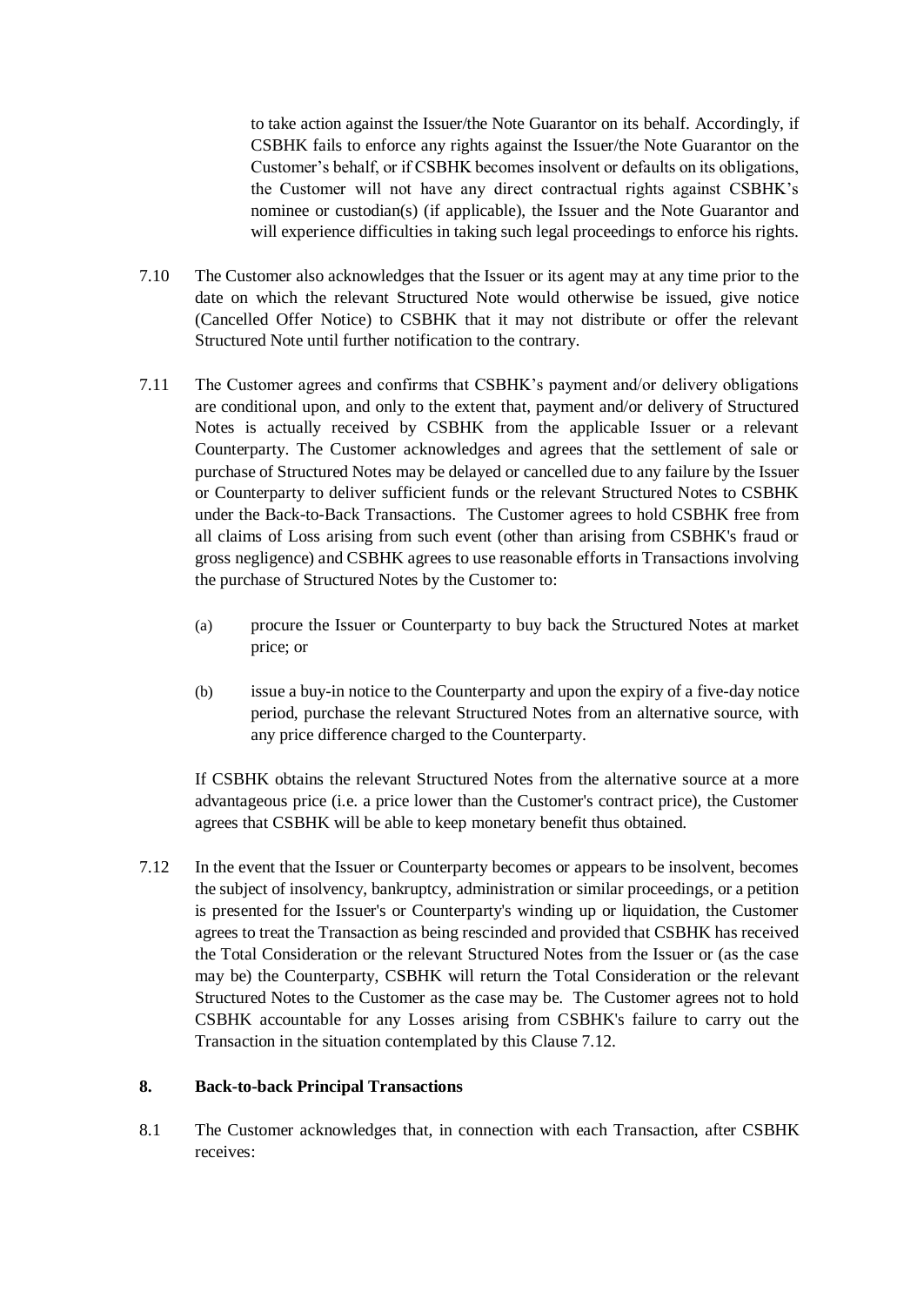to take action against the Issuer/the Note Guarantor on its behalf. Accordingly, if CSBHK fails to enforce any rights against the Issuer/the Note Guarantor on the Customer's behalf, or if CSBHK becomes insolvent or defaults on its obligations, the Customer will not have any direct contractual rights against CSBHK's nominee or custodian(s) (if applicable), the Issuer and the Note Guarantor and will experience difficulties in taking such legal proceedings to enforce his rights.

7.10 The Customer also acknowledges that the Issuer or its agent may at any time prior to the date on which the relevant Structured Note would otherwise be issued, give notice (Cancelled Offer Notice) to CSBHK that it may not distribute or offer the relevant Structured Note until further notification to the contrary.

7.11 The Customer agrees and confirms that CSBHK's payment and/or delivery obligations are conditional upon, and only to the extent that, payment and/or delivery of Structured Notes is actually received by CSBHK from the applicable Issuer or a relevant Counterparty. The Customer acknowledges and agrees that the settlement of sale or purchase of Structured Notes may be delayed or cancelled due to any failure by the Issuer or Counterparty to deliver sufficient funds or the relevant Structured Notes to CSBHK under the Back-to-Back Transactions. The Customer agrees to hold CSBHK free from all claims of Loss arising from such event (other than arising from CSBHK's fraud or gross negligence) and CSBHK agrees to use reasonable efforts in Transactions involving the purchase of Structured Notes by the Customer to:

(a) procure the Issuer or Counterparty to buy back the Structured Notes at market price; or

(b) issue a buy-in notice to the Counterparty and upon the expiry of a five-day notice period, purchase the relevant Structured Notes from an alternative source, with any price difference charged to the Counterparty.

If CSBHK obtains the relevant Structured Notes from the alternative source at a more advantageous price (i.e. a price lower than the Customer's contract price), the Customer agrees that CSBHK will be able to keep monetary benefit thus obtained.

7.12 In the event that the Issuer or Counterparty becomes or appears to be insolvent, becomes the subject of insolvency, bankruptcy, administration or similar proceedings, or a petition is presented for the Issuer's or Counterparty's winding up or liquidation, the Customer agrees to treat the Transaction as being rescinded and provided that CSBHK has received the Total Consideration or the relevant Structured Notes from the Issuer or (as the case may be) the Counterparty, CSBHK will return the Total Consideration or the relevant Structured Notes to the Customer as the case may be. The Customer agrees not to hold CSBHK accountable for any Losses arising from CSBHK's failure to carry out the Transaction in the situation contemplated by this Clause 7.12.

## 8. Back-to-back Principal Transactions

8.1 The Customer acknowledges that, in connection with each Transaction, after CSBHK receives: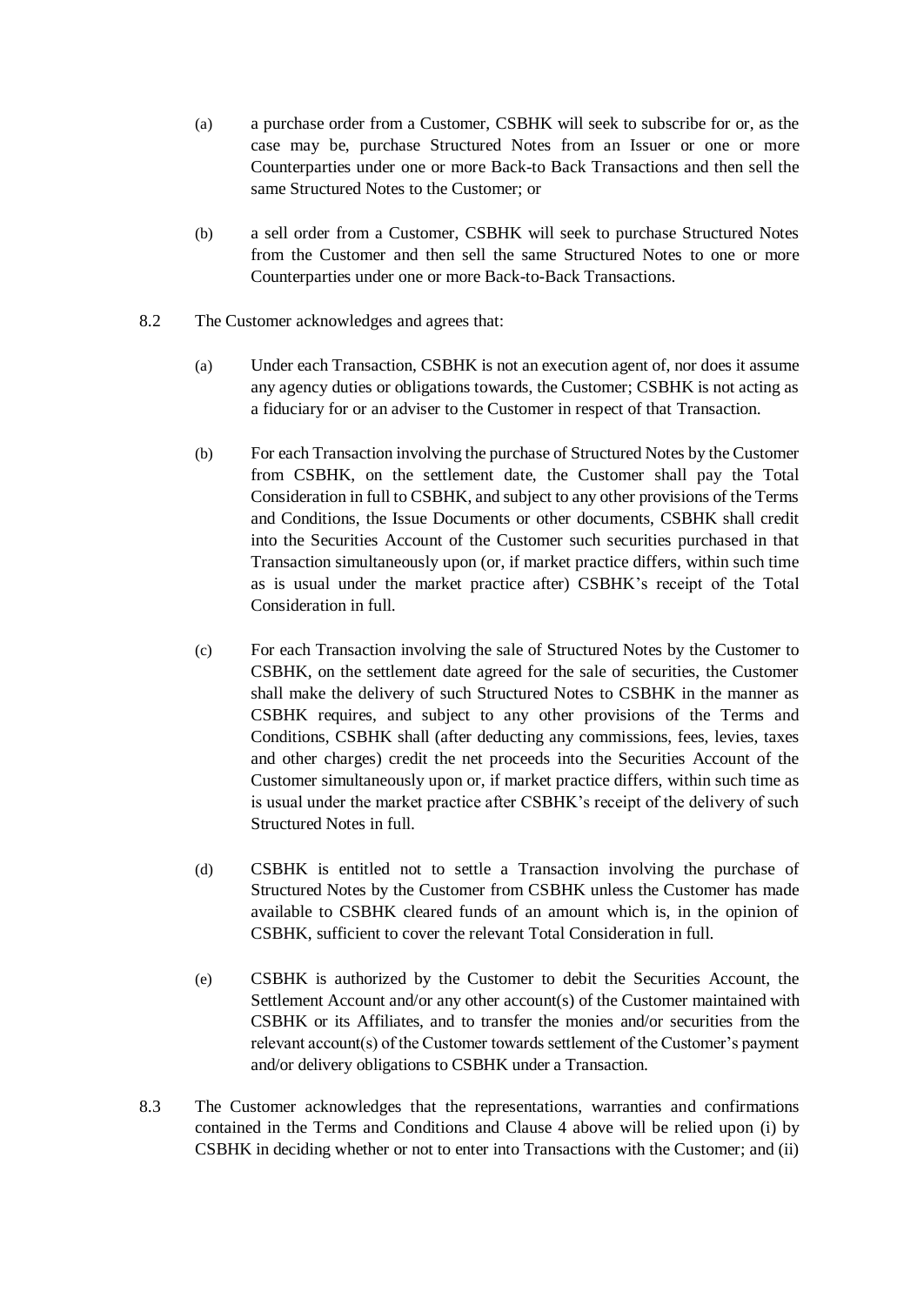(a) a purchase order from a Customer, CSBHK will seek to subscribe for or, as the case may be, purchase Structured Notes from an Issuer or one or more Counterparties under one or more Back-to Back Transactions and then sell the same Structured Notes to the Customer; or

(b) a sell order from a Customer, CSBHK will seek to purchase Structured Notes from the Customer and then sell the same Structured Notes to one or more Counterparties under one or more Back-to-Back Transactions.

8.2 The Customer acknowledges and agrees that:

(a) Under each Transaction, CSBHK is not an execution agent of, nor does it assume any agency duties or obligations towards, the Customer; CSBHK is not acting as a fiduciary for or an adviser to the Customer in respect of that Transaction.

(b) For each Transaction involving the purchase of Structured Notes by the Customer from CSBHK, on the settlement date, the Customer shall pay the Total Consideration in full to CSBHK, and subject to any other provisions of the Terms and Conditions, the Issue Documents or other documents, CSBHK shall credit into the Securities Account of the Customer such securities purchased in that Transaction simultaneously upon (or, if market practice differs, within such time as is usual under the market practice after) CSBHK's receipt of the Total Consideration in full.

(c) For each Transaction involving the sale of Structured Notes by the Customer to CSBHK, on the settlement date agreed for the sale of securities, the Customer shall make the delivery of such Structured Notes to CSBHK in the manner as CSBHK requires, and subject to any other provisions of the Terms and Conditions, CSBHK shall (after deducting any commissions, fees, levies, taxes and other charges) credit the net proceeds into the Securities Account of the Customer simultaneously upon or, if market practice differs, within such time as is usual under the market practice after CSBHK's receipt of the delivery of such Structured Notes in full.

(d) CSBHK is entitled not to settle a Transaction involving the purchase of Structured Notes by the Customer from CSBHK unless the Customer has made available to CSBHK cleared funds of an amount which is, in the opinion of CSBHK, sufficient to cover the relevant Total Consideration in full.

(e) CSBHK is authorized by the Customer to debit the Securities Account, the Settlement Account and/or any other account(s) of the Customer maintained with CSBHK or its Affiliates, and to transfer the monies and/or securities from the relevant account(s) of the Customer towards settlement of the Customer's payment and/or delivery obligations to CSBHK under a Transaction.

8.3 The Customer acknowledges that the representations, warranties and confirmations contained in the Terms and Conditions and Clause 4 above will be relied upon (i) by CSBHK in deciding whether or not to enter into Transactions with the Customer; and (ii)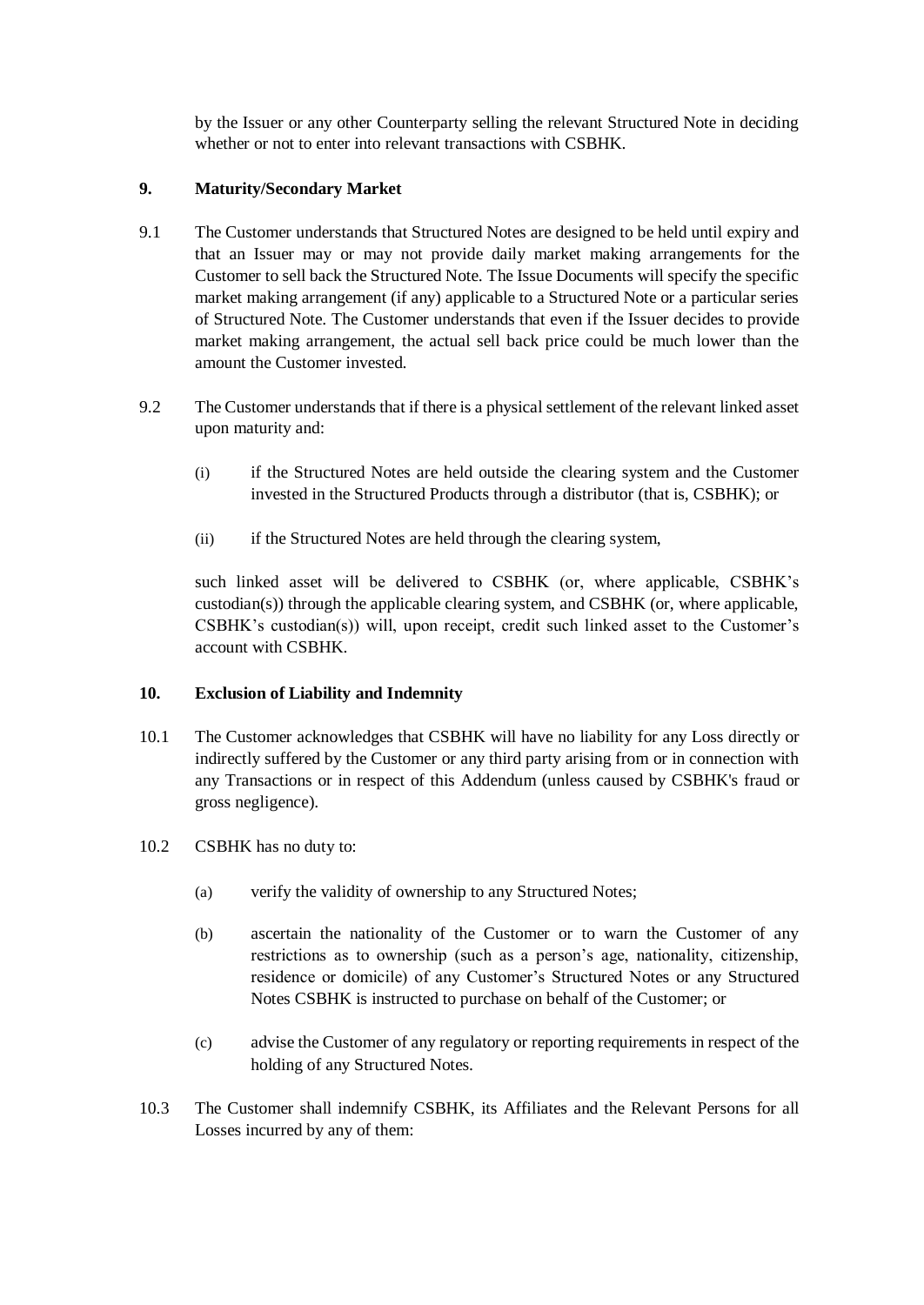by the Issuer or any other Counterparty selling the relevant Structured Note in deciding whether or not to enter into relevant transactions with CSBHK.

## 9. Maturity/Secondary Market

9.1 The Customer understands that Structured Notes are designed to be held until expiry and that an Issuer may or may not provide daily market making arrangements for the Customer to sell back the Structured Note. The Issue Documents will specify the specific market making arrangement (if any) applicable to a Structured Note or a particular series of Structured Note. The Customer understands that even if the Issuer decides to provide market making arrangement, the actual sell back price could be much lower than the amount the Customer invested.

9.2 The Customer understands that if there is a physical settlement of the relevant linked asset upon maturity and:

(i) if the Structured Notes are held outside the clearing system and the Customer invested in the Structured Products through a distributor (that is, CSBHK); or

(ii) if the Structured Notes are held through the clearing system,

such linked asset will be delivered to CSBHK (or, where applicable, CSBHK's custodian(s)) through the applicable clearing system, and CSBHK (or, where applicable, CSBHK's custodian(s)) will, upon receipt, credit such linked asset to the Customer's account with CSBHK.

## 10. Exclusion of Liability and Indemnity

10.1 The Customer acknowledges that CSBHK will have no liability for any Loss directly or indirectly suffered by the Customer or any third party arising from or in connection with any Transactions or in respect of this Addendum (unless caused by CSBHK's fraud or gross negligence).

10.2 CSBHK has no duty to:

(a) verify the validity of ownership to any Structured Notes;

(b) ascertain the nationality of the Customer or to warn the Customer of any restrictions as to ownership (such as a person's age, nationality, citizenship, residence or domicile) of any Customer's Structured Notes or any Structured Notes CSBHK is instructed to purchase on behalf of the Customer; or

(c) advise the Customer of any regulatory or reporting requirements in respect of the holding of any Structured Notes.

10.3 The Customer shall indemnify CSBHK, its Affiliates and the Relevant Persons for all Losses incurred by any of them: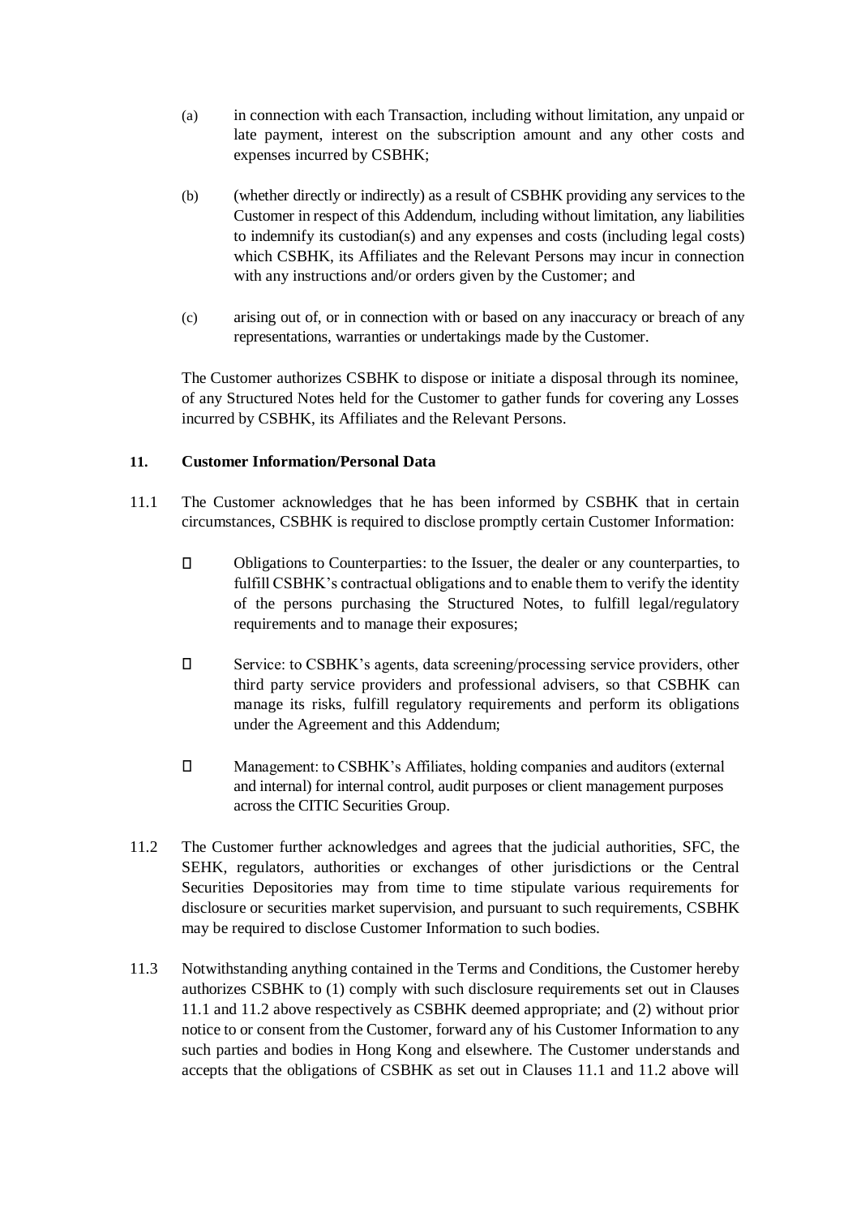(a) in connection with each Transaction, including without limitation, any unpaid or late payment, interest on the subscription amount and any other costs and expenses incurred by CSBHK;

(b) (whether directly or indirectly) as a result of CSBHK providing any services to the Customer in respect of this Addendum, including without limitation, any liabilities to indemnify its custodian(s) and any expenses and costs (including legal costs) which CSBHK, its Affiliates and the Relevant Persons may incur in connection with any instructions and/or orders given by the Customer; and

(c) arising out of, or in connection with or based on any inaccuracy or breach of any representations, warranties or undertakings made by the Customer.

The Customer authorizes CSBHK to dispose or initiate a disposal through its nominee, of any Structured Notes held for the Customer to gather funds for covering any Losses incurred by CSBHK, its Affiliates and the Relevant Persons.

## 11. Customer Information/Personal Data

11.1 The Customer acknowledges that he has been informed by CSBHK that in certain circumstances, CSBHK is required to disclose promptly certain Customer Information:

- Obligations to Counterparties: to the Issuer, the dealer or any counterparties, to fulfill CSBHK's contractual obligations and to enable them to verify the identity of the persons purchasing the Structured Notes, to fulfill legal/regulatory requirements and to manage their exposures;

- Service: to CSBHK's agents, data screening/processing service providers, other third party service providers and professional advisers, so that CSBHK can manage its risks, fulfill regulatory requirements and perform its obligations under the Agreement and this Addendum;

- Management: to CSBHK's Affiliates, holding companies and auditors (external and internal) for internal control, audit purposes or client management purposes across the CITIC Securities Group.

11.2 The Customer further acknowledges and agrees that the judicial authorities, SFC, the SEHK, regulators, authorities or exchanges of other jurisdictions or the Central Securities Depositories may from time to time stipulate various requirements for disclosure or securities market supervision, and pursuant to such requirements, CSBHK may be required to disclose Customer Information to such bodies.

11.3 Notwithstanding anything contained in the Terms and Conditions, the Customer hereby authorizes CSBHK to (1) comply with such disclosure requirements set out in Clauses 11.1 and 11.2 above respectively as CSBHK deemed appropriate; and (2) without prior notice to or consent from the Customer, forward any of his Customer Information to any such parties and bodies in Hong Kong and elsewhere. The Customer understands and accepts that the obligations of CSBHK as set out in Clauses 11.1 and 11.2 above will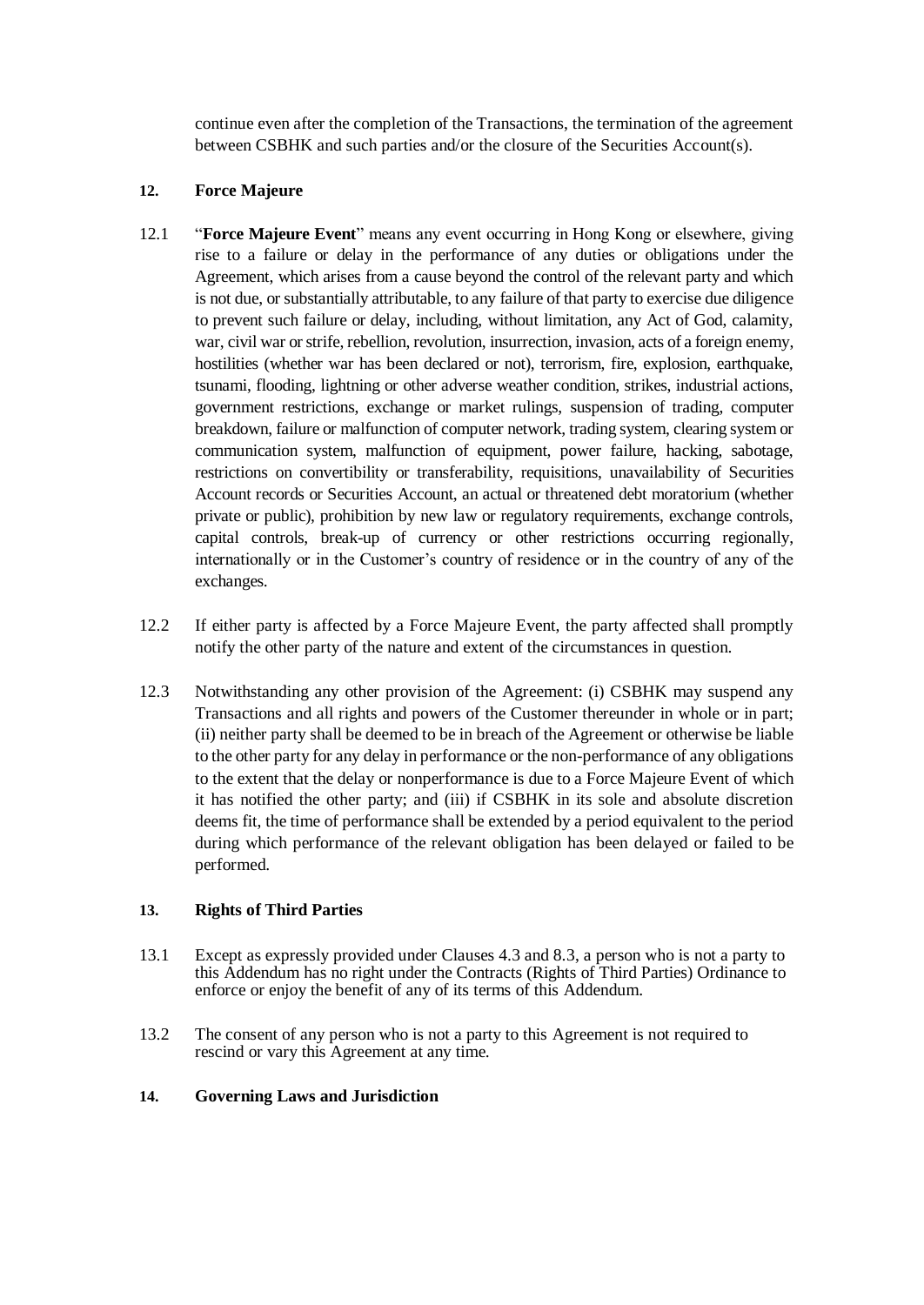continue even after the completion of the Transactions, the termination of the agreement between CSBHK and such parties and/or the closure of the Securities Account(s).

## 12. Force Majeure

12.1 "**Force Majeure Event**" means any event occurring in Hong Kong or elsewhere, giving rise to a failure or delay in the performance of any duties or obligations under the Agreement, which arises from a cause beyond the control of the relevant party and which is not due, or substantially attributable, to any failure of that party to exercise due diligence to prevent such failure or delay, including, without limitation, any Act of God, calamity, war, civil war or strife, rebellion, revolution, insurrection, invasion, acts of a foreign enemy, hostilities (whether war has been declared or not), terrorism, fire, explosion, earthquake, tsunami, flooding, lightning or other adverse weather condition, strikes, industrial actions, government restrictions, exchange or market rulings, suspension of trading, computer breakdown, failure or malfunction of computer network, trading system, clearing system or communication system, malfunction of equipment, power failure, hacking, sabotage, restrictions on convertibility or transferability, requisitions, unavailability of Securities Account records or Securities Account, an actual or threatened debt moratorium (whether private or public), prohibition by new law or regulatory requirements, exchange controls, capital controls, break-up of currency or other restrictions occurring regionally, internationally or in the Customer's country of residence or in the country of any of the exchanges.

12.2 If either party is affected by a Force Majeure Event, the party affected shall promptly notify the other party of the nature and extent of the circumstances in question.

12.3 Notwithstanding any other provision of the Agreement: (i) CSBHK may suspend any Transactions and all rights and powers of the Customer thereunder in whole or in part; (ii) neither party shall be deemed to be in breach of the Agreement or otherwise be liable to the other party for any delay in performance or the non-performance of any obligations to the extent that the delay or nonperformance is due to a Force Majeure Event of which it has notified the other party; and (iii) if CSBHK in its sole and absolute discretion deems fit, the time of performance shall be extended by a period equivalent to the period during which performance of the relevant obligation has been delayed or failed to be performed.

## 13. Rights of Third Parties

13.1 Except as expressly provided under Clauses 4.3 and 8.3, a person who is not a party to this Addendum has no right under the Contracts (Rights of Third Parties) Ordinance to enforce or enjoy the benefit of any of its terms of this Addendum.

13.2 The consent of any person who is not a party to this Agreement is not required to rescind or vary this Agreement at any time.

## 14. Governing Laws and Jurisdiction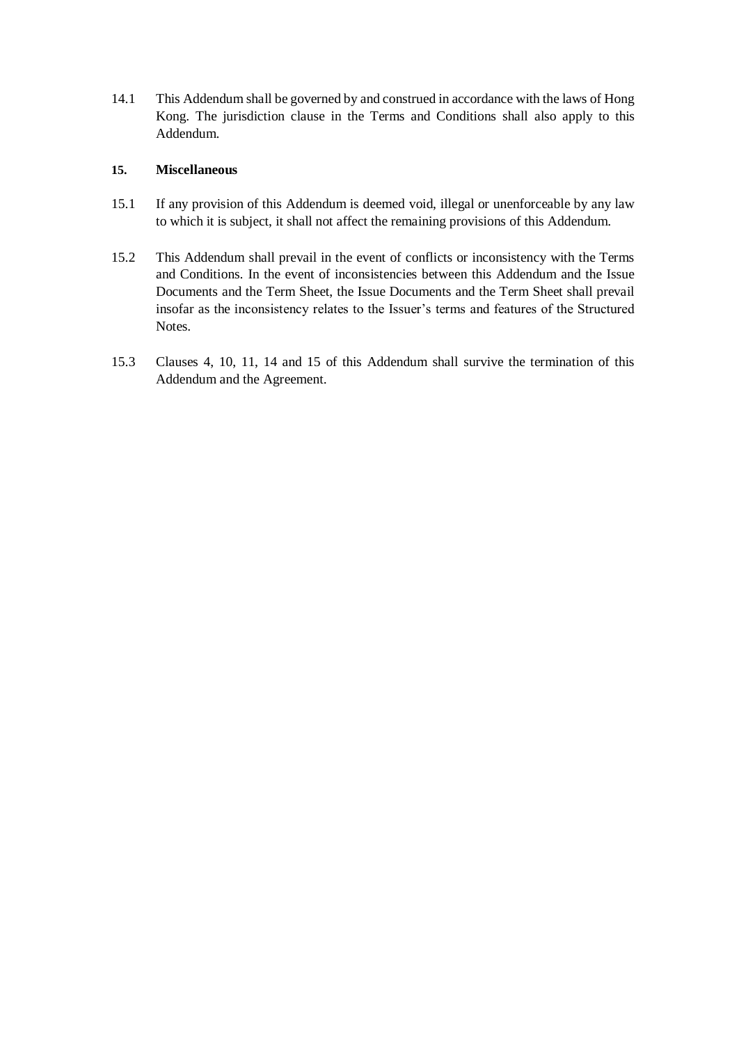14.1 This Addendum shall be governed by and construed in accordance with the laws of Hong Kong. The jurisdiction clause in the Terms and Conditions shall also apply to this Addendum.

**15. Miscellaneous**

15.1 If any provision of this Addendum is deemed void, illegal or unenforceable by any law to which it is subject, it shall not affect the remaining provisions of this Addendum.

15.2 This Addendum shall prevail in the event of conflicts or inconsistency with the Terms and Conditions. In the event of inconsistencies between this Addendum and the Issue Documents and the Term Sheet, the Issue Documents and the Term Sheet shall prevail insofar as the inconsistency relates to the Issuer's terms and features of the Structured Notes.

15.3 Clauses 4, 10, 11, 14 and 15 of this Addendum shall survive the termination of this Addendum and the Agreement.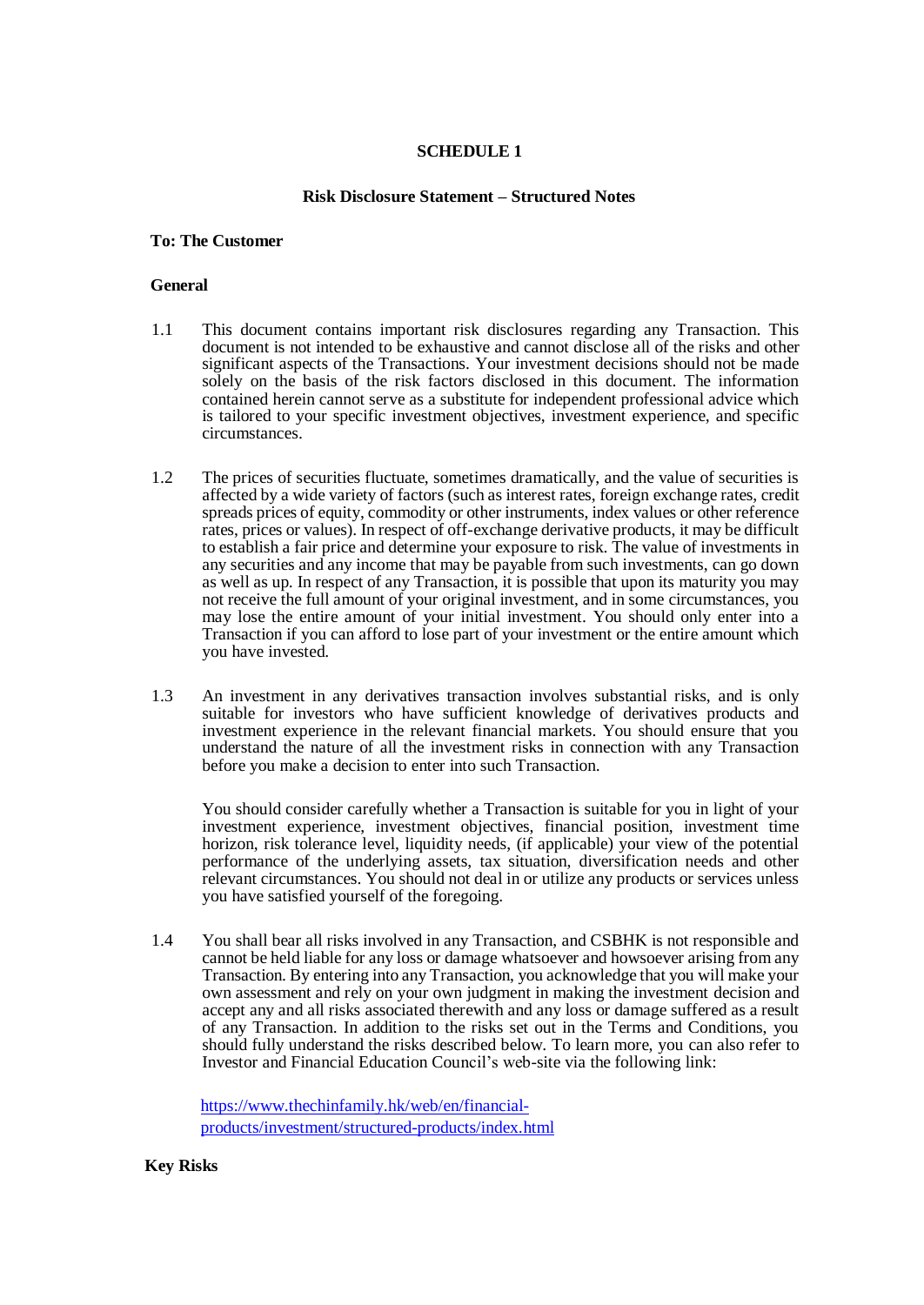**SCHEDULE 1**

**Risk Disclosure Statement – Structured Notes**

**To: The Customer**

**General**

1.1 This document contains important risk disclosures regarding any Transaction. This document is not intended to be exhaustive and cannot disclose all of the risks and other significant aspects of the Transactions. Your investment decisions should not be made solely on the basis of the risk factors disclosed in this document. The information contained herein cannot serve as a substitute for independent professional advice which is tailored to your specific investment objectives, investment experience, and specific circumstances.

1.2 The prices of securities fluctuate, sometimes dramatically, and the value of securities is affected by a wide variety of factors (such as interest rates, foreign exchange rates, credit spreads prices of equity, commodity or other instruments, index values or other reference rates, prices or values). In respect of off-exchange derivative products, it may be difficult to establish a fair price and determine your exposure to risk. The value of investments in any securities and any income that may be payable from such investments, can go down as well as up. In respect of any Transaction, it is possible that upon its maturity you may not receive the full amount of your original investment, and in some circumstances, you may lose the entire amount of your initial investment. You should only enter into a Transaction if you can afford to lose part of your investment or the entire amount which you have invested.

1.3 An investment in any derivatives transaction involves substantial risks, and is only suitable for investors who have sufficient knowledge of derivatives products and investment experience in the relevant financial markets. You should ensure that you understand the nature of all the investment risks in connection with any Transaction before you make a decision to enter into such Transaction.

You should consider carefully whether a Transaction is suitable for you in light of your investment experience, investment objectives, financial position, investment time horizon, risk tolerance level, liquidity needs, (if applicable) your view of the potential performance of the underlying assets, tax situation, diversification needs and other relevant circumstances. You should not deal in or utilize any products or services unless you have satisfied yourself of the foregoing.

1.4 You shall bear all risks involved in any Transaction, and CSBHK is not responsible and cannot be held liable for any loss or damage whatsoever and howsoever arising from any Transaction. By entering into any Transaction, you acknowledge that you will make your own assessment and rely on your own judgment in making the investment decision and accept any and all risks associated therewith and any loss or damage suffered as a result of any Transaction. In addition to the risks set out in the Terms and Conditions, you should fully understand the risks described below. To learn more, you can also refer to Investor and Financial Education Council's web-site via the following link:

[https://www.thechinfamily.hk/web/en/financial-products/investment/structured-products/index.html](https://www.thechinfamily.hk/web/en/financial-products/investment/structured-products/index.html)

**Key Risks**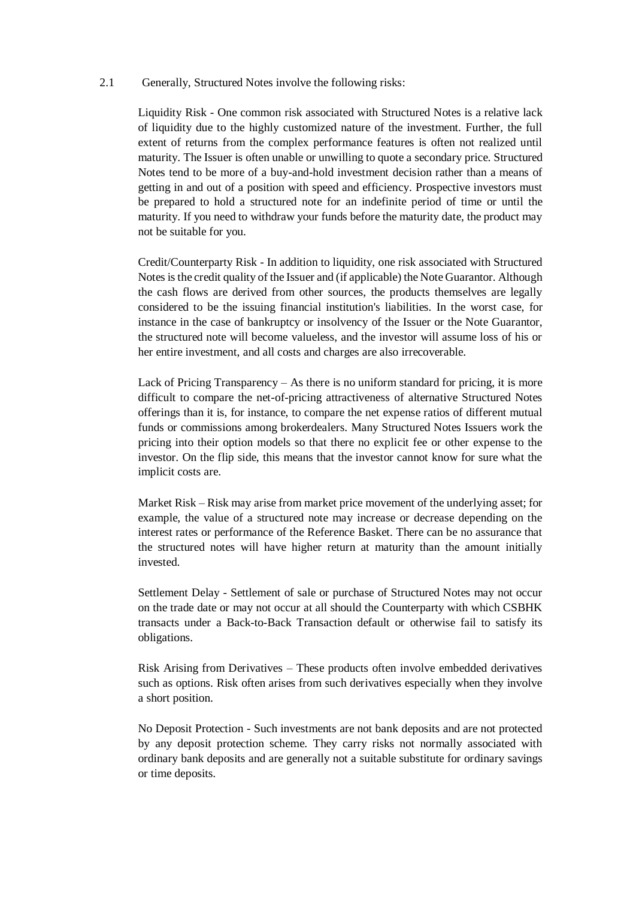2.1 Generally, Structured Notes involve the following risks:

Liquidity Risk - One common risk associated with Structured Notes is a relative lack of liquidity due to the highly customized nature of the investment. Further, the full extent of returns from the complex performance features is often not realized until maturity. The Issuer is often unable or unwilling to quote a secondary price. Structured Notes tend to be more of a buy-and-hold investment decision rather than a means of getting in and out of a position with speed and efficiency. Prospective investors must be prepared to hold a structured note for an indefinite period of time or until the maturity. If you need to withdraw your funds before the maturity date, the product may not be suitable for you.

Credit/Counterparty Risk - In addition to liquidity, one risk associated with Structured Notes is the credit quality of the Issuer and (if applicable) the Note Guarantor. Although the cash flows are derived from other sources, the products themselves are legally considered to be the issuing financial institution's liabilities. In the worst case, for instance in the case of bankruptcy or insolvency of the Issuer or the Note Guarantor, the structured note will become valueless, and the investor will assume loss of his or her entire investment, and all costs and charges are also irrecoverable.

Lack of Pricing Transparency – As there is no uniform standard for pricing, it is more difficult to compare the net-of-pricing attractiveness of alternative Structured Notes offerings than it is, for instance, to compare the net expense ratios of different mutual funds or commissions among brokerdealers. Many Structured Notes Issuers work the pricing into their option models so that there no explicit fee or other expense to the investor. On the flip side, this means that the investor cannot know for sure what the implicit costs are.

Market Risk – Risk may arise from market price movement of the underlying asset; for example, the value of a structured note may increase or decrease depending on the interest rates or performance of the Reference Basket. There can be no assurance that the structured notes will have higher return at maturity than the amount initially invested.

Settlement Delay - Settlement of sale or purchase of Structured Notes may not occur on the trade date or may not occur at all should the Counterparty with which CSBHK transacts under a Back-to-Back Transaction default or otherwise fail to satisfy its obligations.

Risk Arising from Derivatives – These products often involve embedded derivatives such as options. Risk often arises from such derivatives especially when they involve a short position.

No Deposit Protection - Such investments are not bank deposits and are not protected by any deposit protection scheme. They carry risks not normally associated with ordinary bank deposits and are generally not a suitable substitute for ordinary savings or time deposits.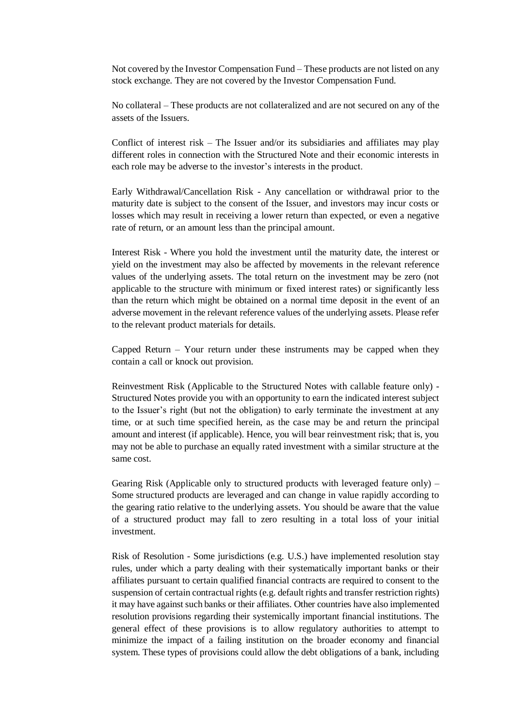Not covered by the Investor Compensation Fund – These products are not listed on any stock exchange. They are not covered by the Investor Compensation Fund.

No collateral – These products are not collateralized and are not secured on any of the assets of the Issuers.

Conflict of interest risk – The Issuer and/or its subsidiaries and affiliates may play different roles in connection with the Structured Note and their economic interests in each role may be adverse to the investor's interests in the product.

Early Withdrawal/Cancellation Risk - Any cancellation or withdrawal prior to the maturity date is subject to the consent of the Issuer, and investors may incur costs or losses which may result in receiving a lower return than expected, or even a negative rate of return, or an amount less than the principal amount.

Interest Risk - Where you hold the investment until the maturity date, the interest or yield on the investment may also be affected by movements in the relevant reference values of the underlying assets. The total return on the investment may be zero (not applicable to the structure with minimum or fixed interest rates) or significantly less than the return which might be obtained on a normal time deposit in the event of an adverse movement in the relevant reference values of the underlying assets. Please refer to the relevant product materials for details.

Capped Return – Your return under these instruments may be capped when they contain a call or knock out provision.

Reinvestment Risk (Applicable to the Structured Notes with callable feature only) - Structured Notes provide you with an opportunity to earn the indicated interest subject to the Issuer's right (but not the obligation) to early terminate the investment at any time, or at such time specified herein, as the case may be and return the principal amount and interest (if applicable). Hence, you will bear reinvestment risk; that is, you may not be able to purchase an equally rated investment with a similar structure at the same cost.

Gearing Risk (Applicable only to structured products with leveraged feature only) – Some structured products are leveraged and can change in value rapidly according to the gearing ratio relative to the underlying assets. You should be aware that the value of a structured product may fall to zero resulting in a total loss of your initial investment.

Risk of Resolution - Some jurisdictions (e.g. U.S.) have implemented resolution stay rules, under which a party dealing with their systematically important banks or their affiliates pursuant to certain qualified financial contracts are required to consent to the suspension of certain contractual rights (e.g. default rights and transfer restriction rights) it may have against such banks or their affiliates. Other countries have also implemented resolution provisions regarding their systemically important financial institutions. The general effect of these provisions is to allow regulatory authorities to attempt to minimize the impact of a failing institution on the broader economy and financial system. These types of provisions could allow the debt obligations of a bank, including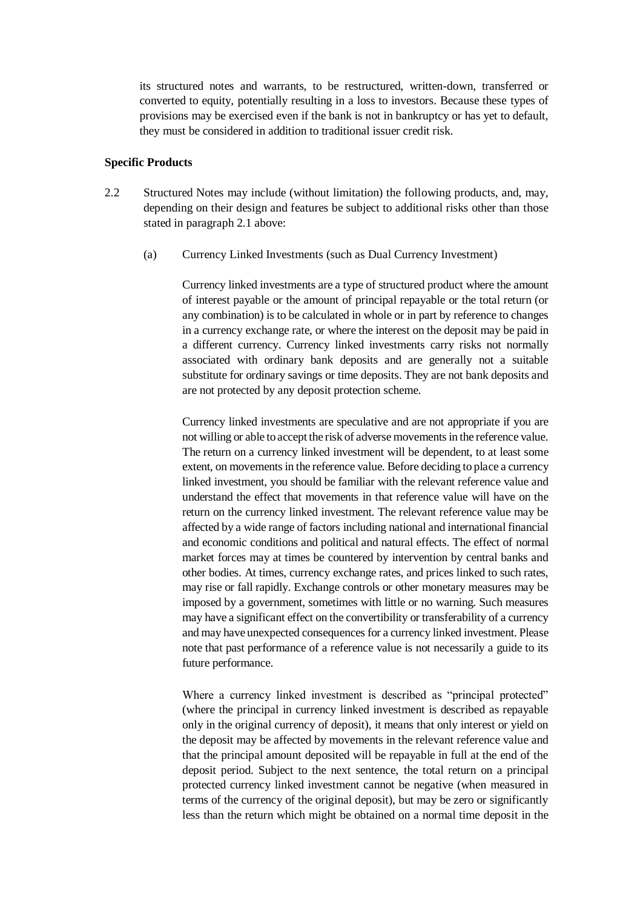its structured notes and warrants, to be restructured, written-down, transferred or converted to equity, potentially resulting in a loss to investors. Because these types of provisions may be exercised even if the bank is not in bankruptcy or has yet to default, they must be considered in addition to traditional issuer credit risk.

**Specific Products**

2.2 Structured Notes may include (without limitation) the following products, and, may, depending on their design and features be subject to additional risks other than those stated in paragraph 2.1 above:

(a) Currency Linked Investments (such as Dual Currency Investment)

Currency linked investments are a type of structured product where the amount of interest payable or the amount of principal repayable or the total return (or any combination) is to be calculated in whole or in part by reference to changes in a currency exchange rate, or where the interest on the deposit may be paid in a different currency. Currency linked investments carry risks not normally associated with ordinary bank deposits and are generally not a suitable substitute for ordinary savings or time deposits. They are not bank deposits and are not protected by any deposit protection scheme.

Currency linked investments are speculative and are not appropriate if you are not willing or able to accept the risk of adverse movements in the reference value. The return on a currency linked investment will be dependent, to at least some extent, on movements in the reference value. Before deciding to place a currency linked investment, you should be familiar with the relevant reference value and understand the effect that movements in that reference value will have on the return on the currency linked investment. The relevant reference value may be affected by a wide range of factors including national and international financial and economic conditions and political and natural effects. The effect of normal market forces may at times be countered by intervention by central banks and other bodies. At times, currency exchange rates, and prices linked to such rates, may rise or fall rapidly. Exchange controls or other monetary measures may be imposed by a government, sometimes with little or no warning. Such measures may have a significant effect on the convertibility or transferability of a currency and may have unexpected consequences for a currency linked investment. Please note that past performance of a reference value is not necessarily a guide to its future performance.

Where a currency linked investment is described as "principal protected" (where the principal in currency linked investment is described as repayable only in the original currency of deposit), it means that only interest or yield on the deposit may be affected by movements in the relevant reference value and that the principal amount deposited will be repayable in full at the end of the deposit period. Subject to the next sentence, the total return on a principal protected currency linked investment cannot be negative (when measured in terms of the currency of the original deposit), but may be zero or significantly less than the return which might be obtained on a normal time deposit in the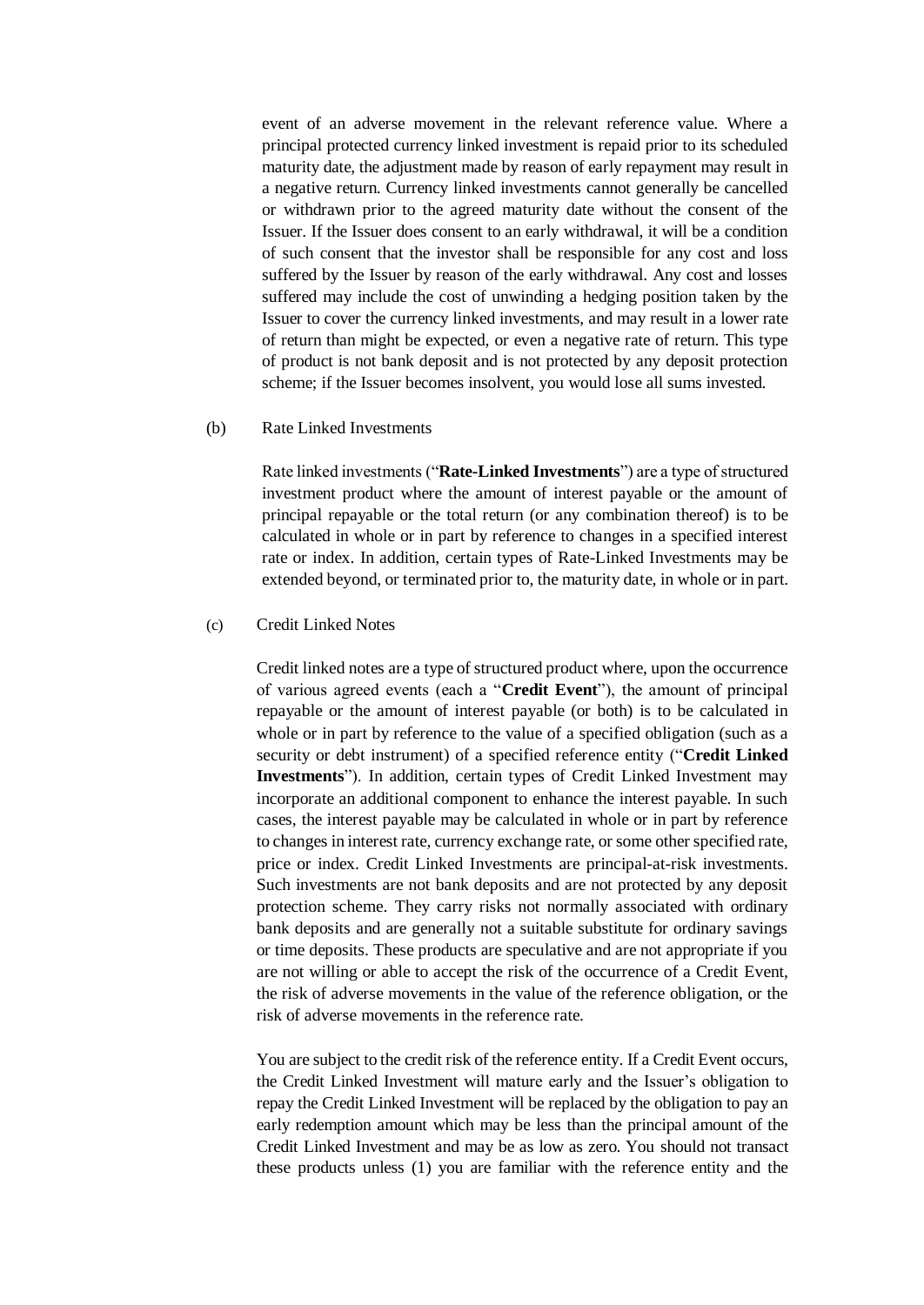event of an adverse movement in the relevant reference value. Where a principal protected currency linked investment is repaid prior to its scheduled maturity date, the adjustment made by reason of early repayment may result in a negative return. Currency linked investments cannot generally be cancelled or withdrawn prior to the agreed maturity date without the consent of the Issuer. If the Issuer does consent to an early withdrawal, it will be a condition of such consent that the investor shall be responsible for any cost and loss suffered by the Issuer by reason of the early withdrawal. Any cost and losses suffered may include the cost of unwinding a hedging position taken by the Issuer to cover the currency linked investments, and may result in a lower rate of return than might be expected, or even a negative rate of return. This type of product is not bank deposit and is not protected by any deposit protection scheme; if the Issuer becomes insolvent, you would lose all sums invested.

(b) Rate Linked Investments

Rate linked investments ("**Rate-Linked Investments**") are a type of structured investment product where the amount of interest payable or the amount of principal repayable or the total return (or any combination thereof) is to be calculated in whole or in part by reference to changes in a specified interest rate or index. In addition, certain types of Rate-Linked Investments may be extended beyond, or terminated prior to, the maturity date, in whole or in part.

(c) Credit Linked Notes

Credit linked notes are a type of structured product where, upon the occurrence of various agreed events (each a "**Credit Event**"), the amount of principal repayable or the amount of interest payable (or both) is to be calculated in whole or in part by reference to the value of a specified obligation (such as a security or debt instrument) of a specified reference entity ("**Credit Linked Investments**"). In addition, certain types of Credit Linked Investment may incorporate an additional component to enhance the interest payable. In such cases, the interest payable may be calculated in whole or in part by reference to changes in interest rate, currency exchange rate, or some other specified rate, price or index. Credit Linked Investments are principal-at-risk investments. Such investments are not bank deposits and are not protected by any deposit protection scheme. They carry risks not normally associated with ordinary bank deposits and are generally not a suitable substitute for ordinary savings or time deposits. These products are speculative and are not appropriate if you are not willing or able to accept the risk of the occurrence of a Credit Event, the risk of adverse movements in the value of the reference obligation, or the risk of adverse movements in the reference rate.

You are subject to the credit risk of the reference entity. If a Credit Event occurs, the Credit Linked Investment will mature early and the Issuer's obligation to repay the Credit Linked Investment will be replaced by the obligation to pay an early redemption amount which may be less than the principal amount of the Credit Linked Investment and may be as low as zero. You should not transact these products unless (1) you are familiar with the reference entity and the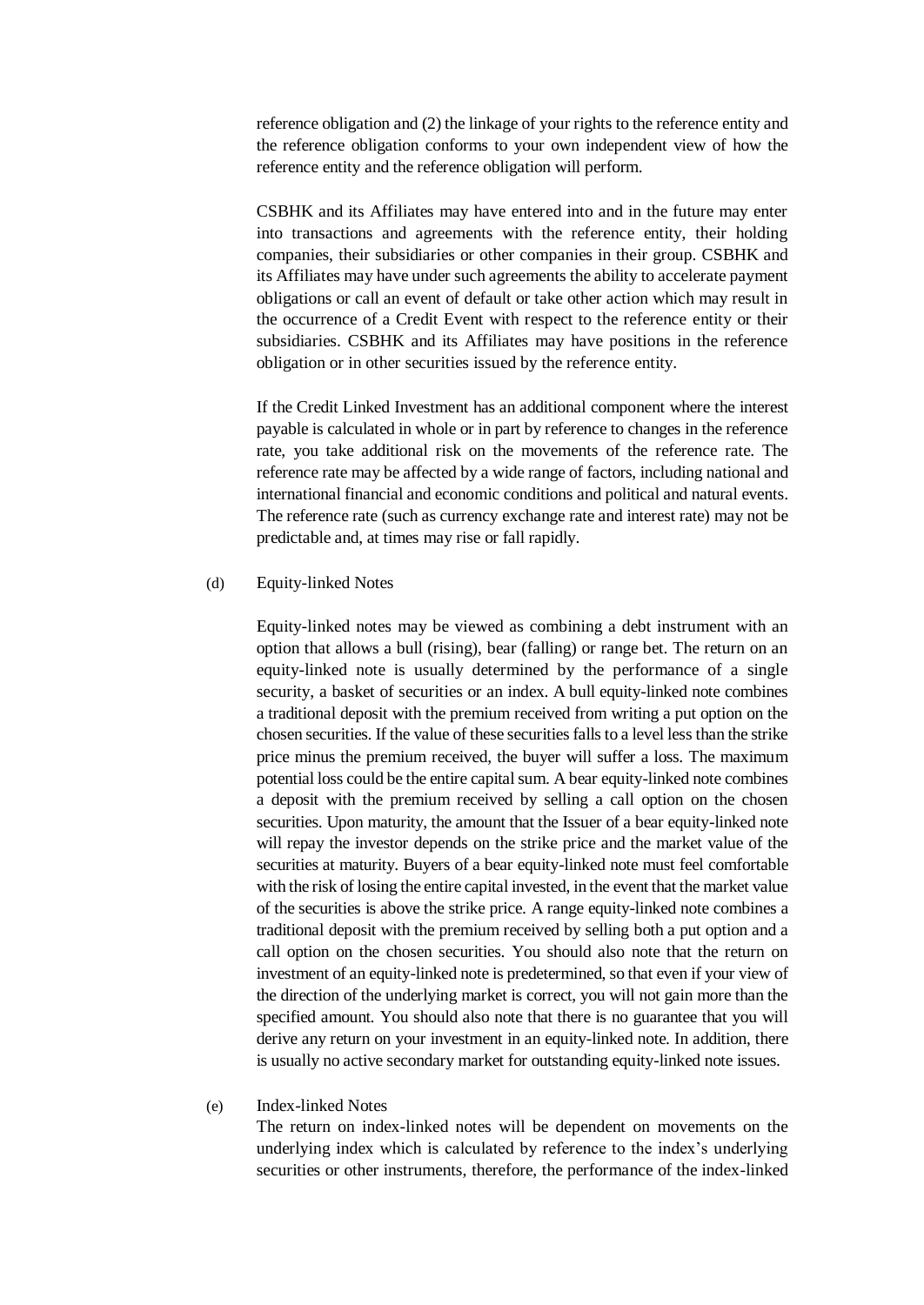reference obligation and (2) the linkage of your rights to the reference entity and the reference obligation conforms to your own independent view of how the reference entity and the reference obligation will perform.

CSBHK and its Affiliates may have entered into and in the future may enter into transactions and agreements with the reference entity, their holding companies, their subsidiaries or other companies in their group. CSBHK and its Affiliates may have under such agreements the ability to accelerate payment obligations or call an event of default or take other action which may result in the occurrence of a Credit Event with respect to the reference entity or their subsidiaries. CSBHK and its Affiliates may have positions in the reference obligation or in other securities issued by the reference entity.

If the Credit Linked Investment has an additional component where the interest payable is calculated in whole or in part by reference to changes in the reference rate, you take additional risk on the movements of the reference rate. The reference rate may be affected by a wide range of factors, including national and international financial and economic conditions and political and natural events. The reference rate (such as currency exchange rate and interest rate) may not be predictable and, at times may rise or fall rapidly.

(d) Equity-linked Notes

Equity-linked notes may be viewed as combining a debt instrument with an option that allows a bull (rising), bear (falling) or range bet. The return on an equity-linked note is usually determined by the performance of a single security, a basket of securities or an index. A bull equity-linked note combines a traditional deposit with the premium received from writing a put option on the chosen securities. If the value of these securities falls to a level less than the strike price minus the premium received, the buyer will suffer a loss. The maximum potential loss could be the entire capital sum. A bear equity-linked note combines a deposit with the premium received by selling a call option on the chosen securities. Upon maturity, the amount that the Issuer of a bear equity-linked note will repay the investor depends on the strike price and the market value of the securities at maturity. Buyers of a bear equity-linked note must feel comfortable with the risk of losing the entire capital invested, in the event that the market value of the securities is above the strike price. A range equity-linked note combines a traditional deposit with the premium received by selling both a put option and a call option on the chosen securities. You should also note that the return on investment of an equity-linked note is predetermined, so that even if your view of the direction of the underlying market is correct, you will not gain more than the specified amount. You should also note that there is no guarantee that you will derive any return on your investment in an equity-linked note. In addition, there is usually no active secondary market for outstanding equity-linked note issues.

(e) Index-linked Notes

The return on index-linked notes will be dependent on movements on the underlying index which is calculated by reference to the index's underlying securities or other instruments, therefore, the performance of the index-linked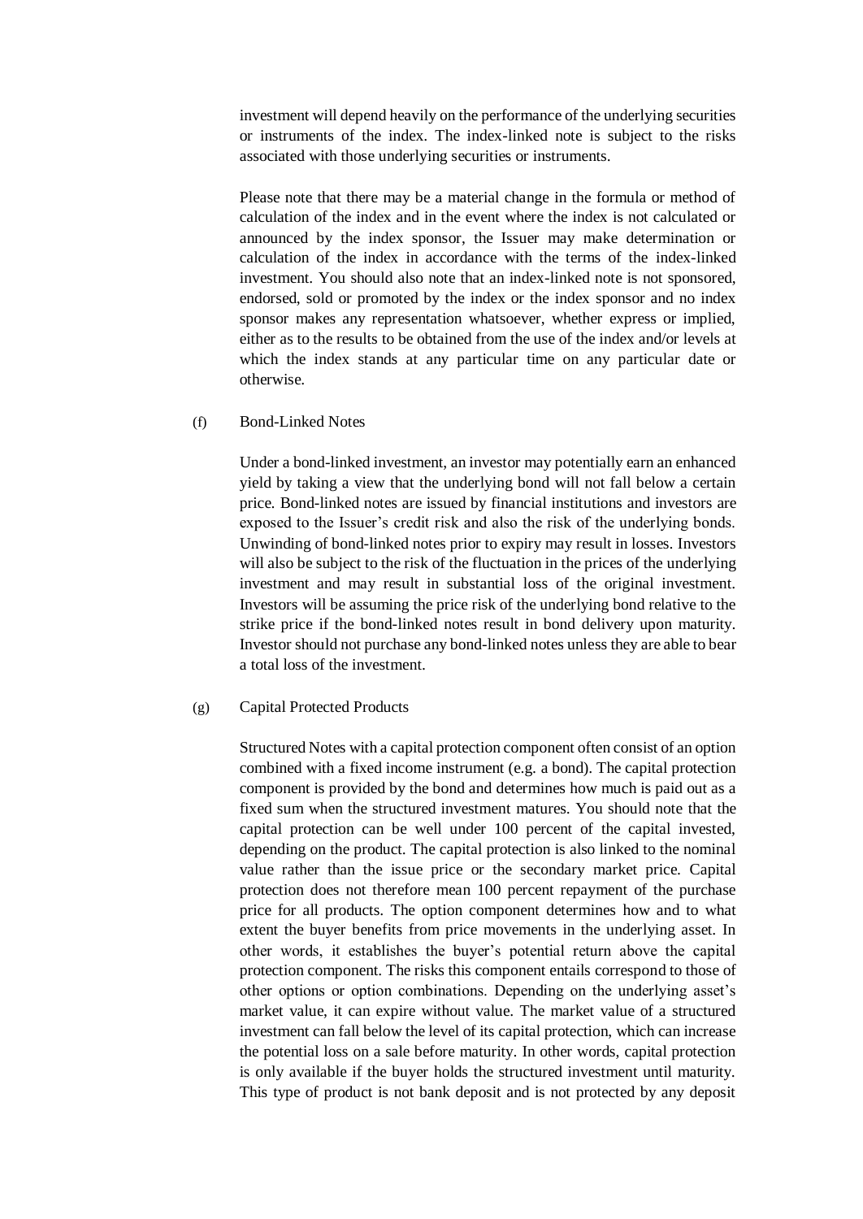investment will depend heavily on the performance of the underlying securities or instruments of the index. The index-linked note is subject to the risks associated with those underlying securities or instruments.

Please note that there may be a material change in the formula or method of calculation of the index and in the event where the index is not calculated or announced by the index sponsor, the Issuer may make determination or calculation of the index in accordance with the terms of the index-linked investment. You should also note that an index-linked note is not sponsored, endorsed, sold or promoted by the index or the index sponsor and no index sponsor makes any representation whatsoever, whether express or implied, either as to the results to be obtained from the use of the index and/or levels at which the index stands at any particular time on any particular date or otherwise.

(f) Bond-Linked Notes

Under a bond-linked investment, an investor may potentially earn an enhanced yield by taking a view that the underlying bond will not fall below a certain price. Bond-linked notes are issued by financial institutions and investors are exposed to the Issuer's credit risk and also the risk of the underlying bonds. Unwinding of bond-linked notes prior to expiry may result in losses. Investors will also be subject to the risk of the fluctuation in the prices of the underlying investment and may result in substantial loss of the original investment. Investors will be assuming the price risk of the underlying bond relative to the strike price if the bond-linked notes result in bond delivery upon maturity. Investor should not purchase any bond-linked notes unless they are able to bear a total loss of the investment.

(g) Capital Protected Products

Structured Notes with a capital protection component often consist of an option combined with a fixed income instrument (e.g. a bond). The capital protection component is provided by the bond and determines how much is paid out as a fixed sum when the structured investment matures. You should note that the capital protection can be well under 100 percent of the capital invested, depending on the product. The capital protection is also linked to the nominal value rather than the issue price or the secondary market price. Capital protection does not therefore mean 100 percent repayment of the purchase price for all products. The option component determines how and to what extent the buyer benefits from price movements in the underlying asset. In other words, it establishes the buyer's potential return above the capital protection component. The risks this component entails correspond to those of other options or option combinations. Depending on the underlying asset's market value, it can expire without value. The market value of a structured investment can fall below the level of its capital protection, which can increase the potential loss on a sale before maturity. In other words, capital protection is only available if the buyer holds the structured investment until maturity. This type of product is not bank deposit and is not protected by any deposit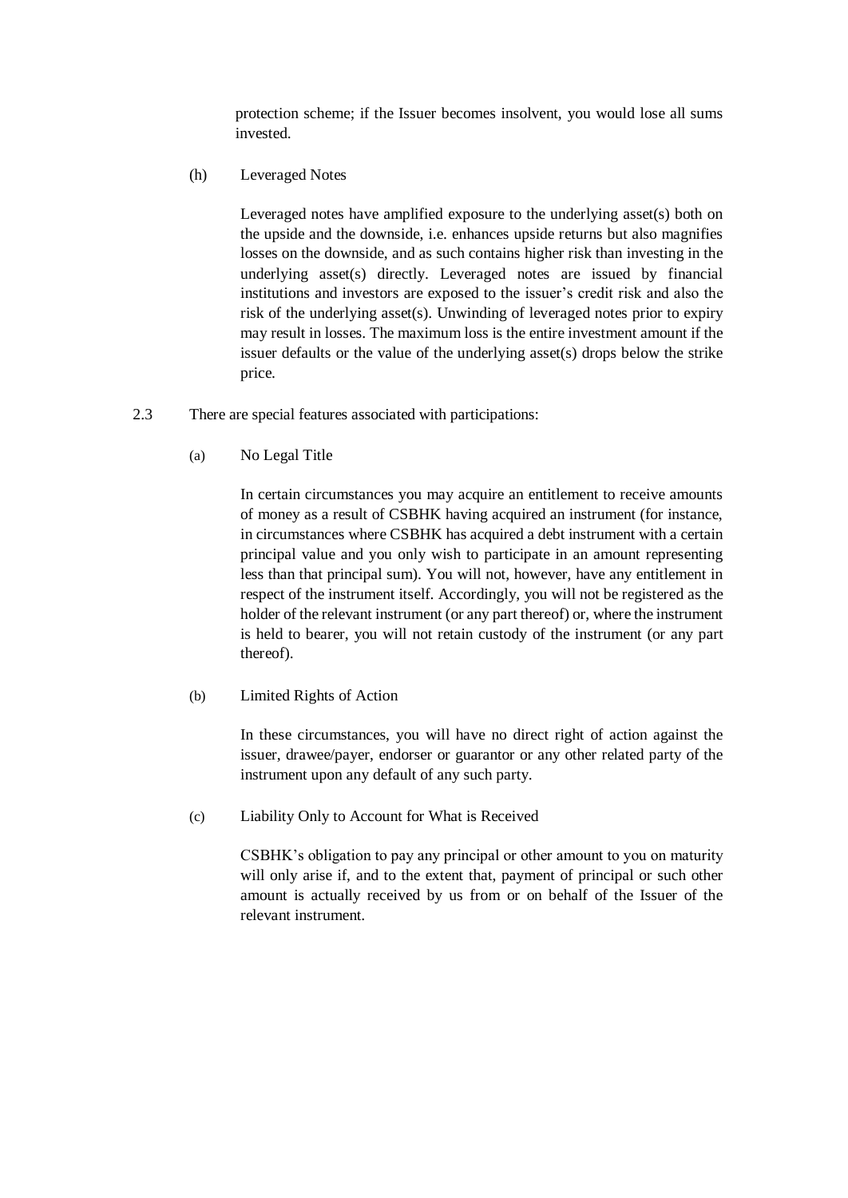protection scheme; if the Issuer becomes insolvent, you would lose all sums invested.

(h) Leveraged Notes

Leveraged notes have amplified exposure to the underlying asset(s) both on the upside and the downside, i.e. enhances upside returns but also magnifies losses on the downside, and as such contains higher risk than investing in the underlying asset(s) directly. Leveraged notes are issued by financial institutions and investors are exposed to the issuer's credit risk and also the risk of the underlying asset(s). Unwinding of leveraged notes prior to expiry may result in losses. The maximum loss is the entire investment amount if the issuer defaults or the value of the underlying asset(s) drops below the strike price.

2.3 There are special features associated with participations:

(a) No Legal Title

In certain circumstances you may acquire an entitlement to receive amounts of money as a result of CSBHK having acquired an instrument (for instance, in circumstances where CSBHK has acquired a debt instrument with a certain principal value and you only wish to participate in an amount representing less than that principal sum). You will not, however, have any entitlement in respect of the instrument itself. Accordingly, you will not be registered as the holder of the relevant instrument (or any part thereof) or, where the instrument is held to bearer, you will not retain custody of the instrument (or any part thereof).

(b) Limited Rights of Action

In these circumstances, you will have no direct right of action against the issuer, drawee/payer, endorser or guarantor or any other related party of the instrument upon any default of any such party.

(c) Liability Only to Account for What is Received

CSBHK's obligation to pay any principal or other amount to you on maturity will only arise if, and to the extent that, payment of principal or such other amount is actually received by us from or on behalf of the Issuer of the relevant instrument.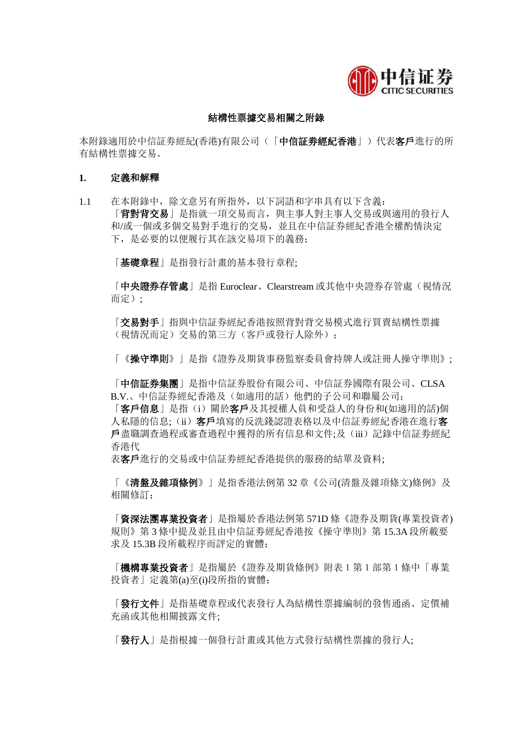## 結構性票據交易相關之附錄

本附錄適用於中信証券經紀(香港)有限公司（「**中信証券經紀香港**」）代表**客戶**進行的所有結構性票據交易。

### 1. 定義和解釋

1.1 在本附錄中，除文意另有所指外，以下詞語和字串具有以下含義：

「**背對背交易**」是指就一項交易而言，與主事人對主事人交易或與適用的發行人和/或一個或多個交易對手進行的交易，並且在中信証券經紀香港全權酌情決定下，是必要的以便履行其在該交易項下的義務；

「**基礎章程**」是指發行計畫的基本發行章程;

「**中央證券存管處**」是指 Euroclear、Clearstream 或其他中央證券存管處（視情況而定）;

「**交易對手**」指與中信証券經紀香港按照背對背交易模式進行買賣結構性票據（視情況而定）交易的第三方（客戶或發行人除外）；

「《**操守準則**》」是指《證券及期貨事務監察委員會持牌人或註冊人操守準則》;

「**中信証券集團**」是指中信証券股份有限公司、中信証券國際有限公司、CLSA B.V.、中信証券經紀香港及（如適用的話）他們的子公司和聯屬公司;

「**客戶信息**」是指（i）關於**客戶**及其授權人員和受益人的身份和(如適用的話)個人私隱的信息;（ii）**客戶**填寫的反洗錢認證表格以及中信証券經紀香港在進行**客戶**盡職調查過程或審查過程中獲得的所有信息和文件;及（iii）記錄中信証券經紀香港代表**客戶**進行的交易或中信証券經紀香港提供的服務的結單及資料;

「《**清盤及雜項條例**》」是指香港法例第 32 章《公司(清盤及雜項條文)條例》及相關修訂;

「**資深法團專業投資者**」是指屬於香港法例第 571D 條《證券及期貨(專業投資者)規則》第 3 條中提及並且由中信証券經紀香港按《操守準則》第 15.3A 段所載要求及 15.3B 段所載程序而評定的實體;

「**機構專業投資者**」是指屬於《證券及期貨條例》附表 1 第 1 部第 1 條中「專業投資者」定義第(a)至(i)段所指的實體;

「**發行文件**」是指基礎章程或代表發行人為結構性票據編制的發售通函、定價補充函或其他相關披露文件;

「**發行人**」是指根據一個發行計畫或其他方式發行結構性票據的發行人;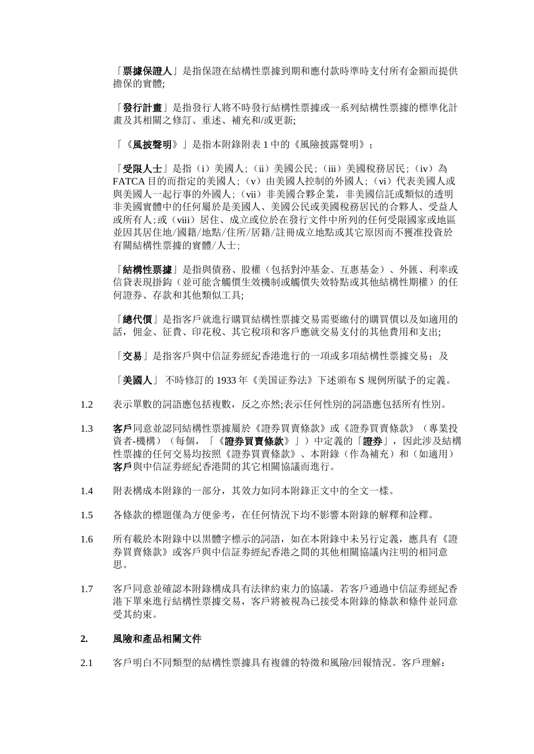「**票據保證人**」是指保證在結構性票據到期和應付款時準時支付所有金額而提供擔保的實體;

「**發行計畫**」是指發行人將不時發行結構性票據或一系列結構性票據的標準化計畫及其相關之修訂、重述、補充和/或更新;

「《**風披聲明**》」是指本附錄附表 1 中的《風險披露聲明》；

「**受限人士**」是指（i）美國人;（ii）美國公民;（iii）美國稅務居民;（iv）為 FATCA 目的而指定的美國人;（v）由美國人控制的外國人;（vi）代表美國人或與美國人一起行事的外國人;（vii）非美國合夥企業，非美國信託或類似的透明非美國實體中的任何屬於是美國人、美國公民或美國稅務居民的合夥人、受益人或所有人;或（viii）居住、成立或位於在發行文件中所列的任何受限國家或地區並因其居住地/國籍/地點/住所/居籍/註冊成立地點或其它原因而不獲准投資於有關結構性票據的實體/人士;

「**結構性票據**」是指與債務、股權（包括對沖基金、互惠基金）、外匯、利率或信貸表現掛鈎（並可能含觸價生效機制或觸價失效特點或其他結構性期權）的任何證券、存款和其他類似工具;

「**總代價**」是指客戶就進行購買結構性票據交易需要繳付的購買價以及如適用的話，佣金、征費、印花稅、其它稅項和客戶應就交易支付的其他費用和支出;

「**交易**」是指客戶與中信証券經紀香港進行的一項或多項結構性票據交易；及

「**美國人**」 不時修訂的 1933 年《美国证券法》下述頒布 S 規例所賦予的定義。

1.2 表示單數的詞語應包括複數，反之亦然;表示任何性別的詞語應包括所有性別。

1.3 **客戶**同意並認同結構性票據屬於《證券買賣條款》或《證券買賣條款》（專業投資者-機構）（每個，「《**證券買賣條款**》」）中定義的「**證券**」，因此涉及結構性票據的任何交易均按照《證券買賣條款》、本附錄（作為補充）和（如適用）**客戶**與中信証券經紀香港間的其它相關協議而進行。

1.4 附表構成本附錄的一部分，其效力如同本附錄正文中的全文一樣。

1.5 各條款的標題僅為方便參考，在任何情況下均不影響本附錄的解釋和詮釋。

1.6 所有載於本附錄中以黑體字標示的詞語，如在本附錄中未另行定義，應具有《證券買賣條款》或客戶與中信証券經紀香港之間的其他相關協議內注明的相同意思。

1.7 客戶同意並確認本附錄構成具有法律約束力的協議。若客戶通過中信証券經紀香港下單來進行結構性票據交易，客戶將被視為已接受本附錄的條款和條件並同意受其約束。

## 2. 風險和產品相關文件

2.1 客戶明白不同類型的結構性票據具有複雜的特徵和風險/回報情況。客戶理解：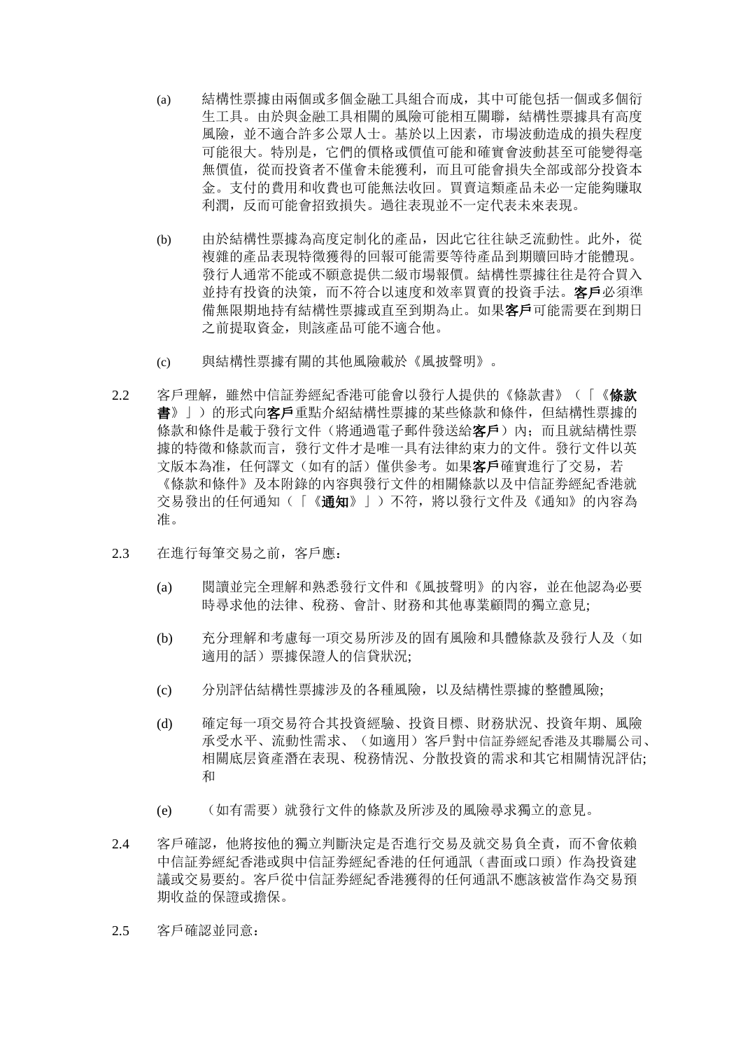(a) 結構性票據由兩個或多個金融工具組合而成，其中可能包括一個或多個衍生工具。由於與金融工具相關的風險可能相互關聯，結構性票據具有高度風險，並不適合許多公眾人士。基於以上因素，市場波動造成的損失程度可能很大。特別是，它們的價格或價值可能和確實會波動甚至可能變得毫無價值，從而投資者不僅會未能獲利，而且可能會損失全部或部分投資本金。支付的費用和收費也可能無法收回。買賣這類產品未必一定能夠賺取利潤，反而可能會招致損失。過往表現並不一定代表未來表現。

(b) 由於結構性票據為高度定制化的產品，因此它往往缺乏流動性。此外，從複雜的產品表現特徵獲得的回報可能需要等待產品到期贖回時才能體現。發行人通常不能或不願意提供二級市場報價。結構性票據往往是符合買入並持有投資的決策，而不符合以速度和效率買賣的投資手法。**客戶**必須準備無限期地持有結構性票據或直至到期為止。如果**客戶**可能需要在到期日之前提取資金，則該產品可能不適合他。

(c) 與結構性票據有關的其他風險載於《風披聲明》。

2.2 客戶理解，雖然中信証券經紀香港可能會以發行人提供的《條款書》（「《**條款書**》」）的形式向**客戶**重點介紹結構性票據的某些條款和條件，但結構性票據的條款和條件是載于發行文件（將通過電子郵件發送給**客戶**）內；而且就結構性票據的特徵和條款而言，發行文件才是唯一具有法律約束力的文件。發行文件以英文版本為准，任何譯文（如有的話）僅供參考。如果**客戶**確實進行了交易，若《條款和條件》及本附錄的內容與發行文件的相關條款以及中信証券經紀香港就交易發出的任何通知（「《**通知**》」）不符，將以發行文件及《通知》的內容為准。

2.3 在進行每筆交易之前，客戶應：

(a) 閱讀並完全理解和熟悉發行文件和《風披聲明》的內容，並在他認為必要時尋求他的法律、稅務、會計、財務和其他專業顧問的獨立意見;

(b) 充分理解和考慮每一項交易所涉及的固有風險和具體條款及發行人及（如適用的話）票據保證人的信貸狀況;

(c) 分別評估結構性票據涉及的各種風險，以及結構性票據的整體風險;

(d) 確定每一項交易符合其投資經驗、投資目標、財務狀況、投資年期、風險承受水平、流動性需求、（如適用）客戶對中信証券經紀香港及其聯屬公司、相關底层資產潛在表現、稅務情況、分散投資的需求和其它相關情況評估; 和

(e) （如有需要）就發行文件的條款及所涉及的風險尋求獨立的意見。

2.4 客戶確認，他將按他的獨立判斷決定是否進行交易及就交易負全責，而不會依賴中信証券經紀香港或與中信証券經紀香港的任何通訊（書面或口頭）作為投資建議或交易要約。客戶從中信証券經紀香港獲得的任何通訊不應該被當作為交易預期收益的保證或擔保。

2.5 客戶確認並同意：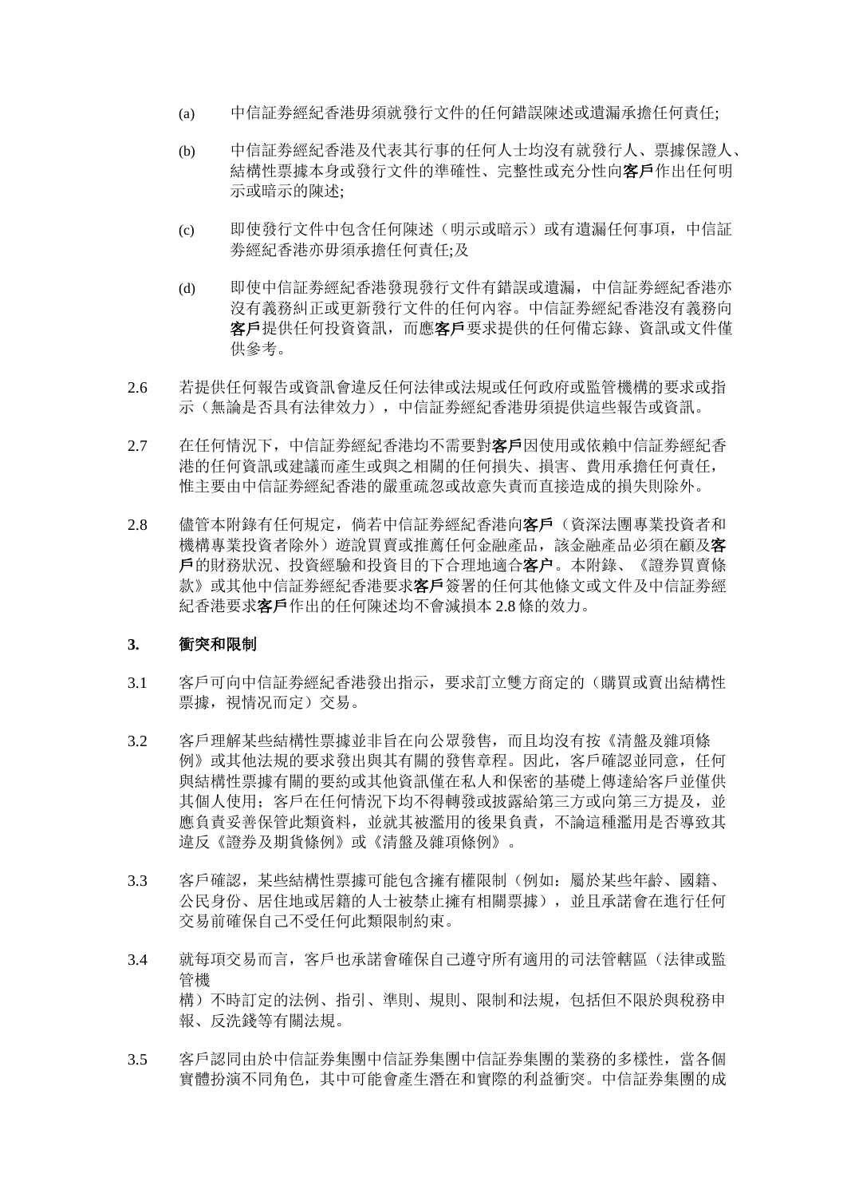(a) 中信証券經紀香港毋須就發行文件的任何錯誤陳述或遺漏承擔任何責任;

(b) 中信証券經紀香港及代表其行事的任何人士均沒有就發行人、票據保證人、結構性票據本身或發行文件的準確性、完整性或充分性向**客戶**作出任何明示或暗示的陳述;

(c) 即使發行文件中包含任何陳述（明示或暗示）或有遺漏任何事項，中信証券經紀香港亦毋須承擔任何責任;及

(d) 即使中信証券經紀香港發現發行文件有錯誤或遺漏，中信証券經紀香港亦沒有義務糾正或更新發行文件的任何內容。中信証券經紀香港沒有義務向**客戶**提供任何投資資訊，而應**客戶**要求提供的任何備忘錄、資訊或文件僅供參考。

2.6 若提供任何報告或資訊會違反任何法律或法規或任何政府或監管機構的要求或指示（無論是否具有法律效力），中信証券經紀香港毋須提供這些報告或資訊。

2.7 在任何情況下，中信証券經紀香港均不需要對**客戶**因使用或依賴中信証券經紀香港的任何資訊或建議而產生或與之相關的任何損失、損害、費用承擔任何責任，惟主要由中信証券經紀香港的嚴重疏忽或故意失責而直接造成的損失則除外。

2.8 儘管本附錄有任何規定，倘若中信証券經紀香港向**客戶**（資深法團專業投資者和機構專業投資者除外）遊說買賣或推薦任何金融產品，該金融產品必須在顧及**客戶**的財務狀況、投資經驗和投資目的下合理地適合**客户**。本附錄、《證券買賣條款》或其他中信証券經紀香港要求**客戶**簽署的任何其他條文或文件及中信証券經紀香港要求**客戶**作出的任何陳述均不會減損本 2.8 條的效力。

### 3. 衝突和限制

3.1 客戶可向中信証券經紀香港發出指示，要求訂立雙方商定的（購買或賣出結構性票據，視情況而定）交易。

3.2 客戶理解某些結構性票據並非旨在向公眾發售，而且均沒有按《清盤及雜項條例》或其他法規的要求發出與其有關的發售章程。因此，客戶確認並同意，任何與結構性票據有關的要約或其他資訊僅在私人和保密的基礎上傳達給客戶並僅供其個人使用；客戶在任何情況下均不得轉發或披露給第三方或向第三方提及，並應負責妥善保管此類資料，並就其被濫用的後果負責，不論這種濫用是否導致其違反《證券及期貨條例》或《清盤及雜項條例》。

3.3 客戶確認，某些結構性票據可能包含擁有權限制（例如：屬於某些年齡、國籍、公民身份、居住地或居籍的人士被禁止擁有相關票據），並且承諾會在進行任何交易前確保自己不受任何此類限制約束。

3.4 就每項交易而言，客戶也承諾會確保自己遵守所有適用的司法管轄區（法律或監管機構）不時訂定的法例、指引、準則、規則、限制和法規，包括但不限於與稅務申報、反洗錢等有關法規。

3.5 客戶認同由於中信証券集團中信証券集團中信証券集團的業務的多樣性，當各個實體扮演不同角色，其中可能會產生潛在和實際的利益衝突。中信証券集團的成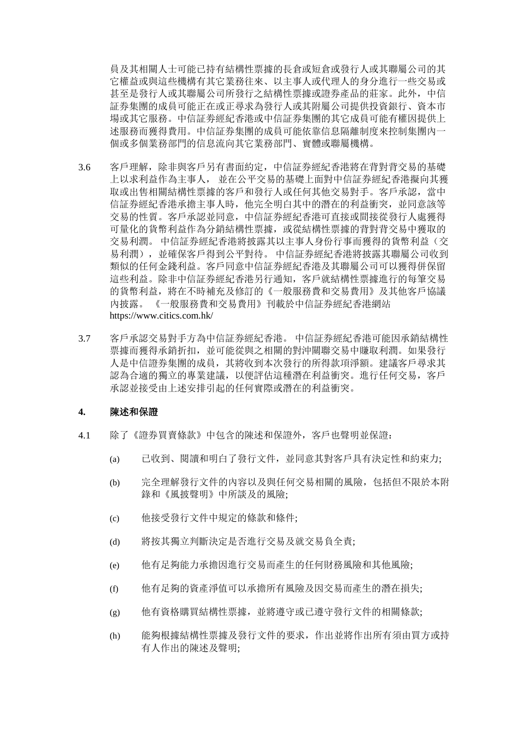員及其相關人士可能已持有結構性票據的長倉或短倉或發行人或其聯屬公司的其它權益或與這些機構有其它業務往來、以主事人或代理人的身分進行一些交易或甚至是發行人或其聯屬公司所發行之結構性票據或證券產品的莊家。此外，中信証券集團的成員可能正在或正尋求為發行人或其附屬公司提供投資銀行、資本市場或其它服務。中信証券經紀香港或中信証券集團的其它成員可能有權因提供上述服務而獲得費用。中信証券集團的成員可能依靠信息隔離制度來控制集團內一個或多個業務部門的信息流向其它業務部門、實體或聯屬機構。

3.6 客戶理解，除非與客戶另有書面約定，中信証券經紀香港將在背對背交易的基礎上以求利益作為主事人， 並在公平交易的基礎上面對中信証券經紀香港擬向其獲取或出售相關結構性票據的客戶和發行人或任何其他交易對手。客戶承認，當中信証券經紀香港承擔主事人時，他完全明白其中的潛在的利益衝突，並同意該等交易的性質。客戶承認並同意，中信証券經紀香港可直接或間接從發行人處獲得可量化的貨幣利益作為分銷結構性票據，或從結構性票據的背對背交易中獲取的交易利潤。 中信証券經紀香港將披露其以主事人身份行事而獲得的貨幣利益（交易利潤），並確保客戶得到公平對待。 中信証券經紀香港將披露其聯屬公司收到類似的任何金錢利益。客戶同意中信証券經紀香港及其聯屬公司可以獲得併保留這些利益。除非中信証券經紀香港另行通知，客戶就結構性票據進行的每筆交易的貨幣利益，將在不時補充及修訂的《一般服務費和交易費用》及其他客戶協議內披露。 《一般服務費和交易費用》刊載於中信証券經紀香港網站 https://www.citics.com.hk/

3.7 客戶承認交易對手方為中信証券經紀香港。 中信証券經紀香港可能因承銷結構性票據而獲得承銷折扣，並可能從與之相關的對沖關聯交易中賺取利潤。如果發行人是中信證券集團的成員，其將收到本次發行的所得款項淨額。建議客戶尋求其認為合適的獨立的專業建議，以便評估這種潛在利益衝突。進行任何交易，客戶承認並接受由上述安排引起的任何實際或潛在的利益衝突。

**4. 陳述和保證**

4.1 除了《證券買賣條款》中包含的陳述和保證外，客戶也聲明並保證：

(a) 已收到、閱讀和明白了發行文件，並同意其對客戶具有決定性和約束力;

(b) 完全理解發行文件的內容以及與任何交易相關的風險，包括但不限於本附錄和《風披聲明》中所談及的風險;

(c) 他接受發行文件中規定的條款和條件;

(d) 將按其獨立判斷決定是否進行交易及就交易負全責;

(e) 他有足夠能力承擔因進行交易而產生的任何財務風險和其他風險;

(f) 他有足夠的資產淨值可以承擔所有風險及因交易而產生的潛在損失;

(g) 他有資格購買結構性票據，並將遵守或已遵守發行文件的相關條款;

(h) 能夠根據結構性票據及發行文件的要求，作出並將作出所有須由買方或持有人作出的陳述及聲明;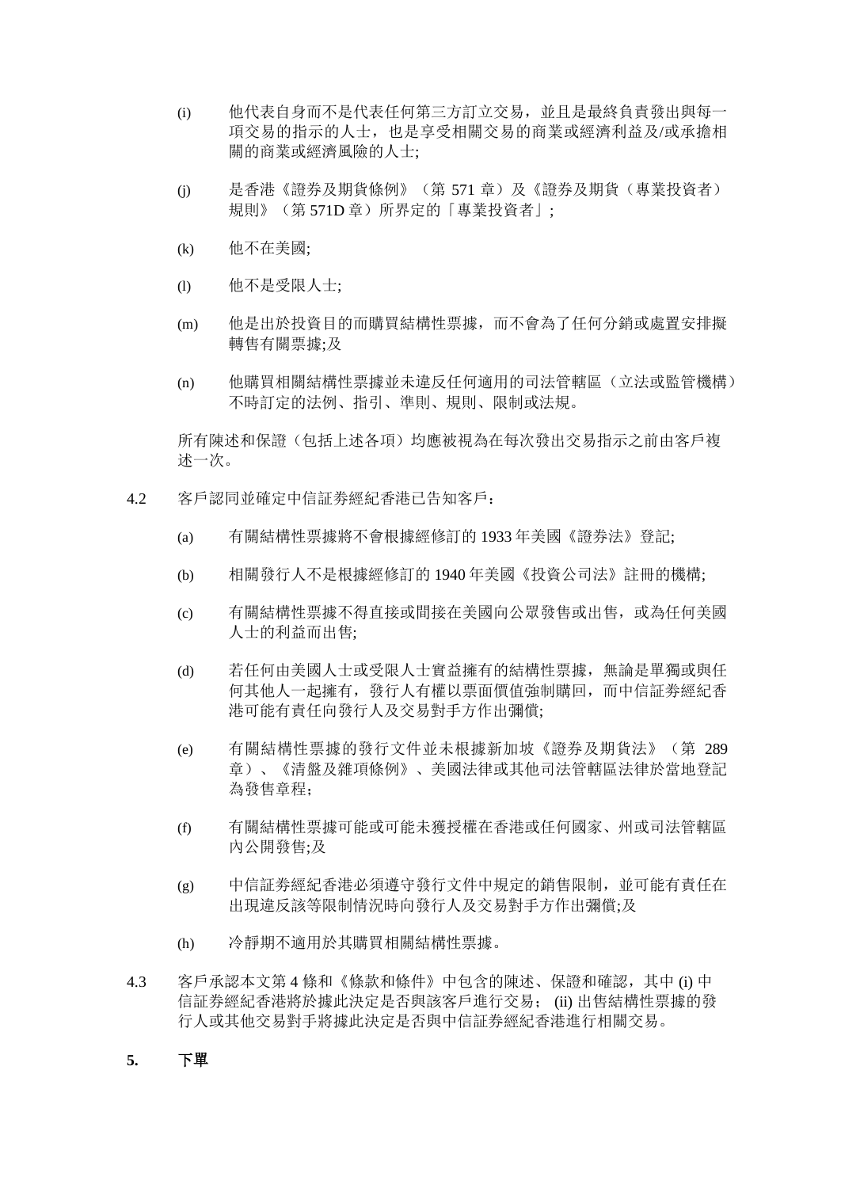(i) 他代表自身而不是代表任何第三方訂立交易，並且是最終負責發出與每一項交易的指示的人士，也是享受相關交易的商業或經濟利益及/或承擔相關的商業或經濟風險的人士;

(j) 是香港《證券及期貨條例》（第 571 章）及《證券及期貨（專業投資者）規則》（第 571D 章）所界定的「專業投資者」;

(k) 他不在美國;

(l) 他不是受限人士;

(m) 他是出於投資目的而購買結構性票據，而不會為了任何分銷或處置安排擬轉售有關票據;及

(n) 他購買相關結構性票據並未違反任何適用的司法管轄區（立法或監管機構）不時訂定的法例、指引、準則、規則、限制或法規。

所有陳述和保證（包括上述各項）均應被視為在每次發出交易指示之前由客戶複述一次。

4.2 客戶認同並確定中信証券經紀香港已告知客戶：

(a) 有關結構性票據將不會根據經修訂的 1933 年美國《證券法》登記;

(b) 相關發行人不是根據經修訂的 1940 年美國《投資公司法》註冊的機構;

(c) 有關結構性票據不得直接或間接在美國向公眾發售或出售，或為任何美國人士的利益而出售;

(d) 若任何由美國人士或受限人士實益擁有的結構性票據，無論是單獨或與任何其他人一起擁有，發行人有權以票面價值強制購回，而中信証券經紀香港可能有責任向發行人及交易對手方作出彌償;

(e) 有關結構性票據的發行文件並未根據新加坡《證券及期貨法》（第 289 章）、《清盤及雜項條例》、美國法律或其他司法管轄區法律於當地登記為發售章程;

(f) 有關結構性票據可能或可能未獲授權在香港或任何國家、州或司法管轄區內公開發售;及

(g) 中信証券經紀香港必須遵守發行文件中規定的銷售限制，並可能有責任在出現違反該等限制情況時向發行人及交易對手方作出彌償;及

(h) 冷靜期不適用於其購買相關結構性票據。

4.3 客戶承認本文第 4 條和《條款和條件》中包含的陳述、保證和確認，其中 (i) 中信証券經紀香港將於據此決定是否與該客戶進行交易； (ii) 出售結構性票據的發行人或其他交易對手將據此決定是否與中信証券經紀香港進行相關交易。

**5. 下單**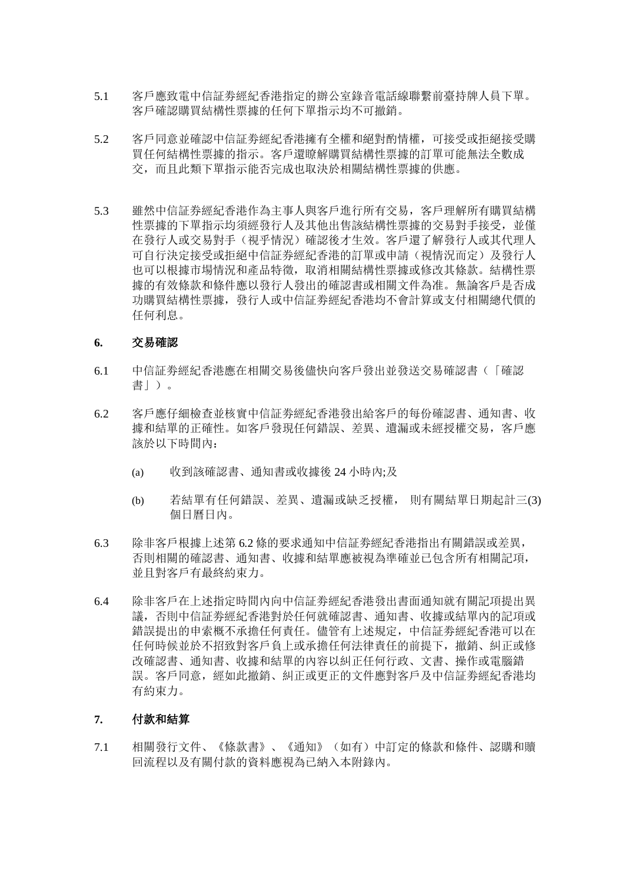5.1 客戶應致電中信証券經紀香港指定的辦公室錄音電話線聯繫前臺持牌人員下單。客戶確認購買結構性票據的任何下單指示均不可撤銷。

5.2 客戶同意並確認中信証券經紀香港擁有全權和絕對酌情權，可接受或拒絕接受購買任何結構性票據的指示。客戶還瞭解購買結構性票據的訂單可能無法全數成交，而且此類下單指示能否完成也取決於相關結構性票據的供應。

5.3 雖然中信証券經紀香港作為主事人與客戶進行所有交易，客戶理解所有購買結構性票據的下單指示均須經發行人及其他出售該結構性票據的交易對手接受，並僅在發行人或交易對手（視乎情況）確認後才生效。客戶還了解發行人或其代理人可自行決定接受或拒絕中信証券經紀香港的訂單或申請（視情況而定）及發行人也可以根據市場情況和產品特徵，取消相關結構性票據或修改其條款。結構性票據的有效條款和條件應以發行人發出的確認書或相關文件為准。無論客戶是否成功購買結構性票據，發行人或中信証券經紀香港均不會計算或支付相關總代價的任何利息。

**6. 交易確認**

6.1 中信証券經紀香港應在相關交易後儘快向客戶發出並發送交易確認書（「確認書」）。

6.2 客戶應仔細檢查並核實中信証券經紀香港發出給客戶的每份確認書、通知書、收據和結單的正確性。如客戶發現任何錯誤、差異、遺漏或未經授權交易，客戶應該於以下時間內：

(a) 收到該確認書、通知書或收據後 24 小時內;及

(b) 若結單有任何錯誤、差異、遺漏或缺乏授權， 則有關結單日期起計三(3)個日曆日內。

6.3 除非客戶根據上述第 6.2 條的要求通知中信証券經紀香港指出有關錯誤或差異，否則相關的確認書、通知書、收據和結單應被視為準確並已包含所有相關記項，並且對客戶有最終約束力。

6.4 除非客戶在上述指定時間內向中信証券經紀香港發出書面通知就有關記項提出異議，否則中信証券經紀香港對於任何就確認書、通知書、收據或結單內的記項或錯誤提出的申索概不承擔任何責任。儘管有上述規定，中信証券經紀香港可以在任何時候並於不招致對客戶負上或承擔任何法律責任的前提下，撤銷、糾正或修改確認書、通知書、收據和結單的內容以糾正任何行政、文書、操作或電腦錯誤。客戶同意，經如此撤銷、糾正或更正的文件應對客戶及中信証券經紀香港均有約束力。

**7. 付款和結算**

7.1 相關發行文件、《條款書》、《通知》（如有）中訂定的條款和條件、認購和贖回流程以及有關付款的資料應視為已納入本附錄內。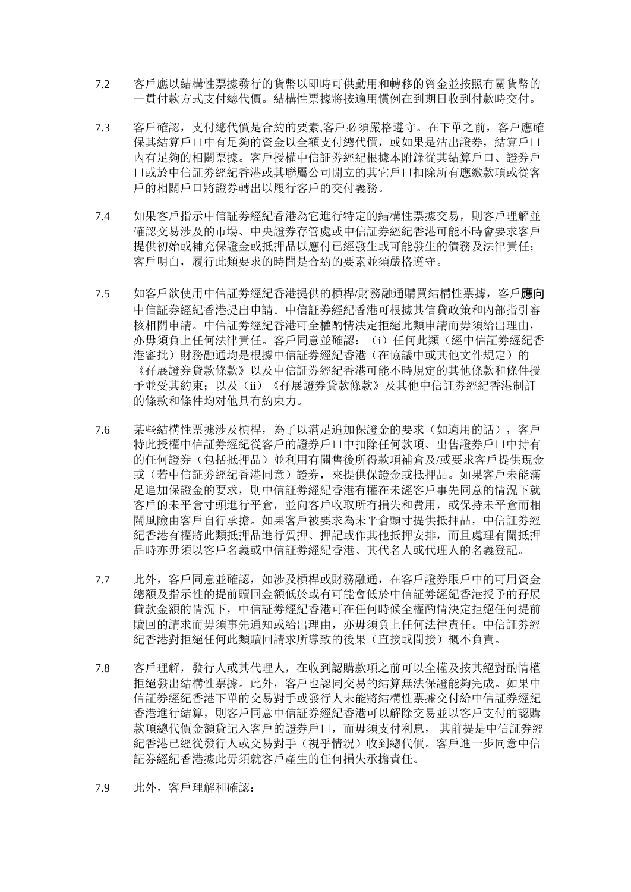7.2 客戶應以結構性票據發行的貨幣以即時可供動用和轉移的資金並按照有關貨幣的一貫付款方式支付總代價。結構性票據將按適用慣例在到期日收到付款時交付。

7.3 客戶確認，支付總代價是合約的要素,客戶必須嚴格遵守。在下單之前，客戶應確保其結算戶口中有足夠的資金以全額支付總代價，或如果是沽出證券，結算戶口內有足夠的相關票據。客戶授權中信証券經紀根據本附錄從其結算戶口、證券戶口或於中信証券經紀香港或其聯屬公司開立的其它戶口扣除所有應繳款項或從客戶的相關戶口將證券轉出以履行客戶的交付義務。

7.4 如果客戶指示中信証券經紀香港為它進行特定的結構性票據交易，則客戶理解並確認交易涉及的市場、中央證券存管處或中信証券經紀香港可能不時會要求客戶提供初始或補充保證金或抵押品以應付已經發生或可能發生的債務及法律責任；客戶明白，履行此類要求的時間是合約的要素並須嚴格遵守。

7.5 如客戶欲使用中信証券經紀香港提供的槓桿/財務融通購買結構性票據，客戶應向中信証券經紀香港提出申請。中信証券經紀香港可根據其信貸政策和內部指引審核相關申請。中信証券經紀香港可全權酌情決定拒絕此類申請而毋須給出理由，亦毋須負上任何法律責任。客戶同意並確認：（i）任何此類（經中信証券經紀香港審批）財務融通均是根據中信証券經紀香港（在協議中或其他文件規定）的《孖展證券貸款條款》以及中信証券經紀香港可能不時規定的其他條款和條件授予並受其約束；以及（ii）《孖展證券貸款條款》及其他中信証券經紀香港制訂的條款和條件均对他具有約束力。

7.6 某些結構性票據涉及槓桿，為了以滿足追加保證金的要求（如適用的話），客戶特此授權中信証券經紀從客戶的證券戶口中扣除任何款項、出售證券戶口中持有的任何證券（包括抵押品）並利用有關售後所得款項補倉及/或要求客戶提供現金或（若中信証券經紀香港同意）證券，來提供保證金或抵押品。如果客戶未能滿足追加保證金的要求，則中信証券經紀香港有權在未經客戶事先同意的情況下就客戶的未平倉寸頭進行平倉，並向客戶收取所有損失和費用，或保持未平倉而相關風險由客戶自行承擔。如果客戶被要求為未平倉頭寸提供抵押品，中信証券經紀香港有權將此類抵押品進行質押、押記或作其他抵押安排，而且處理有關抵押品時亦毋須以客戶名義或中信証券經紀香港、其代名人或代理人的名義登記。

7.7 此外，客戶同意並確認，如涉及槓桿或財務融通，在客戶證券賬戶中的可用資金總額及指示性的提前贖回金額低於或有可能會低於中信証券經紀香港授予的孖展貸款金額的情況下，中信証券經紀香港可在任何時候全權酌情決定拒絕任何提前贖回的請求而毋須事先通知或給出理由，亦毋須負上任何法律責任。中信証券經紀香港對拒絕任何此類贖回請求所導致的後果（直接或間接）概不負責。

7.8 客戶理解，發行人或其代理人，在收到認購款項之前可以全權及按其絕對酌情權拒絕發出結構性票據。此外，客戶也認同交易的結算無法保證能夠完成。如果中信証券經紀香港下單的交易對手或發行人未能將結構性票據交付給中信証券經紀香港進行結算，則客戶同意中信証券經紀香港可以解除交易並以客戶支付的認購款項總代價金額貸記入客戶的證券戶口，而毋須支付利息， 其前提是中信証券經紀香港已經從發行人或交易對手（視乎情況）收到總代價。客戶進一步同意中信証券經紀香港據此毋須就客戶產生的任何損失承擔責任。

7.9 此外，客戶理解和確認：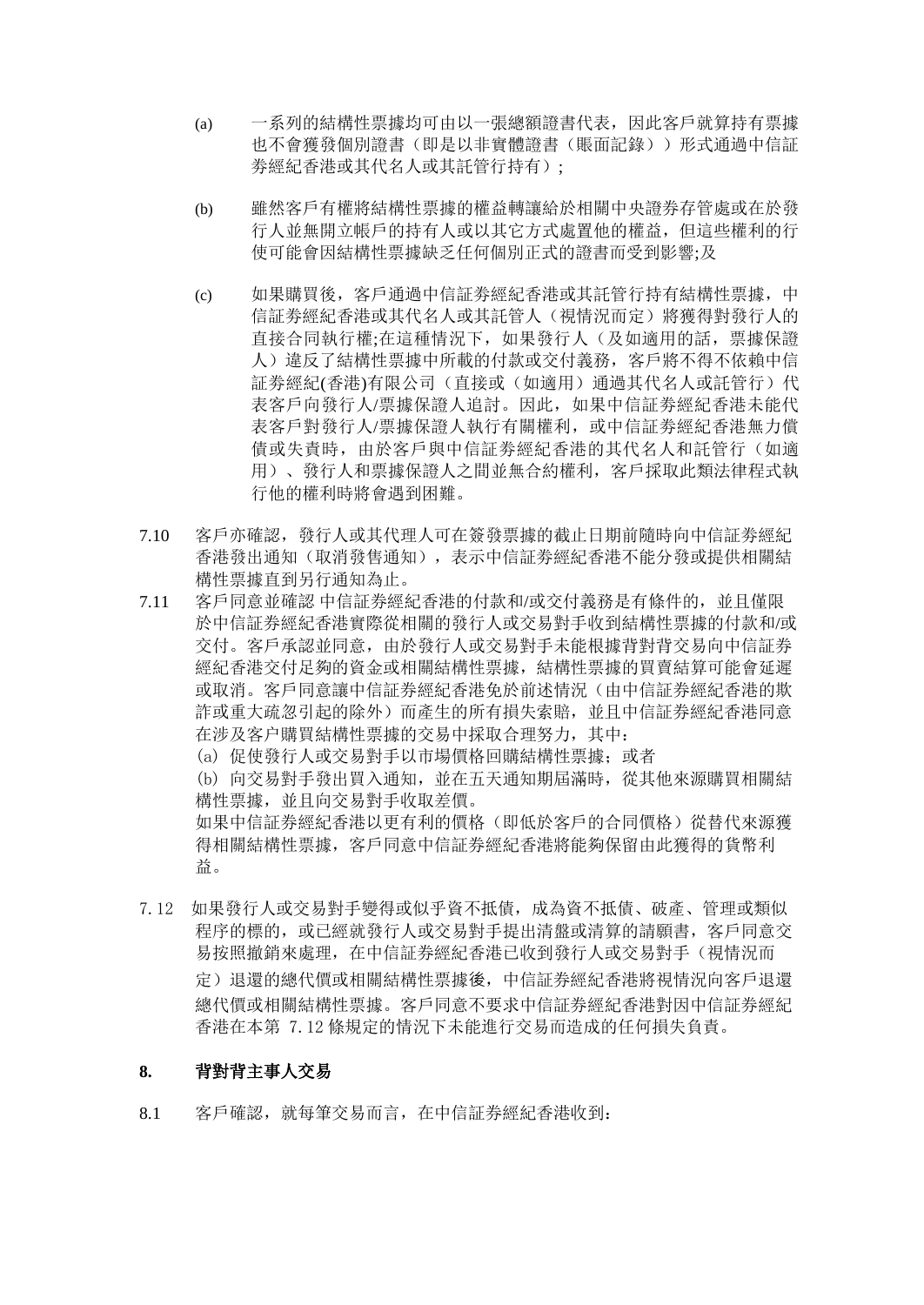(a) 一系列的結構性票據均可由以一張總額證書代表，因此客戶就算持有票據也不會獲發個別證書（即是以非實體證書（賬面記錄））形式通過中信証券經紀香港或其代名人或其託管行持有）；

(b) 雖然客戶有權將結構性票據的權益轉讓給於相關中央證券存管處或在於發行人並無開立帳戶的持有人或以其它方式處置他的權益，但這些權利的行使可能會因結構性票據缺乏任何個別正式的證書而受到影響;及

(c) 如果購買後，客戶通過中信証券經紀香港或其託管行持有結構性票據，中信証券經紀香港或其代名人或其託管人（視情況而定）將獲得對發行人的直接合同執行權;在這種情況下，如果發行人（及如適用的話，票據保證人）違反了結構性票據中所載的付款或交付義務，客戶將不得不依賴中信証券經紀(香港)有限公司（直接或（如適用）通過其代名人或託管行）代表客戶向發行人/票據保證人追討。因此，如果中信証券經紀香港未能代表客戶對發行人/票據保證人執行有關權利，或中信証券經紀香港無力償債或失責時，由於客戶與中信証券經紀香港的其代名人和託管行（如適用）、發行人和票據保證人之間並無合約權利，客戶採取此類法律程式執行他的權利時將會遇到困難。

7.10 客戶亦確認，發行人或其代理人可在簽發票據的截止日期前隨時向中信証券經紀香港發出通知（取消發售通知），表示中信証券經紀香港不能分發或提供相關結構性票據直到另行通知為止。

7.11 客戶同意並確認 中信証券經紀香港的付款和/或交付義務是有條件的，並且僅限於中信証券經紀香港實際從相關的發行人或交易對手收到結構性票據的付款和/或交付。客戶承認並同意，由於發行人或交易對手未能根據背對背交易向中信証券經紀香港交付足夠的資金或相關結構性票據，結構性票據的買賣結算可能會延遲或取消。客戶同意讓中信証券經紀香港免於前述情況（由中信証券經紀香港的欺詐或重大疏忽引起的除外）而產生的所有損失索賠，並且中信証券經紀香港同意在涉及客户購買結構性票據的交易中採取合理努力，其中：
(a) 促使發行人或交易對手以市場價格回購結構性票據；或者
(b) 向交易對手發出買入通知，並在五天通知期屆滿時，從其他來源購買相關結構性票據，並且向交易對手收取差價。
如果中信証券經紀香港以更有利的價格（即低於客戶的合同價格）從替代來源獲得相關結構性票據，客戶同意中信証券經紀香港將能夠保留由此獲得的貨幣利益。

7.12 如果發行人或交易對手變得或似乎資不抵債，成為資不抵債、破產、管理或類似程序的標的，或已經就發行人或交易對手提出清盤或清算的請願書，客戶同意交易按照撤銷來處理，在中信証券經紀香港已收到發行人或交易對手（視情況而定）退還的總代價或相關結構性票據後，中信証券經紀香港將視情況向客戶退還總代價或相關結構性票據。客戶同意不要求中信証券經紀香港對因中信証券經紀香港在本第 7.12 條規定的情況下未能進行交易而造成的任何損失負責。

## 8. 背對背主事人交易

8.1 客戶確認，就每筆交易而言，在中信証券經紀香港收到：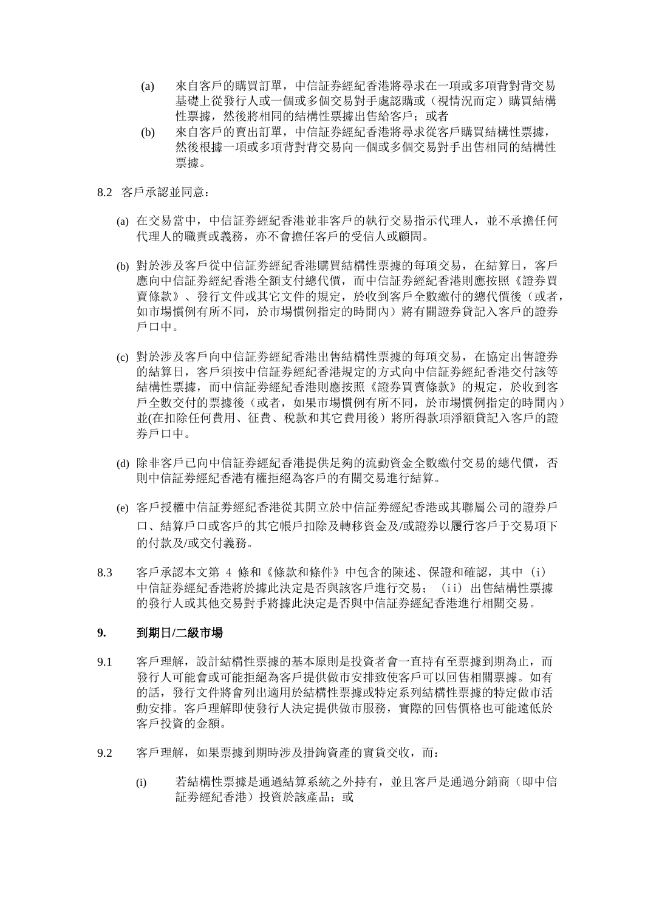(a) 來自客戶的購買訂單，中信証券經紀香港將尋求在一項或多項背對背交易基礎上從發行人或一個或多個交易對手處認購或（視情況而定）購買結構性票據，然後將相同的結構性票據出售給客戶；或者

(b) 來自客戶的賣出訂單，中信証券經紀香港將尋求從客戶購買結構性票據，然後根據一項或多項背對背交易向一個或多個交易對手出售相同的結構性票據。

8.2 客戶承認並同意：

(a) 在交易當中，中信証券經紀香港並非客戶的執行交易指示代理人，並不承擔任何代理人的職責或義務，亦不會擔任客戶的受信人或顧問。

(b) 對於涉及客戶從中信証券經紀香港購買結構性票據的每項交易，在結算日，客戶應向中信証券經紀香港全額支付總代價，而中信証券經紀香港則應按照《證券買賣條款》、發行文件或其它文件的規定，於收到客戶全數繳付的總代價後（或者，如市場慣例有所不同，於市場慣例指定的時間內）將有關證券貸記入客戶的證券戶口中。

(c) 對於涉及客戶向中信証券經紀香港出售結構性票據的每項交易，在協定出售證券的結算日，客戶須按中信証券經紀香港規定的方式向中信証券經紀香港交付該等結構性票據，而中信証券經紀香港則應按照《證券買賣條款》的規定，於收到客戶全數交付的票據後（或者，如果市場慣例有所不同，於市場慣例指定的時間內）並(在扣除任何費用、征費、稅款和其它費用後）將所得款項淨額貸記入客戶的證券戶口中。

(d) 除非客戶已向中信証券經紀香港提供足夠的流動資金全數繳付交易的總代價，否則中信証券經紀香港有權拒絕為客戶的有關交易進行結算。

(e) 客戶授權中信証券經紀香港從其開立於中信証券經紀香港或其聯屬公司的證券戶口、結算戶口或客戶的其它帳戶扣除及轉移資金及/或證券以履行客戶于交易項下的付款及/或交付義務。

8.3 客戶承認本文第 4 條和《條款和條件》中包含的陳述、保證和確認，其中（i）中信証券經紀香港將於據此決定是否與該客戶進行交易；（ii）出售結構性票據的發行人或其他交易對手將據此決定是否與中信証券經紀香港進行相關交易。

**9. 到期日/二級市場**

9.1 客戶理解，設計結構性票據的基本原則是投資者會一直持有至票據到期為止，而發行人可能會或可能拒絕為客戶提供做市安排致使客戶可以回售相關票據。如有的話，發行文件將會列出適用於結構性票據或特定系列結構性票據的特定做市活動安排。客戶理解即使發行人決定提供做市服務，實際的回售價格也可能遠低於客戶投資的金額。

9.2 客戶理解，如果票據到期時涉及掛鉤資產的實貨交收，而：

(i) 若結構性票據是通過結算系統之外持有，並且客戶是通過分銷商（即中信証券經紀香港）投資於該產品；或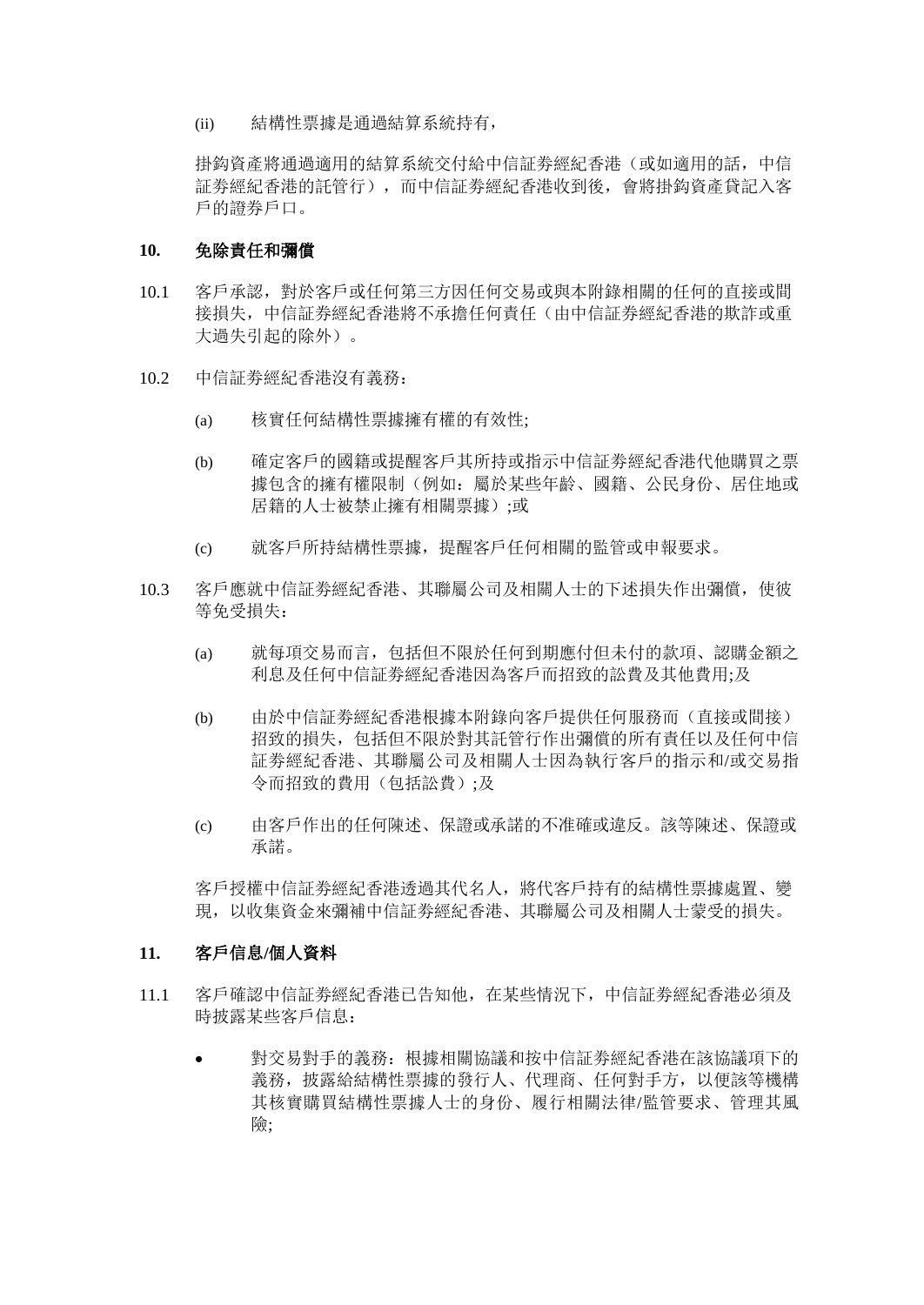(ii) 結構性票據是通過結算系統持有，

掛鈎資產將通過適用的結算系統交付給中信証券經紀香港（或如適用的話，中信証券經紀香港的託管行），而中信証券經紀香港收到後，會將掛鈎資產貸記入客戶的證券戶口。

## 10. 免除責任和彌償

10.1 客戶承認，對於客戶或任何第三方因任何交易或與本附錄相關的任何的直接或間接損失，中信証券經紀香港將不承擔任何責任（由中信証券經紀香港的欺詐或重大過失引起的除外）。

10.2 中信証券經紀香港沒有義務：

(a) 核實任何結構性票據擁有權的有效性;

(b) 確定客戶的國籍或提醒客戶其所持或指示中信証券經紀香港代他購買之票據包含的擁有權限制（例如：屬於某些年齡、國籍、公民身份、居住地或居籍的人士被禁止擁有相關票據）;或

(c) 就客戶所持結構性票據，提醒客戶任何相關的監管或申報要求。

10.3 客戶應就中信証券經紀香港、其聯屬公司及相關人士的下述損失作出彌償，使彼等免受損失：

(a) 就每項交易而言，包括但不限於任何到期應付但未付的款項、認購金額之利息及任何中信証券經紀香港因為客戶而招致的訟費及其他費用;及

(b) 由於中信証券經紀香港根據本附錄向客戶提供任何服務而（直接或間接）招致的損失，包括但不限於對其託管行作出彌償的所有責任以及任何中信証券經紀香港、其聯屬公司及相關人士因為執行客戶的指示和/或交易指令而招致的費用（包括訟費）;及

(c) 由客戶作出的任何陳述、保證或承諾的不准確或違反。該等陳述、保證或承諾。

客戶授權中信証券經紀香港透過其代名人，將代客戶持有的結構性票據處置、變現，以收集資金來彌補中信証券經紀香港、其聯屬公司及相關人士蒙受的損失。

## 11. 客戶信息/個人資料

11.1 客戶確認中信証券經紀香港已告知他，在某些情況下，中信証券經紀香港必須及時披露某些客戶信息：

- 對交易對手的義務：根據相關協議和按中信証券經紀香港在該協議項下的義務，披露給結構性票據的發行人、代理商、任何對手方，以便該等機構其核實購買結構性票據人士的身份、履行相關法律/監管要求、管理其風險;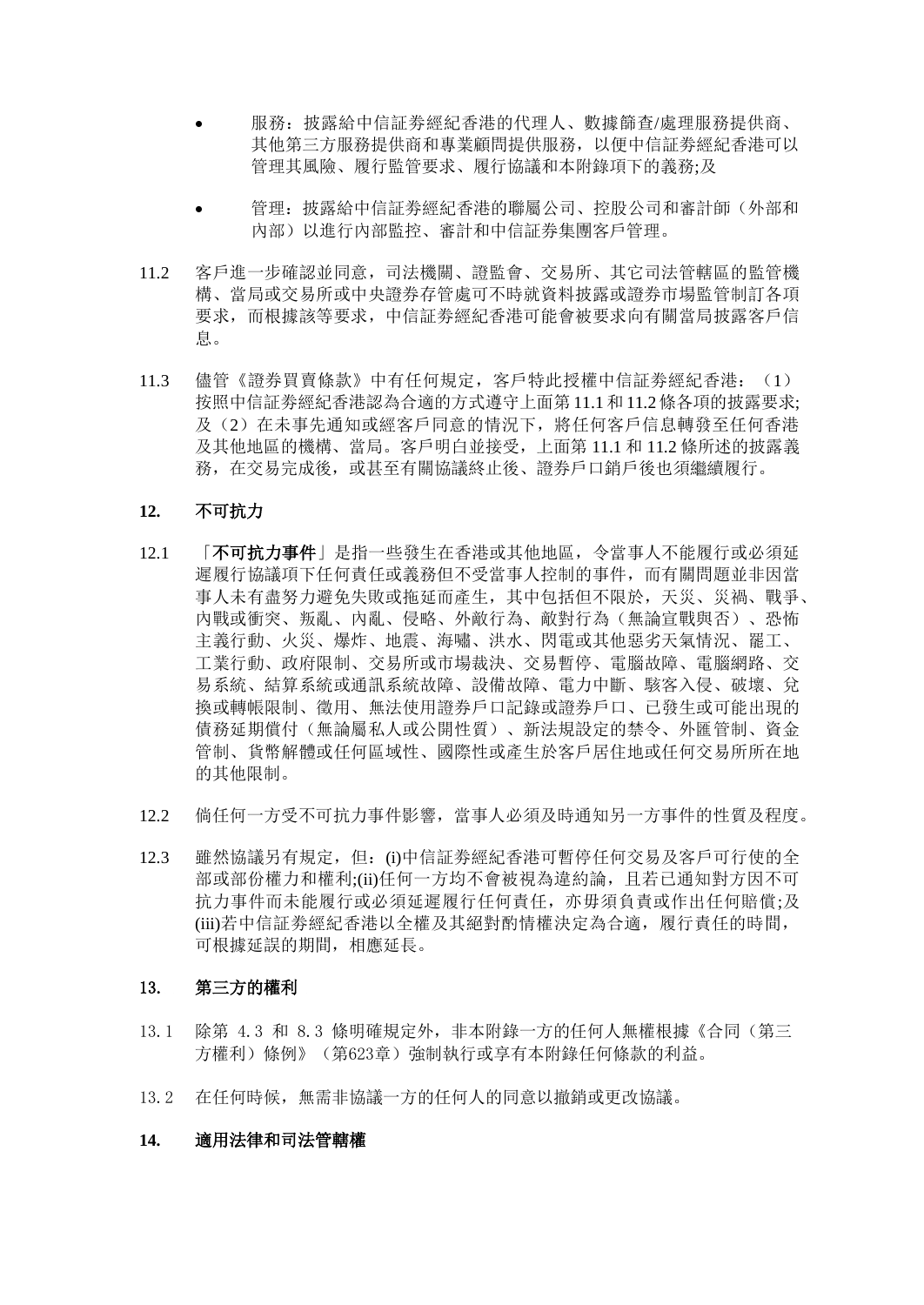- 服務：披露給中信証券經紀香港的代理人、數據篩查/處理服務提供商、其他第三方服務提供商和專業顧問提供服務，以便中信証券經紀香港可以管理其風險、履行監管要求、履行協議和本附錄項下的義務;及

- 管理：披露給中信証券經紀香港的聯屬公司、控股公司和審計師（外部和內部）以進行內部監控、審計和中信証券集團客戶管理。

11.2 客戶進一步確認並同意，司法機關、證監會、交易所、其它司法管轄區的監管機構、當局或交易所或中央證券存管處可不時就資料披露或證券市場監管制訂各項要求，而根據該等要求，中信証券經紀香港可能會被要求向有關當局披露客戶信息。

11.3 儘管《證券買賣條款》中有任何規定，客戶特此授權中信証券經紀香港：（1）按照中信証券經紀香港認為合適的方式遵守上面第 11.1 和 11.2 條各項的披露要求;及（2）在未事先通知或經客戶同意的情況下，將任何客戶信息轉發至任何香港及其他地區的機構、當局。客戶明白並接受，上面第 11.1 和 11.2 條所述的披露義務，在交易完成後，或甚至有關協議終止後、證券戶口銷戶後也須繼續履行。

## 12. 不可抗力

12.1 「**不可抗力事件**」是指一些發生在香港或其他地區，令當事人不能履行或必須延遲履行協議項下任何責任或義務但不受當事人控制的事件，而有關問題並非因當事人未有盡努力避免失敗或拖延而產生，其中包括但不限於，天災、災禍、戰爭、內戰或衝突、叛亂、內亂、侵略、外敵行為、敵對行為（無論宣戰與否）、恐怖主義行動、火災、爆炸、地震、海嘯、洪水、閃電或其他惡劣天氣情況、罷工、工業行動、政府限制、交易所或市場裁決、交易暫停、電腦故障、電腦網路、交易系統、結算系統或通訊系統故障、設備故障、電力中斷、駭客入侵、破壞、兌換或轉帳限制、徵用、無法使用證券戶口記錄或證券戶口、已發生或可能出現的債務延期償付（無論屬私人或公開性質）、新法規設定的禁令、外匯管制、資金管制、貨幣解體或任何區域性、國際性或產生於客戶居住地或任何交易所所在地的其他限制。

12.2 倘任何一方受不可抗力事件影響，當事人必須及時通知另一方事件的性質及程度。

12.3 雖然協議另有規定，但：(i)中信証券經紀香港可暫停任何交易及客戶可行使的全部或部份權力和權利;(ii)任何一方均不會被視為違約論，且若已通知對方因不可抗力事件而未能履行或必須延遲履行任何責任，亦毋須負責或作出任何賠償;及(iii)若中信証券經紀香港以全權及其絕對酌情權決定為合適，履行責任的時間，可根據延誤的期間，相應延長。

## 13. 第三方的權利

13.1 除第 4.3 和 8.3 條明確規定外，非本附錄一方的任何人無權根據《合同（第三方權利）條例》（第623章）強制執行或享有本附錄任何條款的利益。

13.2 在任何時候，無需非協議一方的任何人的同意以撤銷或更改協議。

## 14. 適用法律和司法管轄權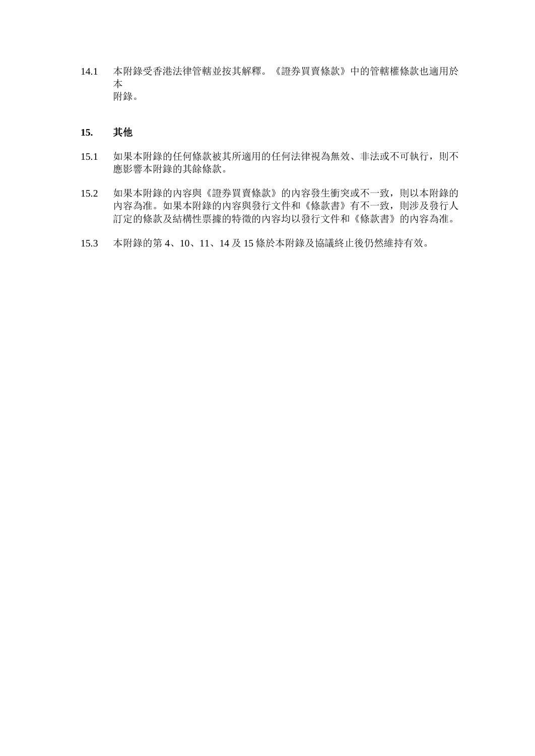14.1 本附錄受香港法律管轄並按其解釋。《證券買賣條款》中的管轄權條款也適用於本附錄。

## 15. 其他

15.1 如果本附錄的任何條款被其所適用的任何法律視為無效、非法或不可執行，則不應影響本附錄的其餘條款。

15.2 如果本附錄的內容與《證券買賣條款》的內容發生衝突或不一致，則以本附錄的內容為准。如果本附錄的內容與發行文件和《條款書》有不一致，則涉及發行人訂定的條款及結構性票據的特徵的內容均以發行文件和《條款書》的內容為准。

15.3 本附錄的第 4、10、11、14 及 15 條於本附錄及協議終止後仍然維持有效。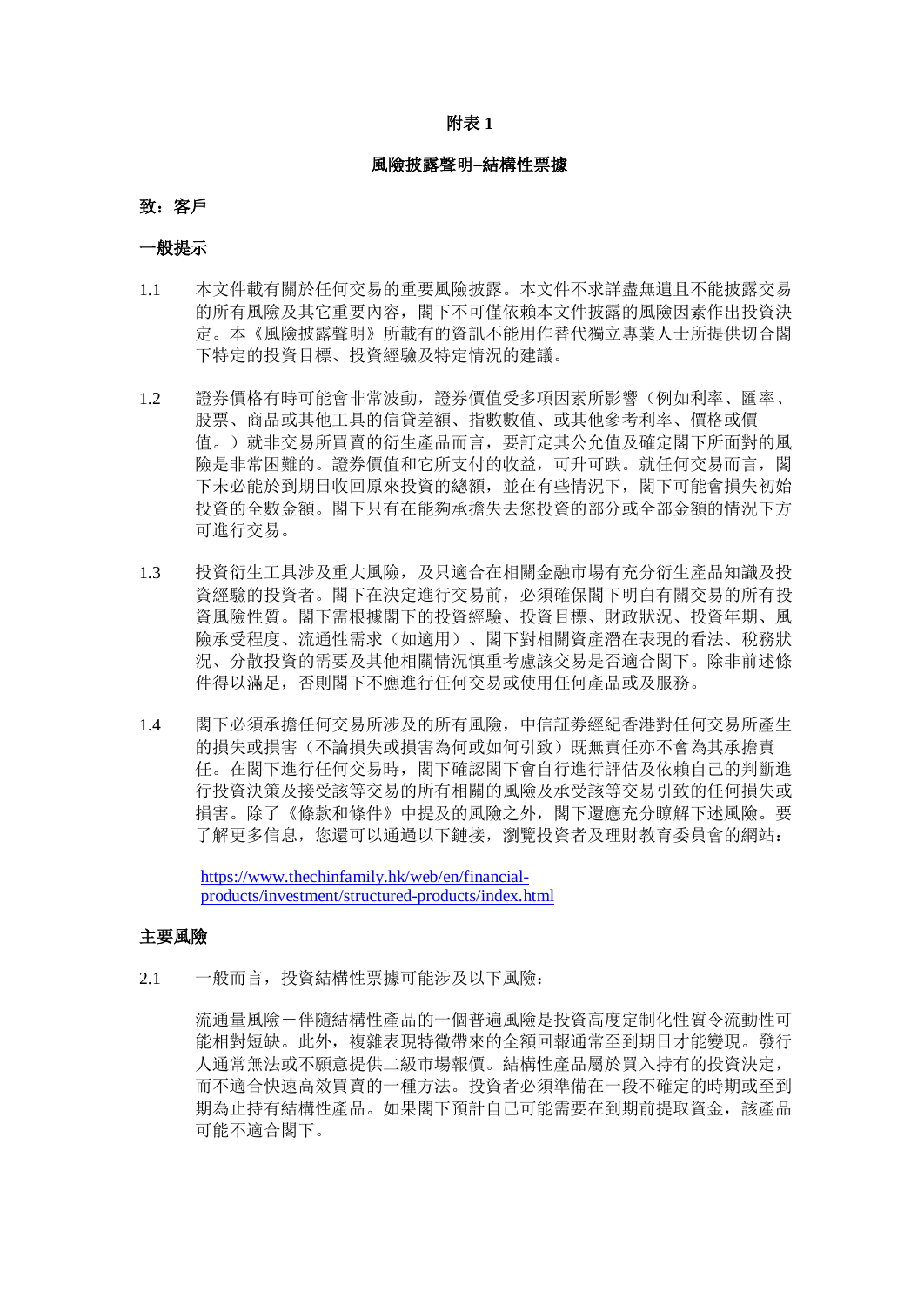**附表 1**

**風險披露聲明–結構性票據**

**致：客戶**

**一般提示**

1.1 本文件載有關於任何交易的重要風險披露。本文件不求詳盡無遺且不能披露交易的所有風險及其它重要內容，閣下不可僅依賴本文件披露的風險因素作出投資決定。本《風險披露聲明》所載有的資訊不能用作替代獨立專業人士所提供切合閣下特定的投資目標、投資經驗及特定情況的建議。

1.2 證券價格有時可能會非常波動，證券價值受多項因素所影響（例如利率、匯率、股票、商品或其他工具的信貸差額、指數數值、或其他參考利率、價格或價值。）就非交易所買賣的衍生產品而言，要訂定其公允值及確定閣下所面對的風險是非常困難的。證券價值和它所支付的收益，可升可跌。就任何交易而言，閣下未必能於到期日收回原來投資的總額，並在有些情況下，閣下可能會損失初始投資的全數金額。閣下只有在能夠承擔失去您投資的部分或全部金額的情況下方可進行交易。

1.3 投資衍生工具涉及重大風險，及只適合在相關金融市場有充分衍生產品知識及投資經驗的投資者。閣下在決定進行交易前，必須確保閣下明白有關交易的所有投資風險性質。閣下需根據閣下的投資經驗、投資目標、財政狀況、投資年期、風險承受程度、流通性需求（如適用）、閣下對相關資產潛在表現的看法、稅務狀況、分散投資的需要及其他相關情況慎重考慮該交易是否適合閣下。除非前述條件得以滿足，否則閣下不應進行任何交易或使用任何產品或及服務。

1.4 閣下必須承擔任何交易所涉及的所有風險，中信証券經紀香港對任何交易所產生的損失或損害（不論損失或損害為何或如何引致）既無責任亦不會為其承擔責任。在閣下進行任何交易時，閣下確認閣下會自行進行評估及依賴自己的判斷進行投資決策及接受該等交易的所有相關的風險及承受該等交易引致的任何損失或損害。除了《條款和條件》中提及的風險之外，閣下還應充分瞭解下述風險。要了解更多信息，您還可以通過以下鏈接，瀏覽投資者及理財教育委員會的網站：

[https://www.thechinfamily.hk/web/en/financial-products/investment/structured-products/index.html](https://www.thechinfamily.hk/web/en/financial-products/investment/structured-products/index.html)

**主要風險**

2.1 一般而言，投資結構性票據可能涉及以下風險：

流通量風險－伴隨結構性產品的一個普遍風險是投資高度定制化性質令流動性可能相對短缺。此外，複雜表現特徵帶來的全額回報通常至到期日才能變現。發行人通常無法或不願意提供二級市場報價。結構性產品屬於買入持有的投資決定，而不適合快速高效買賣的一種方法。投資者必須準備在一段不確定的時期或至到期為止持有結構性產品。如果閣下預計自己可能需要在到期前提取資金，該產品可能不適合閣下。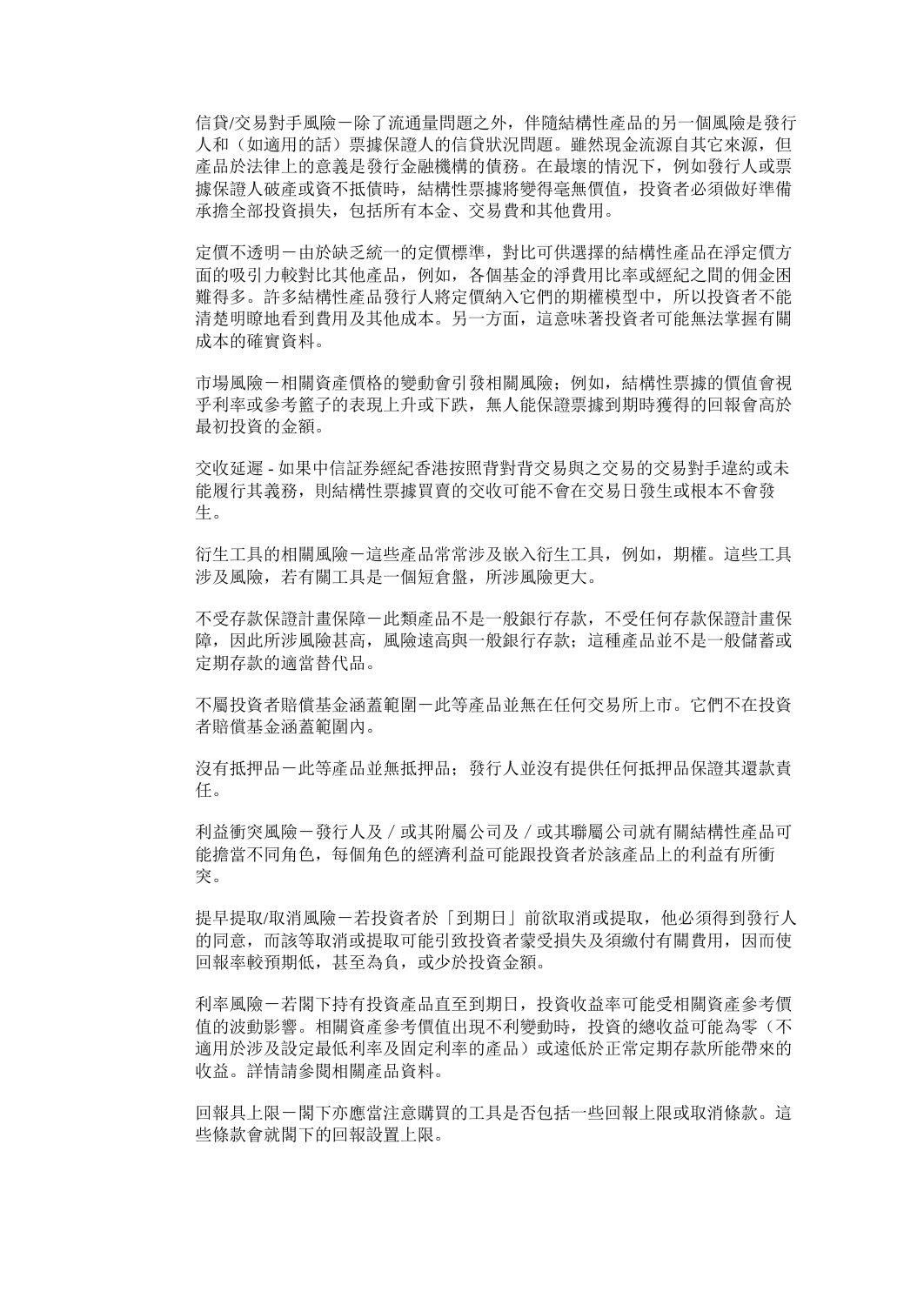信貸/交易對手風險－除了流通量問題之外，伴隨結構性產品的另一個風險是發行人和（如適用的話）票據保證人的信貸狀況問題。雖然現金流源自其它來源，但產品於法律上的意義是發行金融機構的債務。在最壞的情況下，例如發行人或票據保證人破產或資不抵債時，結構性票據將變得毫無價值，投資者必須做好準備承擔全部投資損失，包括所有本金、交易費和其他費用。

定價不透明－由於缺乏統一的定價標準，對比可供選擇的結構性產品在淨定價方面的吸引力較對比其他產品，例如，各個基金的淨費用比率或經紀之間的佣金困難得多。許多結構性產品發行人將定價納入它們的期權模型中，所以投資者不能清楚明瞭地看到費用及其他成本。另一方面，這意味著投資者可能無法掌握有關成本的確實資料。

市場風險－相關資產價格的變動會引發相關風險；例如，結構性票據的價值會視乎利率或參考籃子的表現上升或下跌，無人能保證票據到期時獲得的回報會高於最初投資的金額。

交收延遲 - 如果中信証券經紀香港按照背對背交易與之交易的交易對手違約或未能履行其義務，則結構性票據買賣的交收可能不會在交易日發生或根本不會發生。

衍生工具的相關風險－這些產品常常涉及嵌入衍生工具，例如，期權。這些工具涉及風險，若有關工具是一個短倉盤，所涉風險更大。

不受存款保證計畫保障－此類產品不是一般銀行存款，不受任何存款保證計畫保障，因此所涉風險甚高，風險遠高與一般銀行存款；這種產品並不是一般儲蓄或定期存款的適當替代品。

不屬投資者賠償基金涵蓋範圍－此等產品並無在任何交易所上市。它們不在投資者賠償基金涵蓋範圍內。

沒有抵押品－此等產品並無抵押品；發行人並沒有提供任何抵押品保證其還款責任。

利益衝突風險－發行人及／或其附屬公司及／或其聯屬公司就有關結構性產品可能擔當不同角色，每個角色的經濟利益可能跟投資者於該產品上的利益有所衝突。

提早提取/取消風險－若投資者於「到期日」前欲取消或提取，他必須得到發行人的同意，而該等取消或提取可能引致投資者蒙受損失及須繳付有關費用，因而使回報率較預期低，甚至為負，或少於投資金額。

利率風險－若閣下持有投資產品直至到期日，投資收益率可能受相關資產參考價值的波動影響。相關資產參考價值出現不利變動時，投資的總收益可能為零（不適用於涉及設定最低利率及固定利率的產品）或遠低於正常定期存款所能帶來的收益。詳情請參閱相關產品資料。

回報具上限－閣下亦應當注意購買的工具是否包括一些回報上限或取消條款。這些條款會就閣下的回報設置上限。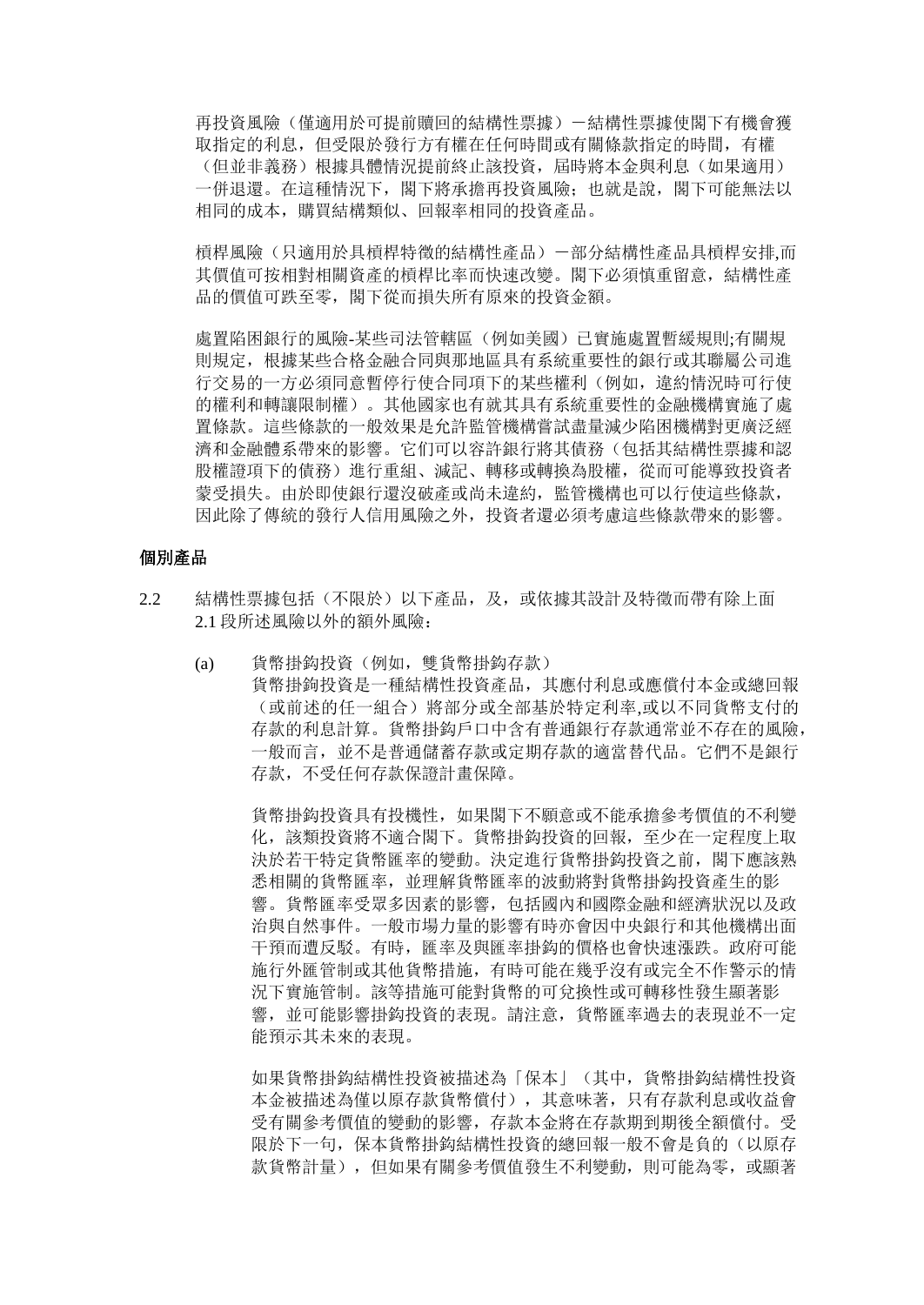再投資風險（僅適用於可提前贖回的結構性票據）－結構性票據使閣下有機會獲取指定的利息，但受限於發行方有權在任何時間或有關條款指定的時間，有權（但並非義務）根據具體情況提前終止該投資，屆時將本金與利息（如果適用）一併退還。在這種情況下，閣下將承擔再投資風險；也就是說，閣下可能無法以相同的成本，購買結構類似、回報率相同的投資產品。

槓桿風險（只適用於具槓桿特徵的結構性產品）－部分結構性產品具槓桿安排,而其價值可按相對相關資產的槓桿比率而快速改變。閣下必須慎重留意，結構性產品的價值可跌至零，閣下從而損失所有原來的投資金額。

處置陷困銀行的風險-某些司法管轄區（例如美國）已實施處置暫緩規則;有關規則規定，根據某些合格金融合同與那地區具有系統重要性的銀行或其聯屬公司進行交易的一方必須同意暫停行使合同項下的某些權利（例如，違約情況時可行使的權利和轉讓限制權）。其他國家也有就其具有系統重要性的金融機構實施了處置條款。這些條款的一般效果是允許監管機構嘗試盡量減少陷困機構對更廣泛經濟和金融體系帶來的影響。它們可以容許銀行將其債務（包括其結構性票據和認股權證項下的債務）進行重組、減記、轉移或轉換為股權，從而可能導致投資者蒙受損失。由於即使銀行還沒破產或尚未違約，監管機構也可以行使這些條款，因此除了傳統的發行人信用風險之外，投資者還必須考慮這些條款帶來的影響。

## 個別產品

2.2 結構性票據包括（不限於）以下產品，及，或依據其設計及特徵而帶有除上面 2.1 段所述風險以外的額外風險：

(a) 貨幣掛鈎投資（例如，雙貨幣掛鈎存款）

貨幣掛鈎投資是一種結構性投資產品，其應付利息或應償付本金或總回報（或前述的任一組合）將部分或全部基於特定利率,或以不同貨幣支付的存款的利息計算。貨幣掛鈎戶口中含有普通銀行存款通常並不存在的風險，一般而言，並不是普通儲蓄存款或定期存款的適當替代品。它們不是銀行存款，不受任何存款保證計畫保障。

貨幣掛鈎投資具有投機性，如果閣下不願意或不能承擔參考價值的不利變化，該類投資將不適合閣下。貨幣掛鈎投資的回報，至少在一定程度上取決於若干特定貨幣匯率的變動。決定進行貨幣掛鈎投資之前，閣下應該熟悉相關的貨幣匯率，並理解貨幣匯率的波動將對貨幣掛鈎投資產生的影響。貨幣匯率受眾多因素的影響，包括國內和國際金融和經濟狀況以及政治與自然事件。一般市場力量的影響有時亦會因中央銀行和其他機構出面干預而遭反駁。有時，匯率及與匯率掛鈎的價格也會快速漲跌。政府可能施行外匯管制或其他貨幣措施，有時可能在幾乎沒有或完全不作警示的情況下實施管制。該等措施可能對貨幣的可兌換性或可轉移性發生顯著影響，並可能影響掛鈎投資的表現。請注意，貨幣匯率過去的表現並不一定能預示其未來的表現。

如果貨幣掛鈎結構性投資被描述為「保本」（其中，貨幣掛鈎結構性投資本金被描述為僅以原存款貨幣償付），其意味著，只有存款利息或收益會受有關參考價值的變動的影響，存款本金將在存款期到期後全額償付。受限於下一句，保本貨幣掛鈎結構性投資的總回報一般不會是負的（以原存款貨幣計量），但如果有關參考價值發生不利變動，則可能為零，或顯著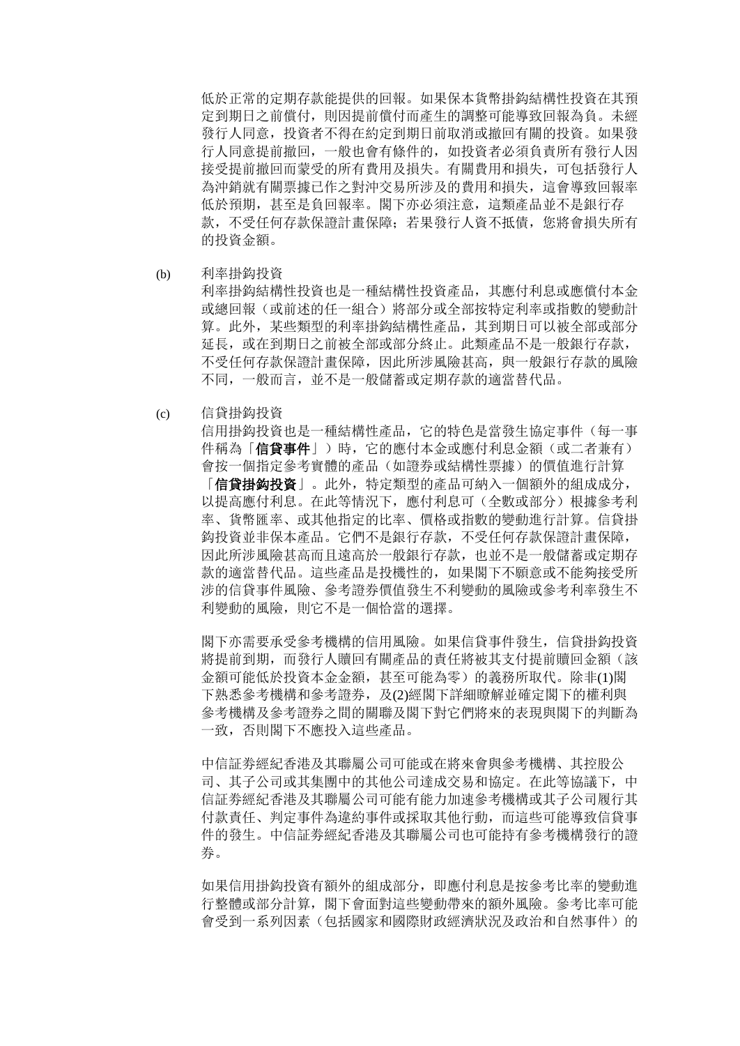低於正常的定期存款能提供的回報。如果保本貨幣掛鉤結構性投資在其預定到期日之前償付，則因提前償付而產生的調整可能導致回報為負。未經發行人同意，投資者不得在約定到期日前取消或撤回有關的投資。如果發行人同意提前撤回，一般也會有條件的，如投資者必須負責所有發行人因接受提前撤回而蒙受的所有費用及損失。有關費用和損失，可包括發行人為沖銷就有關票據已作之對沖交易所涉及的費用和損失，這會導致回報率低於預期，甚至是負回報率。閣下亦必須注意，這類產品並不是銀行存款，不受任何存款保證計畫保障；若果發行人資不抵債，您將會損失所有的投資金額。

(b) 利率掛鈎投資

利率掛鈎結構性投資也是一種結構性投資產品，其應付利息或應償付本金或總回報（或前述的任一組合）將部分或全部按特定利率或指數的變動計算。此外，某些類型的利率掛鈎結構性產品，其到期日可以被全部或部分延長，或在到期日之前被全部或部分終止。此類產品不是一般銀行存款，不受任何存款保證計畫保障，因此所涉風險甚高，與一般銀行存款的風險不同，一般而言，並不是一般儲蓄或定期存款的適當替代品。

(c) 信貸掛鈎投資

信用掛鈎投資也是一種結構性產品，它的特色是當發生協定事件（每一事件稱為「**信貸事件**」）時，它的應付本金或應付利息金額（或二者兼有）會按一個指定參考實體的產品（如證券或結構性票據）的價值進行計算「**信貸掛鈎投資**」。此外，特定類型的產品可納入一個額外的組成成分，以提高應付利息。在此等情況下，應付利息可（全數或部分）根據參考利率、貨幣匯率、或其他指定的比率、價格或指數的變動進行計算。信貸掛鈎投資並非保本產品。它們不是銀行存款，不受任何存款保證計畫保障，因此所涉風險甚高而且遠高於一般銀行存款，也並不是一般儲蓄或定期存款的適當替代品。這些產品是投機性的，如果閣下不願意或不能夠接受所涉的信貸事件風險、參考證券價值發生不利變動的風險或參考利率發生不利變動的風險，則它不是一個恰當的選擇。

閣下亦需要承受參考機構的信用風險。如果信貸事件發生，信貸掛鈎投資將提前到期，而發行人贖回有關產品的責任將被其支付提前贖回金額（該金額可能低於投資本金金額，甚至可能為零）的義務所取代。除非(1)閣下熟悉參考機構和參考證券，及(2)經閣下詳細瞭解並確定閣下的權利與參考機構及參考證券之間的關聯及閣下對它們將來的表現與閣下的判斷為一致，否則閣下不應投入這些產品。

中信証券經紀香港及其聯屬公司可能或在將來會與參考機構、其控股公司、其子公司或其集團中的其他公司達成交易和協定。在此等協議下，中信証券經紀香港及其聯屬公司可能有能力加速參考機構或其子公司履行其付款責任、判定事件為違約事件或採取其他行動，而這些可能導致信貸事件的發生。中信証券經紀香港及其聯屬公司也可能持有參考機構發行的證券。

如果信用掛鈎投資有額外的組成部分，即應付利息是按參考比率的變動進行整體或部分計算，閣下會面對這些變動帶來的額外風險。參考比率可能會受到一系列因素（包括國家和國際財政經濟狀況及政治和自然事件）的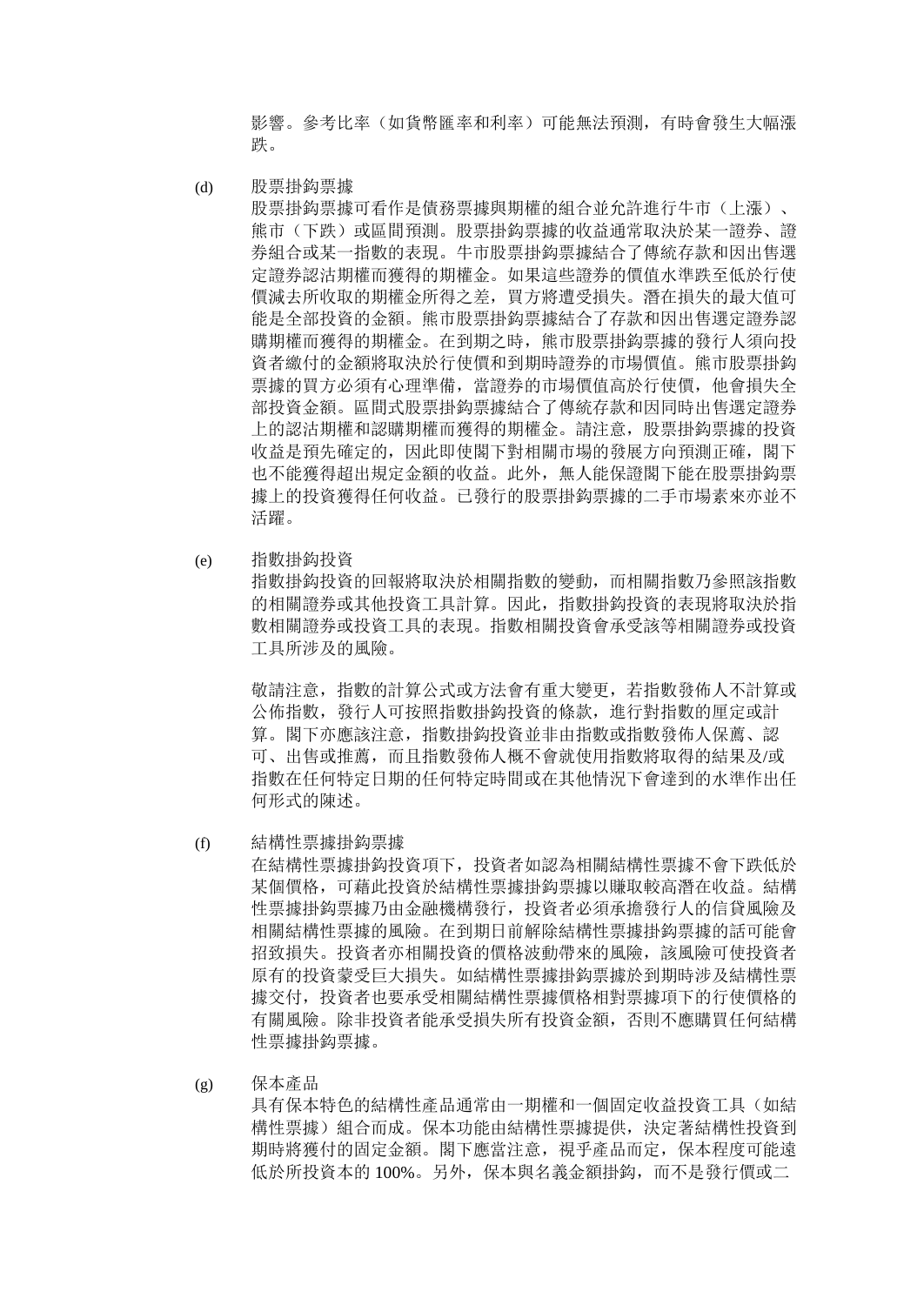影響。參考比率（如貨幣匯率和利率）可能無法預測，有時會發生大幅漲跌。

(d) 股票掛鈎票據

股票掛鈎票據可看作是債務票據與期權的組合並允許進行牛市（上漲）、熊市（下跌）或區間預測。股票掛鈎票據的收益通常取決於某一證券、證券組合或某一指數的表現。牛市股票掛鈎票據結合了傳統存款和因出售選定證券認沽期權而獲得的期權金。如果這些證券的價值水準跌至低於行使價減去所收取的期權金所得之差，買方將遭受損失。潛在損失的最大值可能是全部投資的金額。熊市股票掛鈎票據結合了存款和因出售選定證券認購期權而獲得的期權金。在到期之時，熊市股票掛鈎票據的發行人須向投資者繳付的金額將取決於行使價和到期時證券的市場價值。熊市股票掛鈎票據的買方必須有心理準備，當證券的市場價值高於行使價，他會損失全部投資金額。區間式股票掛鈎票據結合了傳統存款和因同時出售選定證券上的認沽期權和認購期權而獲得的期權金。請注意，股票掛鈎票據的投資收益是預先確定的，因此即使閣下對相關市場的發展方向預測正確，閣下也不能獲得超出規定金額的收益。此外，無人能保證閣下能在股票掛鈎票據上的投資獲得任何收益。已發行的股票掛鈎票據的二手市場素來亦並不活躍。

(e) 指數掛鈎投資

指數掛鈎投資的回報將取決於相關指數的變動，而相關指數乃參照該指數的相關證券或其他投資工具計算。因此，指數掛鈎投資的表現將取決於指數相關證券或投資工具的表現。指數相關投資會承受該等相關證券或投資工具所涉及的風險。

敬請注意，指數的計算公式或方法會有重大變更，若指數發佈人不計算或公佈指數，發行人可按照指數掛鈎投資的條款，進行對指數的厘定或計算。閣下亦應該注意，指數掛鈎投資並非由指數或指數發佈人保薦、認可、出售或推薦，而且指數發佈人概不會就使用指數將取得的結果及/或指數在任何特定日期的任何特定時間或在其他情況下會達到的水準作出任何形式的陳述。

(f) 結構性票據掛鈎票據

在結構性票據掛鈎投資項下，投資者如認為相關結構性票據不會下跌低於某個價格，可藉此投資於結構性票據掛鈎票據以賺取較高潛在收益。結構性票據掛鈎票據乃由金融機構發行，投資者必須承擔發行人的信貸風險及相關結構性票據的風險。在到期日前解除結構性票據掛鈎票據的話可能會招致損失。投資者亦相關投資的價格波動帶來的風險，該風險可使投資者原有的投資蒙受巨大損失。如結構性票據掛鈎票據於到期時涉及結構性票據交付，投資者也要承受相關結構性票據價格相對票據項下的行使價格的有關風險。除非投資者能承受損失所有投資金額，否則不應購買任何結構性票據掛鈎票據。

(g) 保本產品

具有保本特色的結構性產品通常由一期權和一個固定收益投資工具（如結構性票據）組合而成。保本功能由結構性票據提供，決定著結構性投資到期時將獲付的固定金額。閣下應當注意，視乎產品而定，保本程度可能遠低於所投資本的 100%。另外，保本與名義金額掛鈎，而不是發行價或二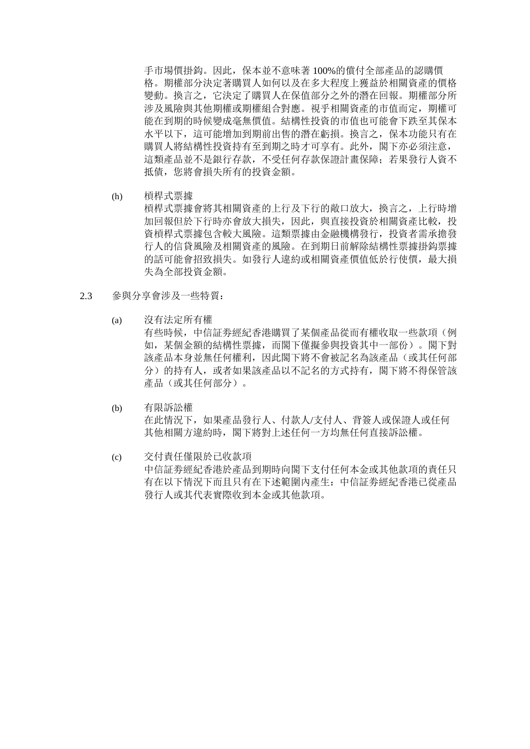手市場價掛鈎。因此，保本並不意味著 100%的償付全部產品的認購價格。期權部分決定著購買人如何以及在多大程度上獲益於相關資產的價格變動。換言之，它決定了購買人在保值部分之外的潛在回報。期權部分所涉及風險與其他期權或期權組合對應。視乎相關資產的市值而定，期權可能在到期的時候變成毫無價值。結構性投資的市值也可能會下跌至其保本水平以下，這可能增加到期前出售的潛在虧損。換言之，保本功能只有在購買人將結構性投資持有至到期之時才可享有。此外，閣下亦必須注意，這類產品並不是銀行存款，不受任何存款保證計畫保障；若果發行人資不抵債，您將會損失所有的投資金額。

(h) 槓桿式票據

槓桿式票據會將其相關資產的上行及下行的敞口放大，換言之，上行時增加回報但於下行時亦會放大損失，因此，與直接投資於相關資產比較，投資槓桿式票據包含較大風險。這類票據由金融機構發行，投資者需承擔發行人的信貸風險及相關資產的風險。在到期日前解除結構性票據掛鈎票據的話可能會招致損失。如發行人違約或相關資產價值低於行使價，最大損失為全部投資金額。

2.3 參與分享會涉及一些特質：

(a) 沒有法定所有權

有些時候，中信証券經紀香港購買了某個產品從而有權收取一些款項（例如，某個金額的結構性票據，而閣下僅擬參與投資其中一部份）。閣下對該產品本身並無任何權利，因此閣下將不會被記名為該產品（或其任何部分）的持有人，或者如果該產品以不記名的方式持有，閣下將不得保管該產品（或其任何部分）。

(b) 有限訴訟權

在此情況下，如果產品發行人、付款人/支付人、背簽人或保證人或任何其他相關方違約時，閣下將對上述任何一方均無任何直接訴訟權。

(c) 交付責任僅限於已收款項

中信証券經紀香港於產品到期時向閣下支付任何本金或其他款項的責任只有在以下情況下而且只有在下述範圍內產生：中信証券經紀香港已從產品發行人或其代表實際收到本金或其他款項。